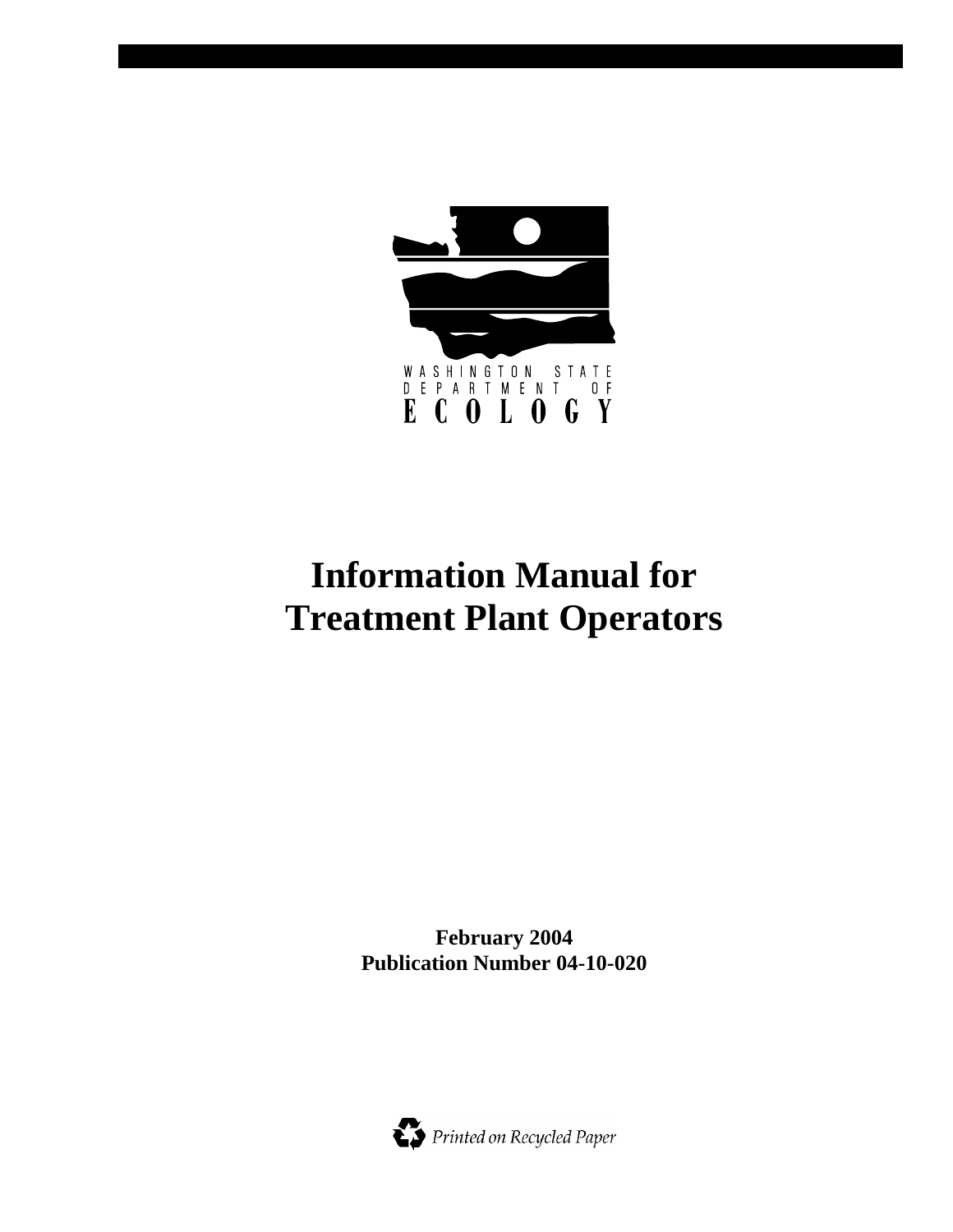WASHINGTON STATE
DEPARTMENT OF
ECOLOGY

# Information Manual for Treatment Plant Operators

**February 2004**
**Publication Number 04-10-020**

*Printed on Recycled Paper*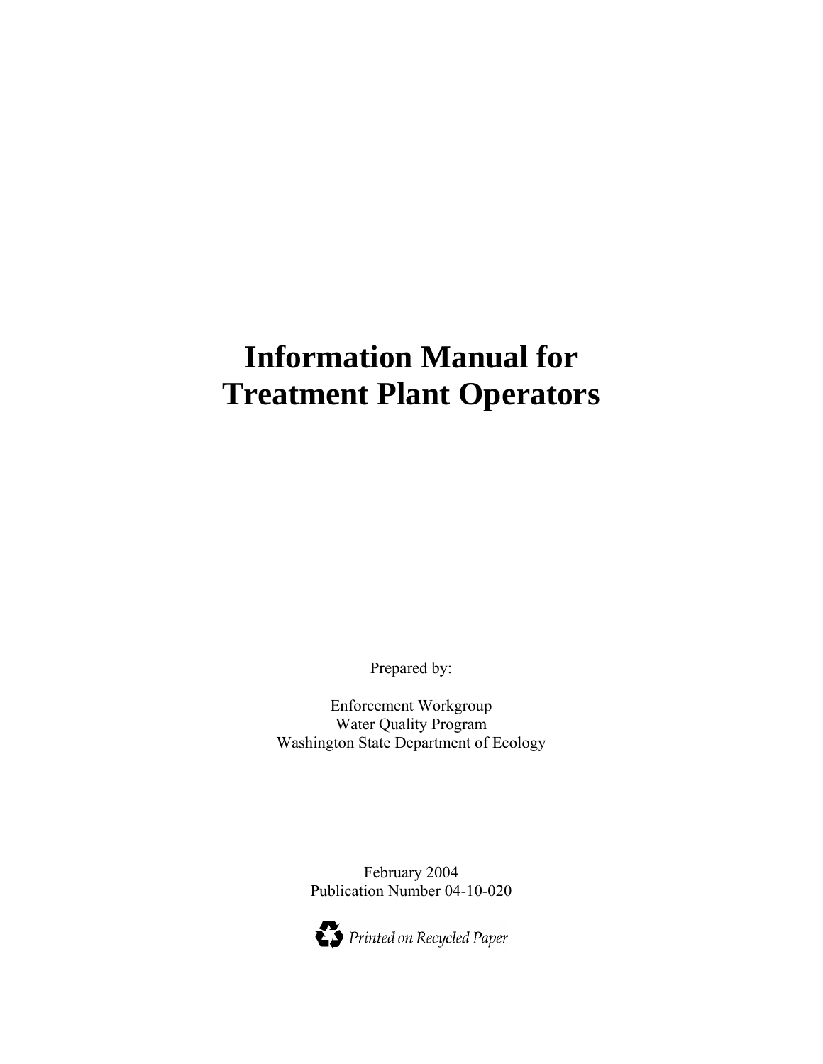# Information Manual for Treatment Plant Operators

Prepared by:

Enforcement Workgroup
Water Quality Program
Washington State Department of Ecology

February 2004
Publication Number 04-10-020

*Printed on Recycled Paper*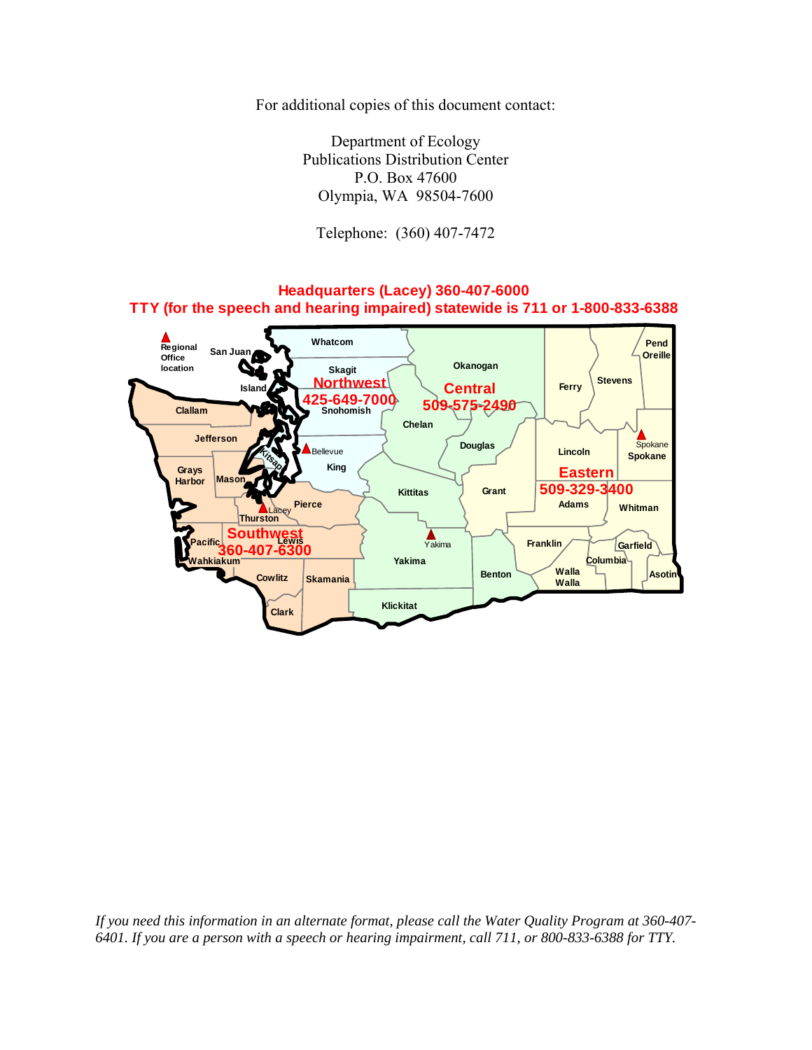For additional copies of this document contact:

Department of Ecology
Publications Distribution Center
P.O. Box 47600
Olympia, WA 98504-7600

Telephone: (360) 407-7472

**Headquarters (Lacey) 360-407-6000**
**TTY (for the speech and hearing impaired) statewide is 711 or 1-800-833-6388**

Regional Office location

**Northwest** 425-649-7000 (Bellevue)

**Central** 509-575-2490 (Yakima)

**Eastern** 509-329-3400 (Spokane)

**Southwest** 360-407-6300 (Lacey)

*If you need this information in an alternate format, please call the Water Quality Program at 360-407-6401. If you are a person with a speech or hearing impairment, call 711, or 800-833-6388 for TTY.*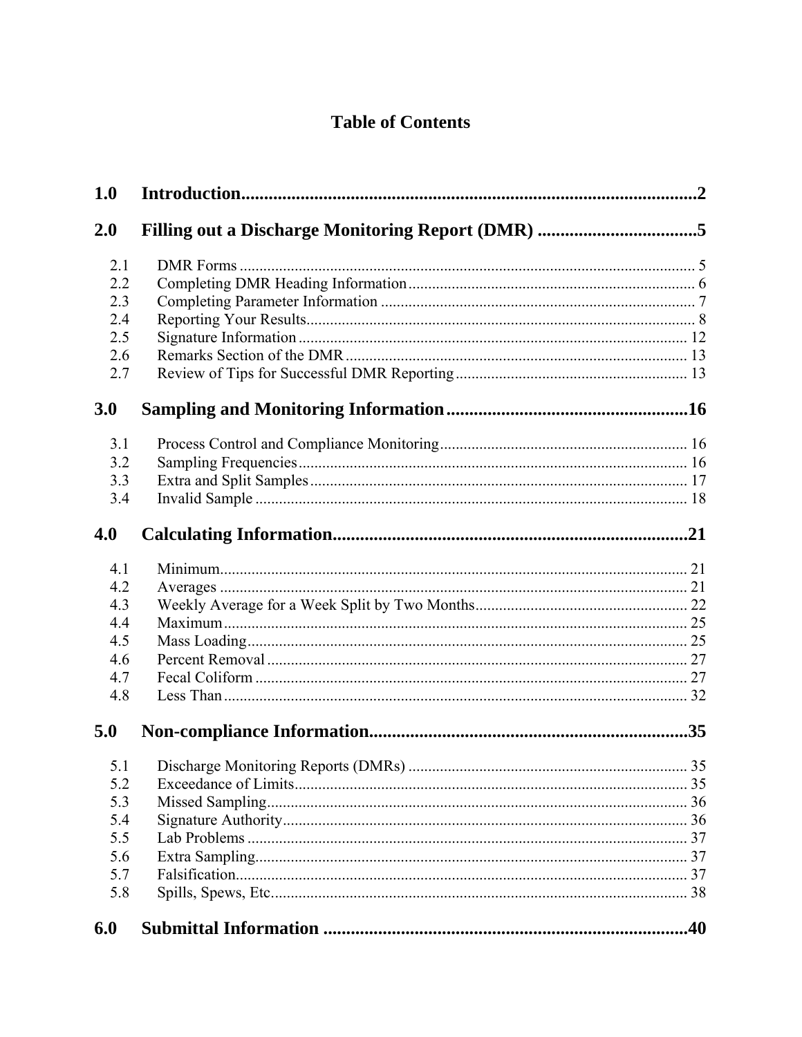# Table of Contents

**1.0 Introduction** .......... **2**

**2.0 Filling out a Discharge Monitoring Report (DMR)** .......... **5**

- 2.1 DMR Forms .......... 5
- 2.2 Completing DMR Heading Information .......... 6
- 2.3 Completing Parameter Information .......... 7
- 2.4 Reporting Your Results .......... 8
- 2.5 Signature Information .......... 12
- 2.6 Remarks Section of the DMR .......... 13
- 2.7 Review of Tips for Successful DMR Reporting .......... 13

**3.0 Sampling and Monitoring Information** .......... **16**

- 3.1 Process Control and Compliance Monitoring .......... 16
- 3.2 Sampling Frequencies .......... 16
- 3.3 Extra and Split Samples .......... 17
- 3.4 Invalid Sample .......... 18

**4.0 Calculating Information** .......... **21**

- 4.1 Minimum .......... 21
- 4.2 Averages .......... 21
- 4.3 Weekly Average for a Week Split by Two Months .......... 22
- 4.4 Maximum .......... 25
- 4.5 Mass Loading .......... 25
- 4.6 Percent Removal .......... 27
- 4.7 Fecal Coliform .......... 27
- 4.8 Less Than .......... 32

**5.0 Non-compliance Information** .......... **35**

- 5.1 Discharge Monitoring Reports (DMRs) .......... 35
- 5.2 Exceedance of Limits .......... 35
- 5.3 Missed Sampling .......... 36
- 5.4 Signature Authority .......... 36
- 5.5 Lab Problems .......... 37
- 5.6 Extra Sampling .......... 37
- 5.7 Falsification .......... 37
- 5.8 Spills, Spews, Etc. .......... 38

**6.0 Submittal Information** .......... **40**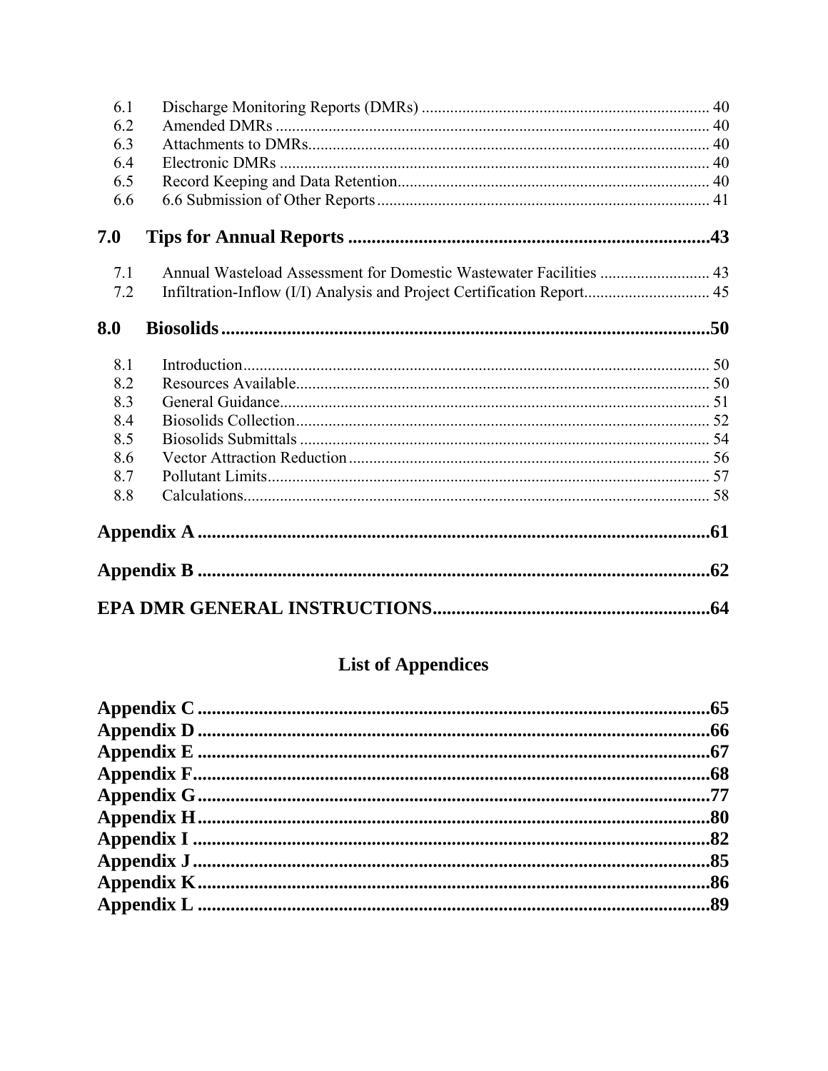6.1 Discharge Monitoring Reports (DMRs) ........................................................................ 40
6.2 Amended DMRs ........................................................................................................... 40
6.3 Attachments to DMRs................................................................................................... 40
6.4 Electronic DMRs .......................................................................................................... 40
6.5 Record Keeping and Data Retention............................................................................. 40
6.6 6.6 Submission of Other Reports .................................................................................. 41

**7.0 Tips for Annual Reports ..............................................................................43**

7.1 Annual Wasteload Assessment for Domestic Wastewater Facilities ........................... 43
7.2 Infiltration-Inflow (I/I) Analysis and Project Certification Report............................... 45

**8.0 Biosolids .........................................................................................................50**

8.1 Introduction.................................................................................................................. 50
8.2 Resources Available...................................................................................................... 50
8.3 General Guidance.......................................................................................................... 51
8.4 Biosolids Collection...................................................................................................... 52
8.5 Biosolids Submittals ..................................................................................................... 54
8.6 Vector Attraction Reduction ......................................................................................... 56
8.7 Pollutant Limits............................................................................................................. 57
8.8 Calculations................................................................................................................... 58

**Appendix A ..............................................................................................................61**

**Appendix B ..............................................................................................................62**

**EPA DMR GENERAL INSTRUCTIONS...........................................................64**

## List of Appendices

**Appendix C ..............................................................................................................65**
**Appendix D ..............................................................................................................66**
**Appendix E ..............................................................................................................67**
**Appendix F...............................................................................................................68**
**Appendix G ..............................................................................................................77**
**Appendix H ..............................................................................................................80**
**Appendix I ...............................................................................................................82**
**Appendix J ...............................................................................................................85**
**Appendix K ..............................................................................................................86**
**Appendix L ..............................................................................................................89**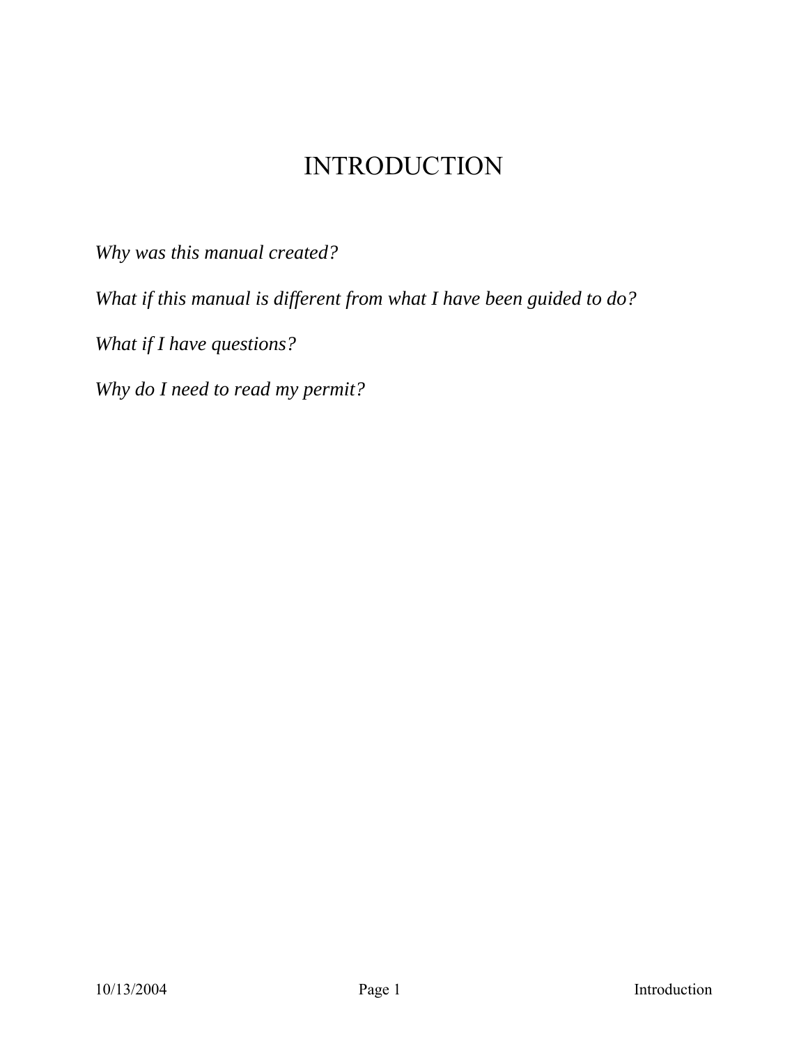# INTRODUCTION

*Why was this manual created?*

*What if this manual is different from what I have been guided to do?*

*What if I have questions?*

*Why do I need to read my permit?*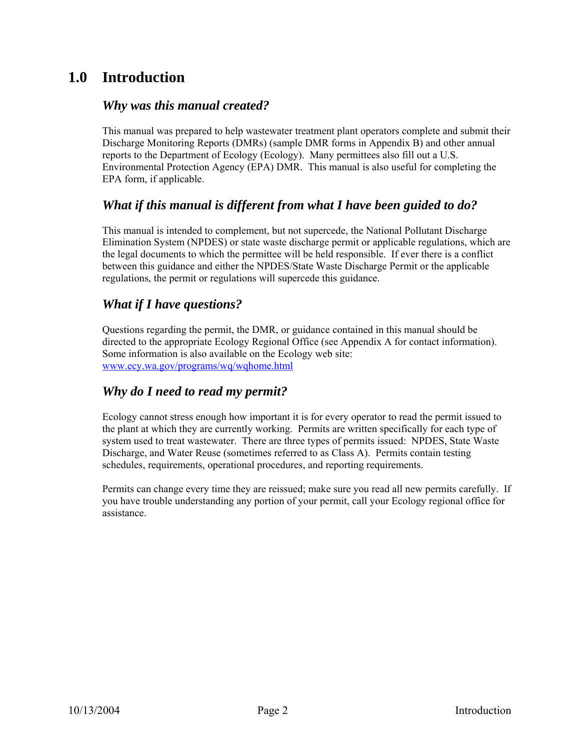# 1.0 Introduction

### *Why was this manual created?*

This manual was prepared to help wastewater treatment plant operators complete and submit their Discharge Monitoring Reports (DMRs) (sample DMR forms in Appendix B) and other annual reports to the Department of Ecology (Ecology). Many permittees also fill out a U.S. Environmental Protection Agency (EPA) DMR. This manual is also useful for completing the EPA form, if applicable.

### *What if this manual is different from what I have been guided to do?*

This manual is intended to complement, but not supercede, the National Pollutant Discharge Elimination System (NPDES) or state waste discharge permit or applicable regulations, which are the legal documents to which the permittee will be held responsible. If ever there is a conflict between this guidance and either the NPDES/State Waste Discharge Permit or the applicable regulations, the permit or regulations will supercede this guidance.

### *What if I have questions?*

Questions regarding the permit, the DMR, or guidance contained in this manual should be directed to the appropriate Ecology Regional Office (see Appendix A for contact information). Some information is also available on the Ecology web site:
[www.ecy.wa.gov/programs/wq/wqhome.html](http://www.ecy.wa.gov/programs/wq/wqhome.html)

### *Why do I need to read my permit?*

Ecology cannot stress enough how important it is for every operator to read the permit issued to the plant at which they are currently working. Permits are written specifically for each type of system used to treat wastewater. There are three types of permits issued: NPDES, State Waste Discharge, and Water Reuse (sometimes referred to as Class A). Permits contain testing schedules, requirements, operational procedures, and reporting requirements.

Permits can change every time they are reissued; make sure you read all new permits carefully. If you have trouble understanding any portion of your permit, call your Ecology regional office for assistance.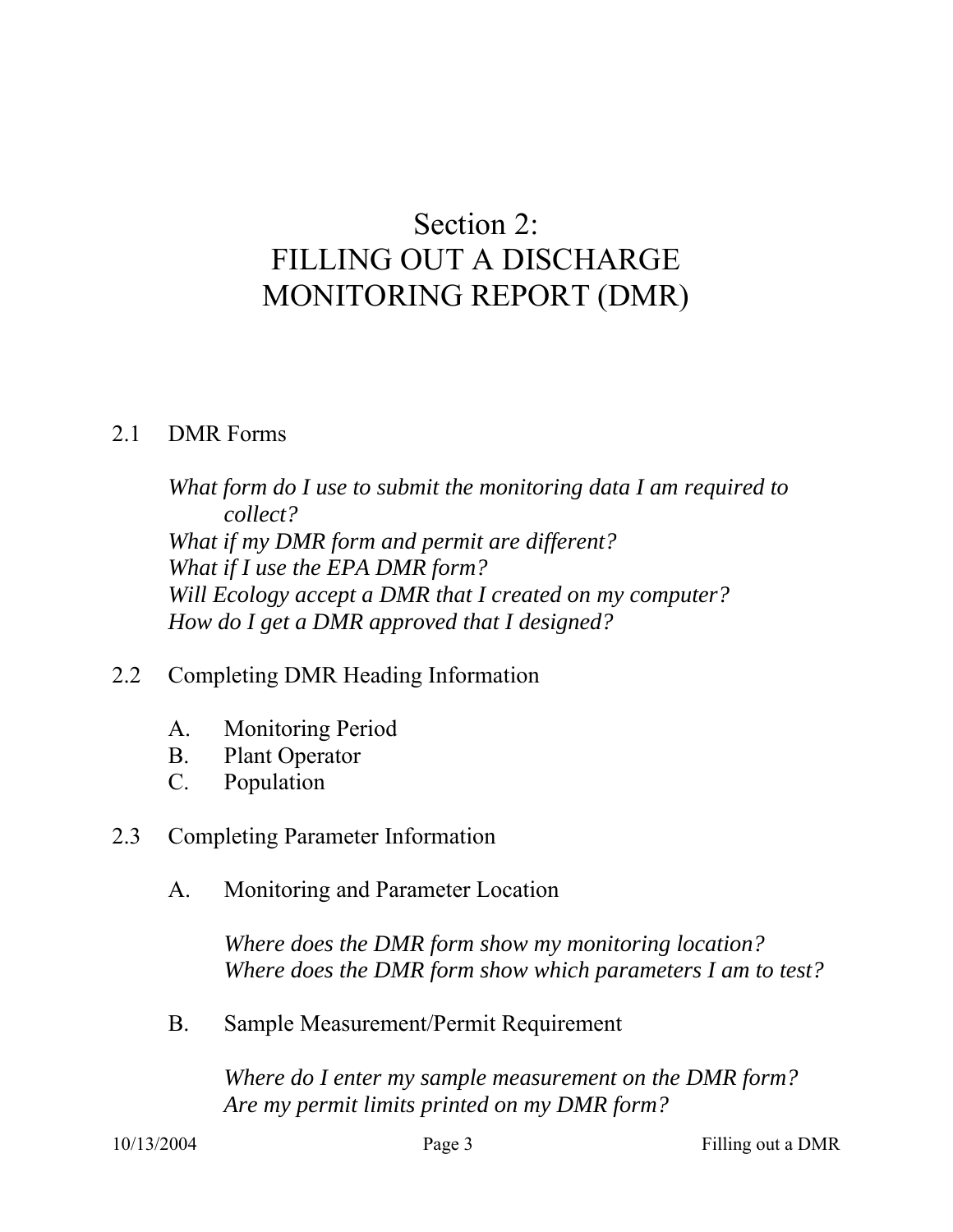# Section 2:
# FILLING OUT A DISCHARGE MONITORING REPORT (DMR)

2.1 DMR Forms

*What form do I use to submit the monitoring data I am required to collect?*
*What if my DMR form and permit are different?*
*What if I use the EPA DMR form?*
*Will Ecology accept a DMR that I created on my computer?*
*How do I get a DMR approved that I designed?*

2.2 Completing DMR Heading Information

A. Monitoring Period
B. Plant Operator
C. Population

2.3 Completing Parameter Information

A. Monitoring and Parameter Location

*Where does the DMR form show my monitoring location?*
*Where does the DMR form show which parameters I am to test?*

B. Sample Measurement/Permit Requirement

*Where do I enter my sample measurement on the DMR form?*
*Are my permit limits printed on my DMR form?*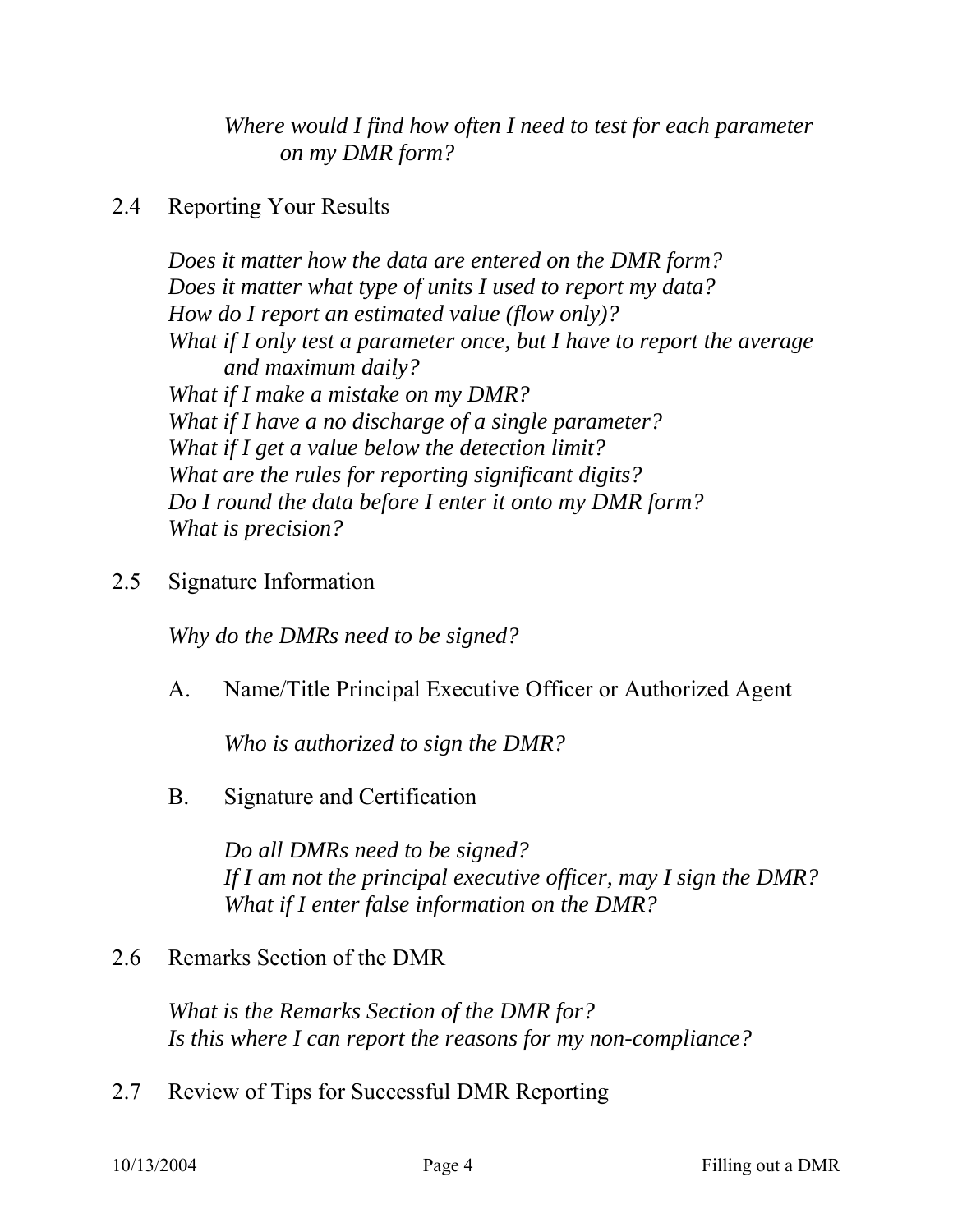*Where would I find how often I need to test for each parameter on my DMR form?*

2.4 Reporting Your Results

*Does it matter how the data are entered on the DMR form?*
*Does it matter what type of units I used to report my data?*
*How do I report an estimated value (flow only)?*
*What if I only test a parameter once, but I have to report the average and maximum daily?*
*What if I make a mistake on my DMR?*
*What if I have a no discharge of a single parameter?*
*What if I get a value below the detection limit?*
*What are the rules for reporting significant digits?*
*Do I round the data before I enter it onto my DMR form?*
*What is precision?*

2.5 Signature Information

*Why do the DMRs need to be signed?*

A. Name/Title Principal Executive Officer or Authorized Agent

*Who is authorized to sign the DMR?*

B. Signature and Certification

*Do all DMRs need to be signed?*
*If I am not the principal executive officer, may I sign the DMR?*
*What if I enter false information on the DMR?*

2.6 Remarks Section of the DMR

*What is the Remarks Section of the DMR for?*
*Is this where I can report the reasons for my non-compliance?*

2.7 Review of Tips for Successful DMR Reporting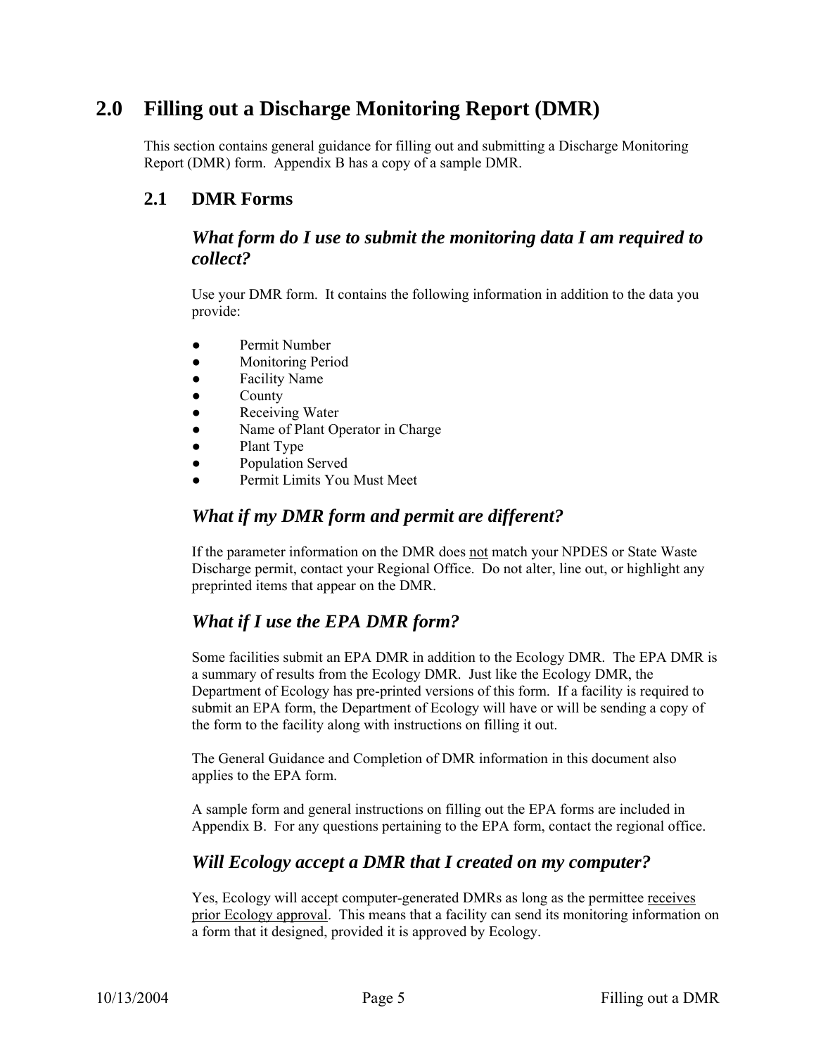# 2.0 Filling out a Discharge Monitoring Report (DMR)

This section contains general guidance for filling out and submitting a Discharge Monitoring Report (DMR) form. Appendix B has a copy of a sample DMR.

## 2.1 DMR Forms

### *What form do I use to submit the monitoring data I am required to collect?*

Use your DMR form. It contains the following information in addition to the data you provide:

- Permit Number
- Monitoring Period
- Facility Name
- County
- Receiving Water
- Name of Plant Operator in Charge
- Plant Type
- Population Served
- Permit Limits You Must Meet

### *What if my DMR form and permit are different?*

If the parameter information on the DMR does <u>not</u> match your NPDES or State Waste Discharge permit, contact your Regional Office. Do not alter, line out, or highlight any preprinted items that appear on the DMR.

### *What if I use the EPA DMR form?*

Some facilities submit an EPA DMR in addition to the Ecology DMR. The EPA DMR is a summary of results from the Ecology DMR. Just like the Ecology DMR, the Department of Ecology has pre-printed versions of this form. If a facility is required to submit an EPA form, the Department of Ecology will have or will be sending a copy of the form to the facility along with instructions on filling it out.

The General Guidance and Completion of DMR information in this document also applies to the EPA form.

A sample form and general instructions on filling out the EPA forms are included in Appendix B. For any questions pertaining to the EPA form, contact the regional office.

### *Will Ecology accept a DMR that I created on my computer?*

Yes, Ecology will accept computer-generated DMRs as long as the permittee <u>receives prior Ecology approval</u>. This means that a facility can send its monitoring information on a form that it designed, provided it is approved by Ecology.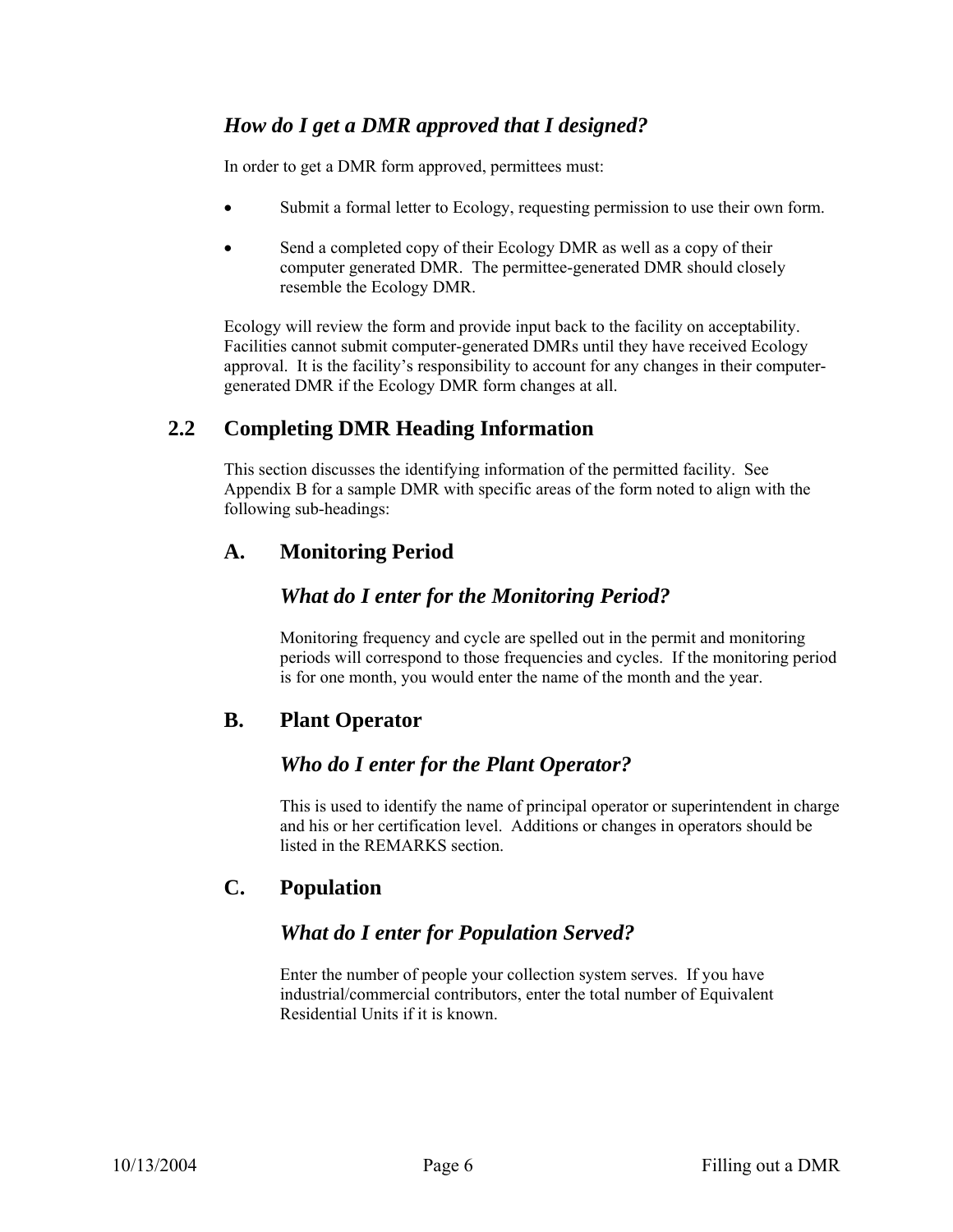### *How do I get a DMR approved that I designed?*

In order to get a DMR form approved, permittees must:

- Submit a formal letter to Ecology, requesting permission to use their own form.
- Send a completed copy of their Ecology DMR as well as a copy of their computer generated DMR. The permittee-generated DMR should closely resemble the Ecology DMR.

Ecology will review the form and provide input back to the facility on acceptability. Facilities cannot submit computer-generated DMRs until they have received Ecology approval. It is the facility's responsibility to account for any changes in their computer-generated DMR if the Ecology DMR form changes at all.

## 2.2 Completing DMR Heading Information

This section discusses the identifying information of the permitted facility. See Appendix B for a sample DMR with specific areas of the form noted to align with the following sub-headings:

### A. Monitoring Period

#### *What do I enter for the Monitoring Period?*

Monitoring frequency and cycle are spelled out in the permit and monitoring periods will correspond to those frequencies and cycles. If the monitoring period is for one month, you would enter the name of the month and the year.

### B. Plant Operator

#### *Who do I enter for the Plant Operator?*

This is used to identify the name of principal operator or superintendent in charge and his or her certification level. Additions or changes in operators should be listed in the REMARKS section.

### C. Population

#### *What do I enter for Population Served?*

Enter the number of people your collection system serves. If you have industrial/commercial contributors, enter the total number of Equivalent Residential Units if it is known.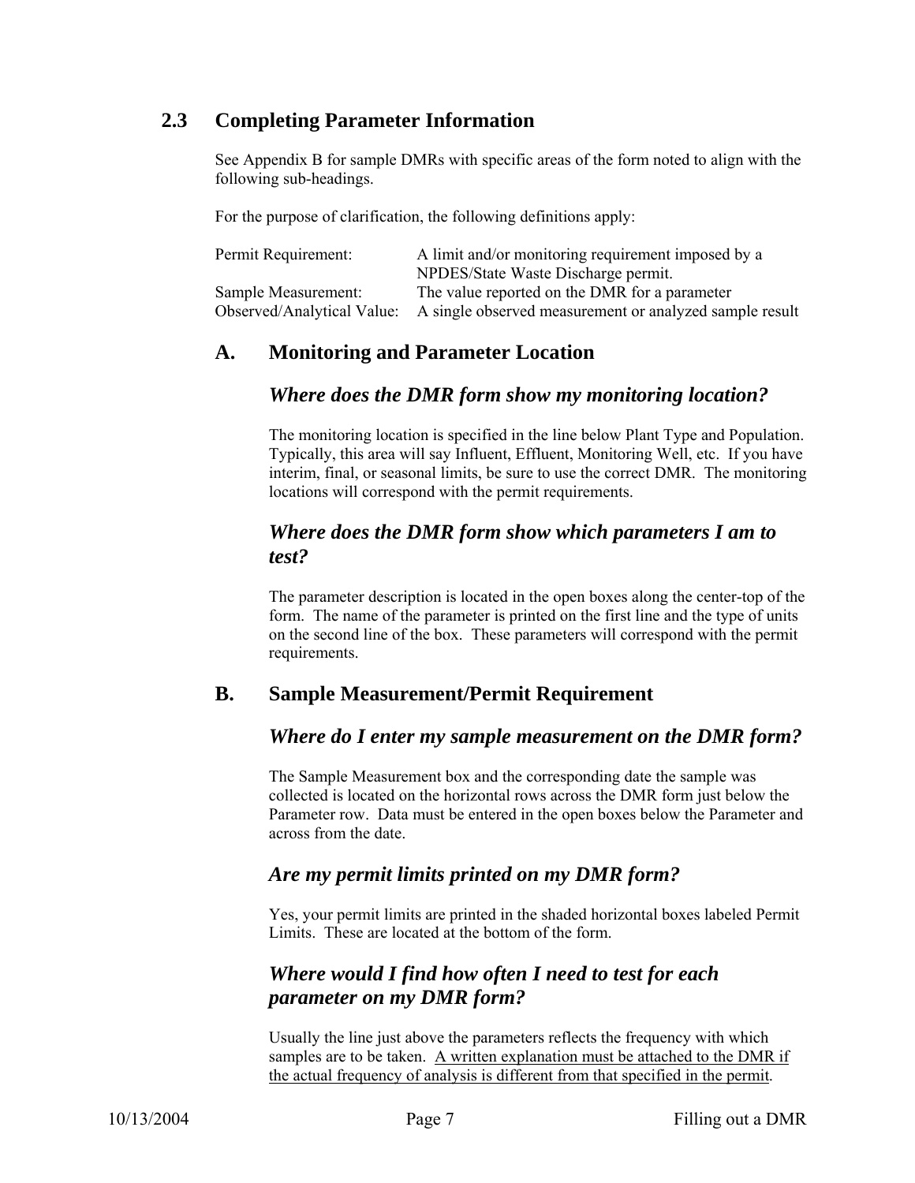## 2.3 Completing Parameter Information

See Appendix B for sample DMRs with specific areas of the form noted to align with the following sub-headings.

For the purpose of clarification, the following definitions apply:

| | |
|---|---|
| Permit Requirement: | A limit and/or monitoring requirement imposed by a NPDES/State Waste Discharge permit. |
| Sample Measurement: | The value reported on the DMR for a parameter |
| Observed/Analytical Value: | A single observed measurement or analyzed sample result |

### A. Monitoring and Parameter Location

#### *Where does the DMR form show my monitoring location?*

The monitoring location is specified in the line below Plant Type and Population. Typically, this area will say Influent, Effluent, Monitoring Well, etc. If you have interim, final, or seasonal limits, be sure to use the correct DMR. The monitoring locations will correspond with the permit requirements.

#### *Where does the DMR form show which parameters I am to test?*

The parameter description is located in the open boxes along the center-top of the form. The name of the parameter is printed on the first line and the type of units on the second line of the box. These parameters will correspond with the permit requirements.

### B. Sample Measurement/Permit Requirement

#### *Where do I enter my sample measurement on the DMR form?*

The Sample Measurement box and the corresponding date the sample was collected is located on the horizontal rows across the DMR form just below the Parameter row. Data must be entered in the open boxes below the Parameter and across from the date.

#### *Are my permit limits printed on my DMR form?*

Yes, your permit limits are printed in the shaded horizontal boxes labeled Permit Limits. These are located at the bottom of the form.

#### *Where would I find how often I need to test for each parameter on my DMR form?*

Usually the line just above the parameters reflects the frequency with which samples are to be taken. <u>A written explanation must be attached to the DMR if the actual frequency of analysis is different from that specified in the permit</u>.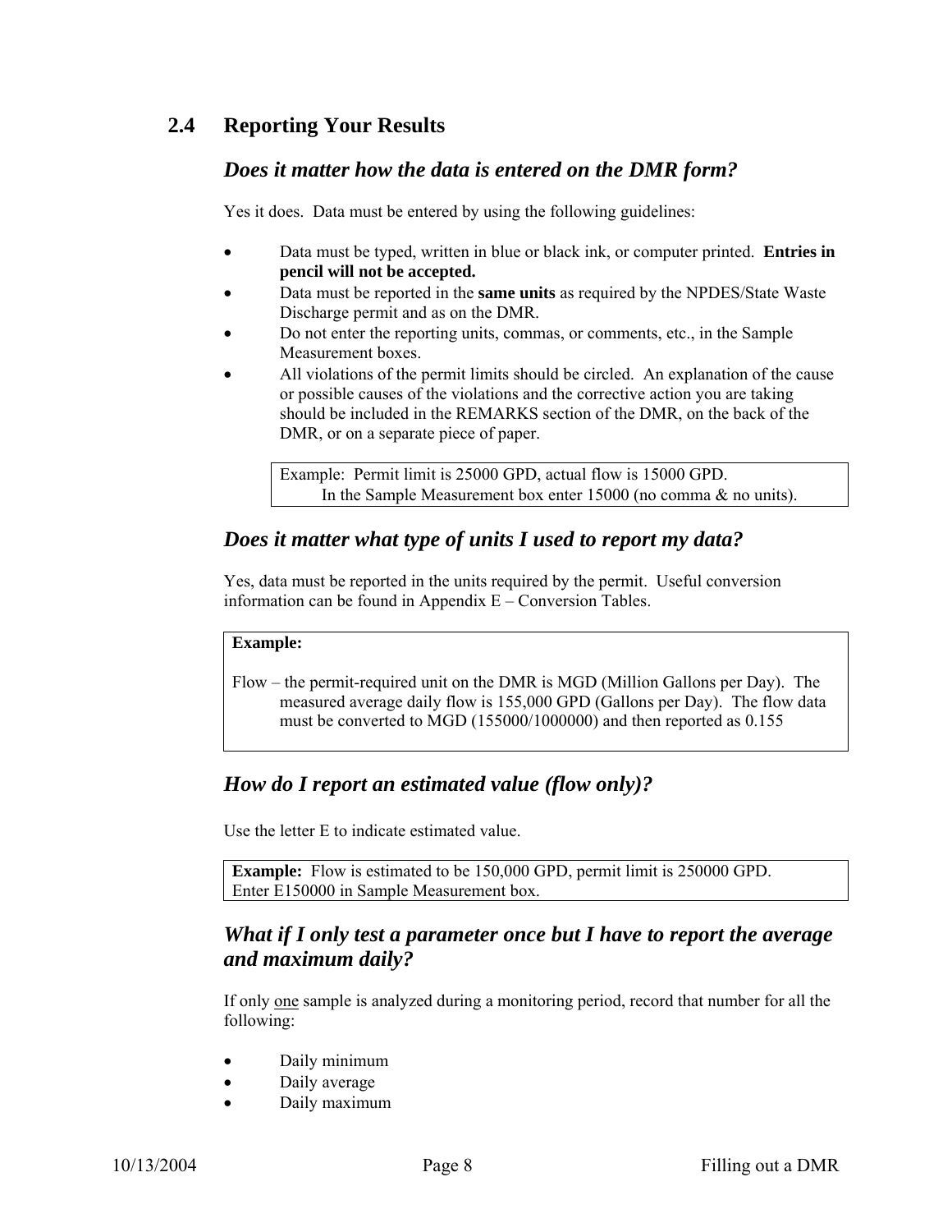## 2.4 Reporting Your Results

### *Does it matter how the data is entered on the DMR form?*

Yes it does. Data must be entered by using the following guidelines:

- Data must be typed, written in blue or black ink, or computer printed. **Entries in pencil will not be accepted.**
- Data must be reported in the **same units** as required by the NPDES/State Waste Discharge permit and as on the DMR.
- Do not enter the reporting units, commas, or comments, etc., in the Sample Measurement boxes.
- All violations of the permit limits should be circled. An explanation of the cause or possible causes of the violations and the corrective action you are taking should be included in the REMARKS section of the DMR, on the back of the DMR, or on a separate piece of paper.

> Example: Permit limit is 25000 GPD, actual flow is 15000 GPD.
> In the Sample Measurement box enter 15000 (no comma & no units).

### *Does it matter what type of units I used to report my data?*

Yes, data must be reported in the units required by the permit. Useful conversion information can be found in Appendix E – Conversion Tables.

> **Example:**
>
> Flow – the permit-required unit on the DMR is MGD (Million Gallons per Day). The measured average daily flow is 155,000 GPD (Gallons per Day). The flow data must be converted to MGD (155000/1000000) and then reported as 0.155

### *How do I report an estimated value (flow only)?*

Use the letter E to indicate estimated value.

> **Example:** Flow is estimated to be 150,000 GPD, permit limit is 250000 GPD.
> Enter E150000 in Sample Measurement box.

### *What if I only test a parameter once but I have to report the average and maximum daily?*

If only <u>one</u> sample is analyzed during a monitoring period, record that number for all the following:

- Daily minimum
- Daily average
- Daily maximum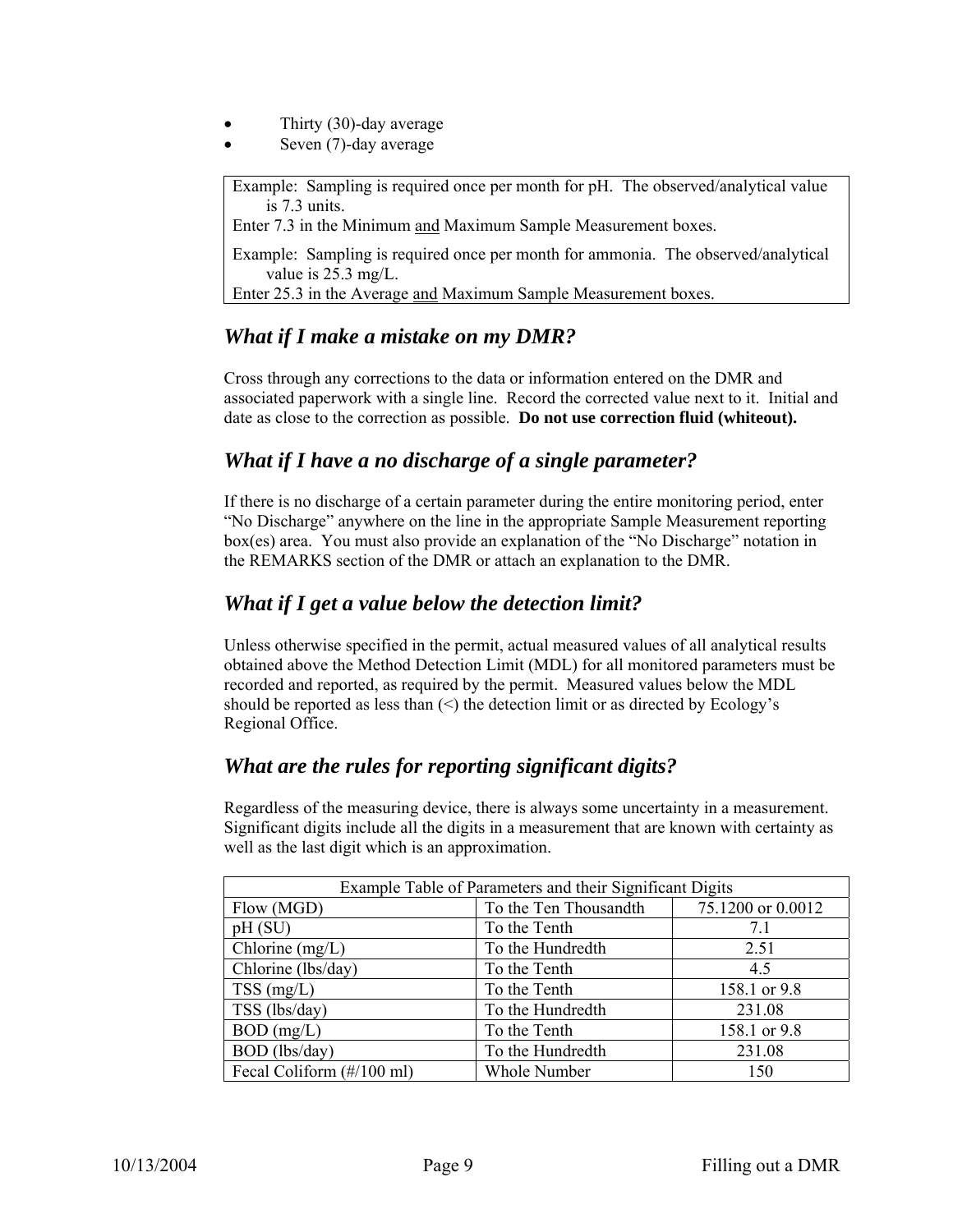- Thirty (30)-day average
- Seven (7)-day average

> Example: Sampling is required once per month for pH. The observed/analytical value is 7.3 units.
> Enter 7.3 in the Minimum and Maximum Sample Measurement boxes.
>
> Example: Sampling is required once per month for ammonia. The observed/analytical value is 25.3 mg/L.
> Enter 25.3 in the Average and Maximum Sample Measurement boxes.

## *What if I make a mistake on my DMR?*

Cross through any corrections to the data or information entered on the DMR and associated paperwork with a single line. Record the corrected value next to it. Initial and date as close to the correction as possible. **Do not use correction fluid (whiteout).**

## *What if I have a no discharge of a single parameter?*

If there is no discharge of a certain parameter during the entire monitoring period, enter "No Discharge" anywhere on the line in the appropriate Sample Measurement reporting box(es) area. You must also provide an explanation of the "No Discharge" notation in the REMARKS section of the DMR or attach an explanation to the DMR.

## *What if I get a value below the detection limit?*

Unless otherwise specified in the permit, actual measured values of all analytical results obtained above the Method Detection Limit (MDL) for all monitored parameters must be recorded and reported, as required by the permit. Measured values below the MDL should be reported as less than (<) the detection limit or as directed by Ecology's Regional Office.

## *What are the rules for reporting significant digits?*

Regardless of the measuring device, there is always some uncertainty in a measurement. Significant digits include all the digits in a measurement that are known with certainty as well as the last digit which is an approximation.

| Example Table of Parameters and their Significant Digits | | |
|---|---|---|
| Flow (MGD) | To the Ten Thousandth | 75.1200 or 0.0012 |
| pH (SU) | To the Tenth | 7.1 |
| Chlorine (mg/L) | To the Hundredth | 2.51 |
| Chlorine (lbs/day) | To the Tenth | 4.5 |
| TSS (mg/L) | To the Tenth | 158.1 or 9.8 |
| TSS (lbs/day) | To the Hundredth | 231.08 |
| BOD (mg/L) | To the Tenth | 158.1 or 9.8 |
| BOD (lbs/day) | To the Hundredth | 231.08 |
| Fecal Coliform (#/100 ml) | Whole Number | 150 |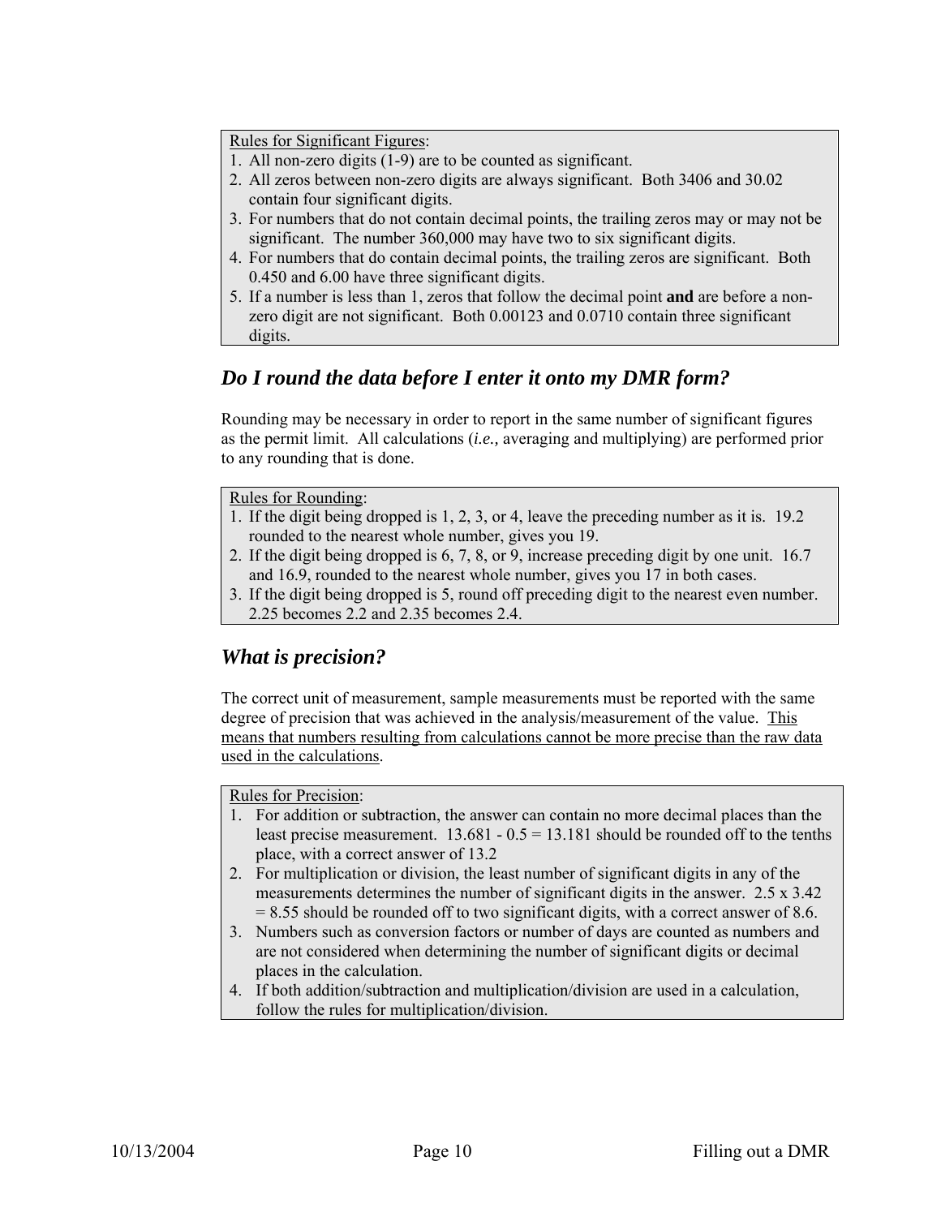Rules for Significant Figures:

1. All non-zero digits (1-9) are to be counted as significant.
2. All zeros between non-zero digits are always significant. Both 3406 and 30.02 contain four significant digits.
3. For numbers that do not contain decimal points, the trailing zeros may or may not be significant. The number 360,000 may have two to six significant digits.
4. For numbers that do contain decimal points, the trailing zeros are significant. Both 0.450 and 6.00 have three significant digits.
5. If a number is less than 1, zeros that follow the decimal point **and** are before a non-zero digit are not significant. Both 0.00123 and 0.0710 contain three significant digits.

## *Do I round the data before I enter it onto my DMR form?*

Rounding may be necessary in order to report in the same number of significant figures as the permit limit. All calculations (*i.e.,* averaging and multiplying) are performed prior to any rounding that is done.

Rules for Rounding:

1. If the digit being dropped is 1, 2, 3, or 4, leave the preceding number as it is. 19.2 rounded to the nearest whole number, gives you 19.
2. If the digit being dropped is 6, 7, 8, or 9, increase preceding digit by one unit. 16.7 and 16.9, rounded to the nearest whole number, gives you 17 in both cases.
3. If the digit being dropped is 5, round off preceding digit to the nearest even number. 2.25 becomes 2.2 and 2.35 becomes 2.4.

## *What is precision?*

The correct unit of measurement, sample measurements must be reported with the same degree of precision that was achieved in the analysis/measurement of the value. This means that numbers resulting from calculations cannot be more precise than the raw data used in the calculations.

Rules for Precision:

1. For addition or subtraction, the answer can contain no more decimal places than the least precise measurement. 13.681 - 0.5 = 13.181 should be rounded off to the tenths place, with a correct answer of 13.2
2. For multiplication or division, the least number of significant digits in any of the measurements determines the number of significant digits in the answer. 2.5 x 3.42 = 8.55 should be rounded off to two significant digits, with a correct answer of 8.6.
3. Numbers such as conversion factors or number of days are counted as numbers and are not considered when determining the number of significant digits or decimal places in the calculation.
4. If both addition/subtraction and multiplication/division are used in a calculation, follow the rules for multiplication/division.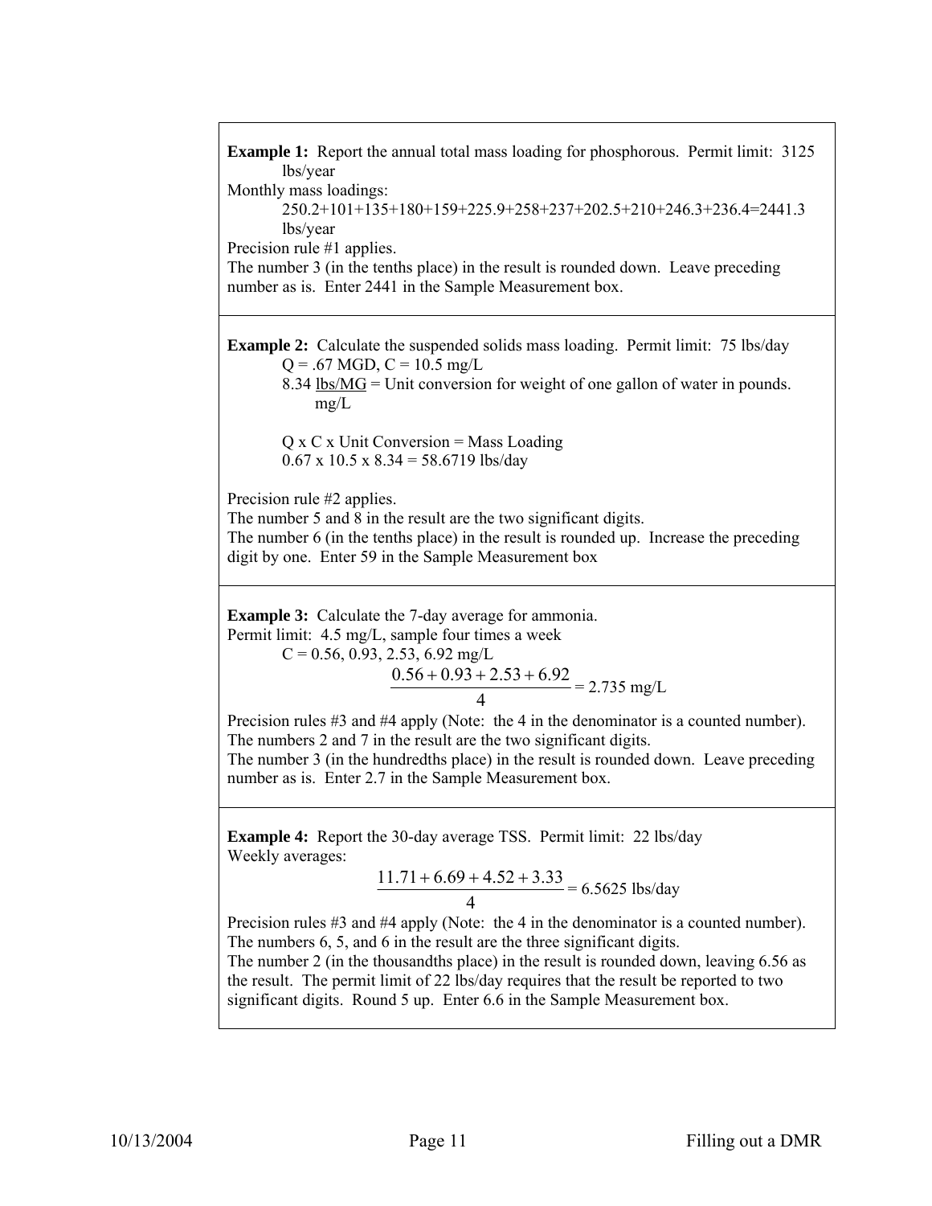**Example 1:** Report the annual total mass loading for phosphorous. Permit limit: 3125 lbs/year

Monthly mass loadings:

250.2+101+135+180+159+225.9+258+237+202.5+210+246.3+236.4=2441.3 lbs/year

Precision rule #1 applies.

The number 3 (in the tenths place) in the result is rounded down. Leave preceding number as is. Enter 2441 in the Sample Measurement box.

---

**Example 2:** Calculate the suspended solids mass loading. Permit limit: 75 lbs/day

$Q = .67$ MGD, $C = 10.5$ mg/L

$8.34 \frac{\text{lbs/MG}}{\text{mg/L}}$ = Unit conversion for weight of one gallon of water in pounds.

Q x C x Unit Conversion = Mass Loading

$0.67 \times 10.5 \times 8.34 = 58.6719$ lbs/day

Precision rule #2 applies.

The number 5 and 8 in the result are the two significant digits.

The number 6 (in the tenths place) in the result is rounded up. Increase the preceding digit by one. Enter 59 in the Sample Measurement box

---

**Example 3:** Calculate the 7-day average for ammonia.

Permit limit: 4.5 mg/L, sample four times a week

C = 0.56, 0.93, 2.53, 6.92 mg/L

$$\frac{0.56 + 0.93 + 2.53 + 6.92}{4} = 2.735 \text{ mg/L}$$

Precision rules #3 and #4 apply (Note: the 4 in the denominator is a counted number).

The numbers 2 and 7 in the result are the two significant digits.

The number 3 (in the hundredths place) in the result is rounded down. Leave preceding number as is. Enter 2.7 in the Sample Measurement box.

---

**Example 4:** Report the 30-day average TSS. Permit limit: 22 lbs/day

Weekly averages:

$$\frac{11.71 + 6.69 + 4.52 + 3.33}{4} = 6.5625 \text{ lbs/day}$$

Precision rules #3 and #4 apply (Note: the 4 in the denominator is a counted number).

The numbers 6, 5, and 6 in the result are the three significant digits.

The number 2 (in the thousandths place) in the result is rounded down, leaving 6.56 as the result. The permit limit of 22 lbs/day requires that the result be reported to two significant digits. Round 5 up. Enter 6.6 in the Sample Measurement box.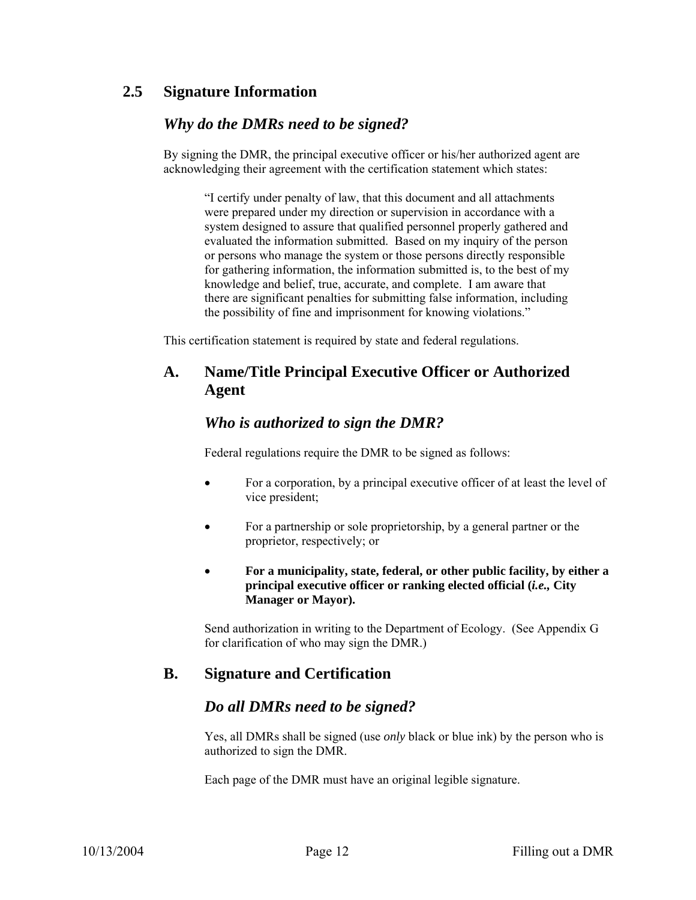## 2.5 Signature Information

### *Why do the DMRs need to be signed?*

By signing the DMR, the principal executive officer or his/her authorized agent are acknowledging their agreement with the certification statement which states:

> "I certify under penalty of law, that this document and all attachments were prepared under my direction or supervision in accordance with a system designed to assure that qualified personnel properly gathered and evaluated the information submitted. Based on my inquiry of the person or persons who manage the system or those persons directly responsible for gathering information, the information submitted is, to the best of my knowledge and belief, true, accurate, and complete. I am aware that there are significant penalties for submitting false information, including the possibility of fine and imprisonment for knowing violations."

This certification statement is required by state and federal regulations.

### A. Name/Title Principal Executive Officer or Authorized Agent

#### *Who is authorized to sign the DMR?*

Federal regulations require the DMR to be signed as follows:

- For a corporation, by a principal executive officer of at least the level of vice president;
- For a partnership or sole proprietorship, by a general partner or the proprietor, respectively; or
- **For a municipality, state, federal, or other public facility, by either a principal executive officer or ranking elected official (*i.e.,* City Manager or Mayor).**

Send authorization in writing to the Department of Ecology. (See Appendix G for clarification of who may sign the DMR.)

### B. Signature and Certification

#### *Do all DMRs need to be signed?*

Yes, all DMRs shall be signed (use *only* black or blue ink) by the person who is authorized to sign the DMR.

Each page of the DMR must have an original legible signature.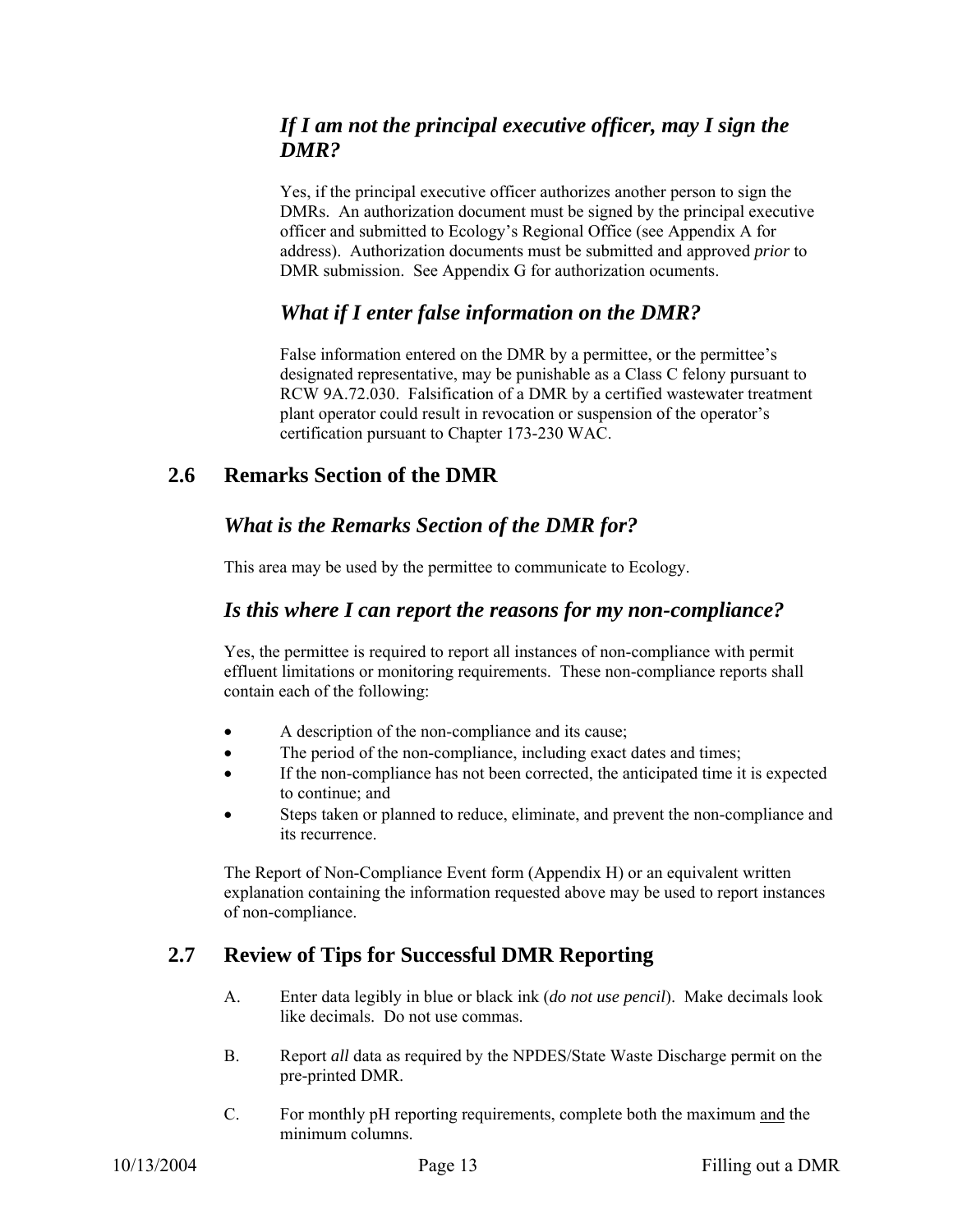### *If I am not the principal executive officer, may I sign the DMR?*

Yes, if the principal executive officer authorizes another person to sign the DMRs. An authorization document must be signed by the principal executive officer and submitted to Ecology's Regional Office (see Appendix A for address). Authorization documents must be submitted and approved *prior* to DMR submission. See Appendix G for authorization ocuments.

### *What if I enter false information on the DMR?*

False information entered on the DMR by a permittee, or the permittee's designated representative, may be punishable as a Class C felony pursuant to RCW 9A.72.030. Falsification of a DMR by a certified wastewater treatment plant operator could result in revocation or suspension of the operator's certification pursuant to Chapter 173-230 WAC.

## 2.6 Remarks Section of the DMR

### *What is the Remarks Section of the DMR for?*

This area may be used by the permittee to communicate to Ecology.

### *Is this where I can report the reasons for my non-compliance?*

Yes, the permittee is required to report all instances of non-compliance with permit effluent limitations or monitoring requirements. These non-compliance reports shall contain each of the following:

- A description of the non-compliance and its cause;
- The period of the non-compliance, including exact dates and times;
- If the non-compliance has not been corrected, the anticipated time it is expected to continue; and
- Steps taken or planned to reduce, eliminate, and prevent the non-compliance and its recurrence.

The Report of Non-Compliance Event form (Appendix H) or an equivalent written explanation containing the information requested above may be used to report instances of non-compliance.

## 2.7 Review of Tips for Successful DMR Reporting

A. Enter data legibly in blue or black ink (*do not use pencil*). Make decimals look like decimals. Do not use commas.

B. Report *all* data as required by the NPDES/State Waste Discharge permit on the pre-printed DMR.

C. For monthly pH reporting requirements, complete both the maximum <u>and</u> the minimum columns.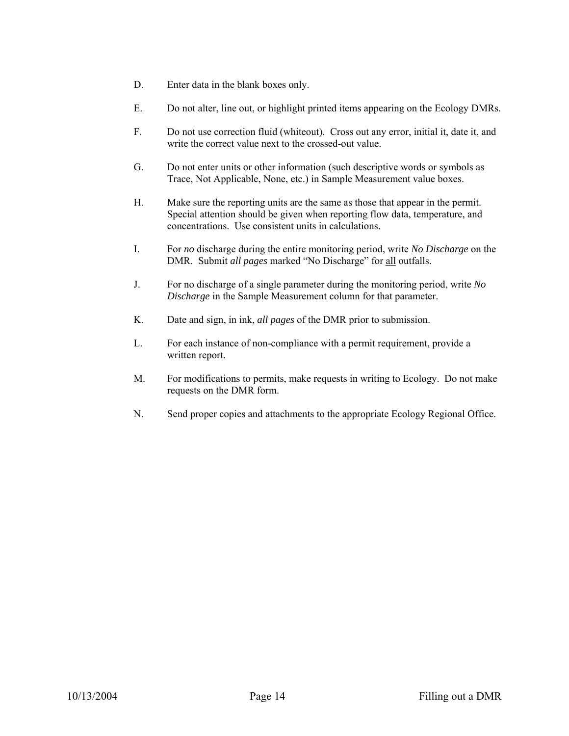D. Enter data in the blank boxes only.

E. Do not alter, line out, or highlight printed items appearing on the Ecology DMRs.

F. Do not use correction fluid (whiteout). Cross out any error, initial it, date it, and write the correct value next to the crossed-out value.

G. Do not enter units or other information (such descriptive words or symbols as Trace, Not Applicable, None, etc.) in Sample Measurement value boxes.

H. Make sure the reporting units are the same as those that appear in the permit. Special attention should be given when reporting flow data, temperature, and concentrations. Use consistent units in calculations.

I. For *no* discharge during the entire monitoring period, write *No Discharge* on the DMR. Submit *all pages* marked "No Discharge" for <u>all</u> outfalls.

J. For no discharge of a single parameter during the monitoring period, write *No Discharge* in the Sample Measurement column for that parameter.

K. Date and sign, in ink, *all pages* of the DMR prior to submission.

L. For each instance of non-compliance with a permit requirement, provide a written report.

M. For modifications to permits, make requests in writing to Ecology. Do not make requests on the DMR form.

N. Send proper copies and attachments to the appropriate Ecology Regional Office.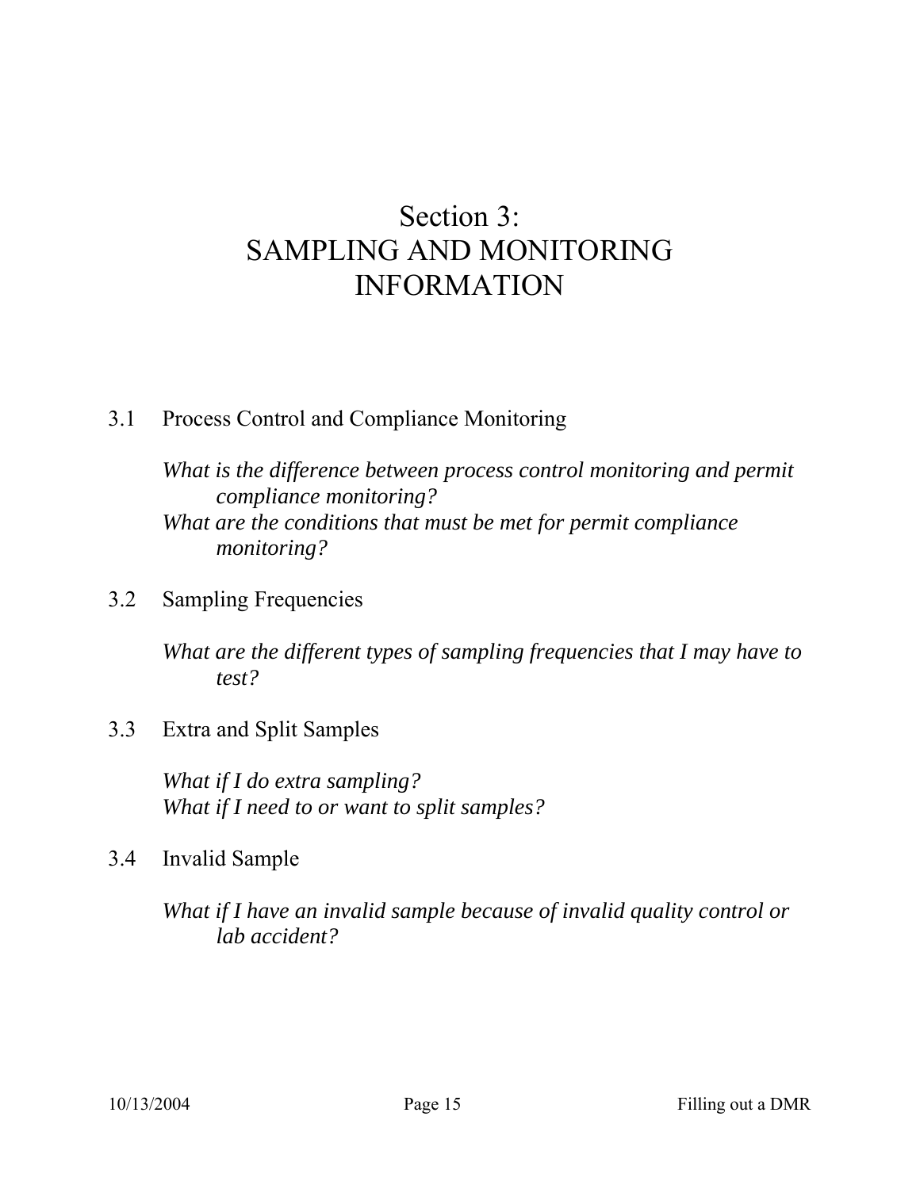# Section 3:
# SAMPLING AND MONITORING INFORMATION

3.1 Process Control and Compliance Monitoring

*What is the difference between process control monitoring and permit compliance monitoring?*
*What are the conditions that must be met for permit compliance monitoring?*

3.2 Sampling Frequencies

*What are the different types of sampling frequencies that I may have to test?*

3.3 Extra and Split Samples

*What if I do extra sampling?*
*What if I need to or want to split samples?*

3.4 Invalid Sample

*What if I have an invalid sample because of invalid quality control or lab accident?*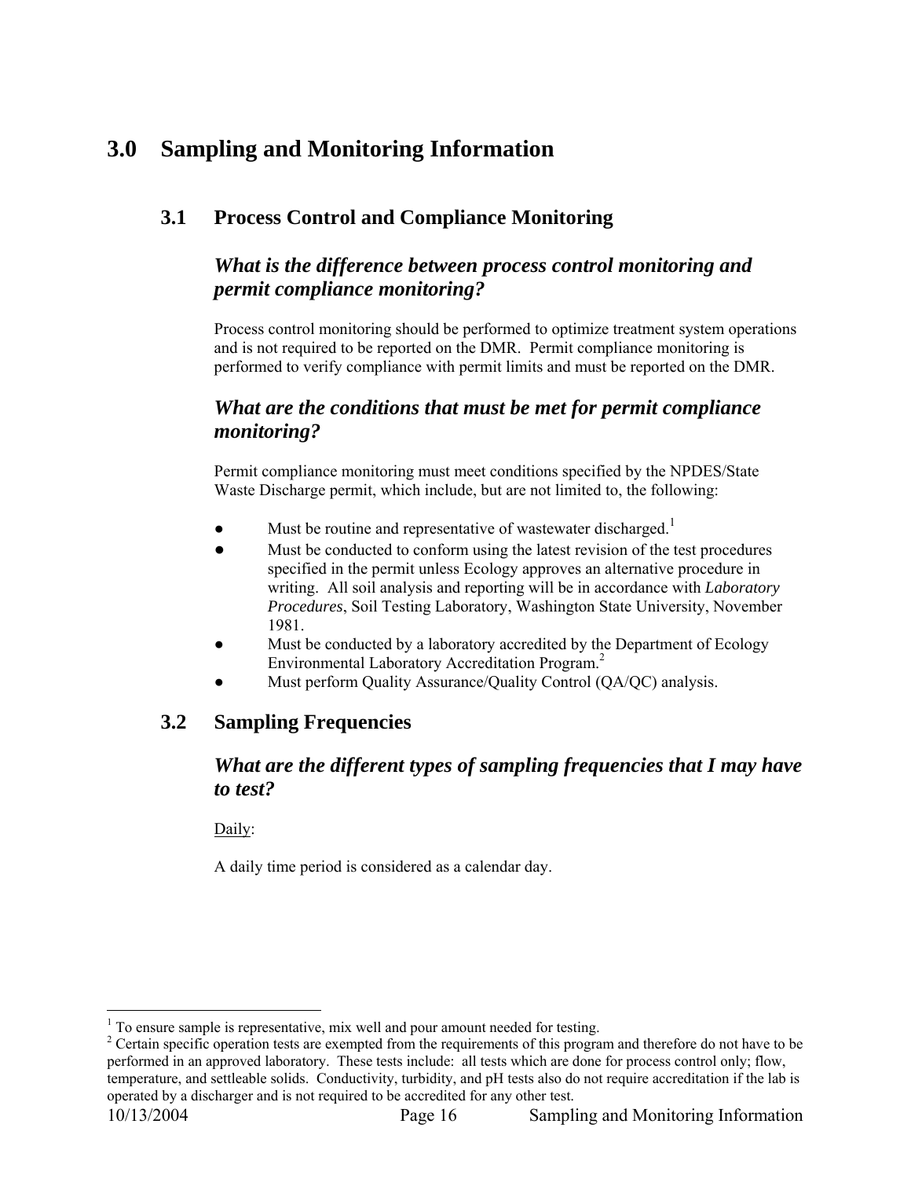# 3.0 Sampling and Monitoring Information

## 3.1 Process Control and Compliance Monitoring

### *What is the difference between process control monitoring and permit compliance monitoring?*

Process control monitoring should be performed to optimize treatment system operations and is not required to be reported on the DMR. Permit compliance monitoring is performed to verify compliance with permit limits and must be reported on the DMR.

### *What are the conditions that must be met for permit compliance monitoring?*

Permit compliance monitoring must meet conditions specified by the NPDES/State Waste Discharge permit, which include, but are not limited to, the following:

- Must be routine and representative of wastewater discharged.[1]
- Must be conducted to conform using the latest revision of the test procedures specified in the permit unless Ecology approves an alternative procedure in writing. All soil analysis and reporting will be in accordance with *Laboratory Procedures*, Soil Testing Laboratory, Washington State University, November 1981.
- Must be conducted by a laboratory accredited by the Department of Ecology Environmental Laboratory Accreditation Program.[2]
- Must perform Quality Assurance/Quality Control (QA/QC) analysis.

## 3.2 Sampling Frequencies

### *What are the different types of sampling frequencies that I may have to test?*

Daily:

A daily time period is considered as a calendar day.

---

[1] To ensure sample is representative, mix well and pour amount needed for testing.

[2] Certain specific operation tests are exempted from the requirements of this program and therefore do not have to be performed in an approved laboratory. These tests include: all tests which are done for process control only; flow, temperature, and settleable solids. Conductivity, turbidity, and pH tests also do not require accreditation if the lab is operated by a discharger and is not required to be accredited for any other test.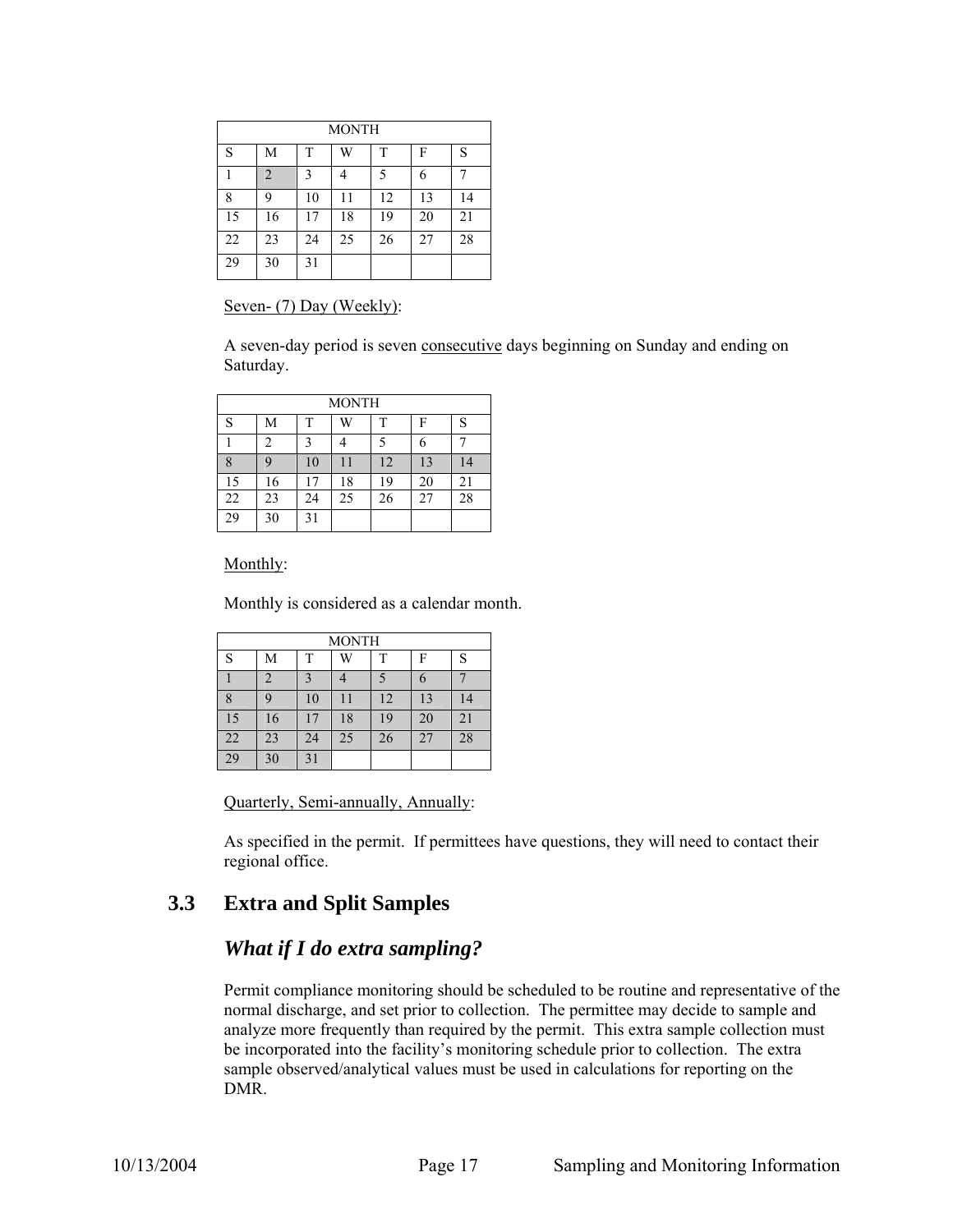| MONTH | | | | | | |
|---|---|---|---|---|---|---|
| S | M | T | W | T | F | S |
| 1 | 2 | 3 | 4 | 5 | 6 | 7 |
| 8 | 9 | 10 | 11 | 12 | 13 | 14 |
| 15 | 16 | 17 | 18 | 19 | 20 | 21 |
| 22 | 23 | 24 | 25 | 26 | 27 | 28 |
| 29 | 30 | 31 | | | | |

Seven- (7) Day (Weekly):

A seven-day period is seven consecutive days beginning on Sunday and ending on Saturday.

| MONTH | | | | | | |
|---|---|---|---|---|---|---|
| S | M | T | W | T | F | S |
| 1 | 2 | 3 | 4 | 5 | 6 | 7 |
| 8 | 9 | 10 | 11 | 12 | 13 | 14 |
| 15 | 16 | 17 | 18 | 19 | 20 | 21 |
| 22 | 23 | 24 | 25 | 26 | 27 | 28 |
| 29 | 30 | 31 | | | | |

Monthly:

Monthly is considered as a calendar month.

| MONTH | | | | | | |
|---|---|---|---|---|---|---|
| S | M | T | W | T | F | S |
| 1 | 2 | 3 | 4 | 5 | 6 | 7 |
| 8 | 9 | 10 | 11 | 12 | 13 | 14 |
| 15 | 16 | 17 | 18 | 19 | 20 | 21 |
| 22 | 23 | 24 | 25 | 26 | 27 | 28 |
| 29 | 30 | 31 | | | | |

Quarterly, Semi-annually, Annually:

As specified in the permit. If permittees have questions, they will need to contact their regional office.

## 3.3 Extra and Split Samples

### *What if I do extra sampling?*

Permit compliance monitoring should be scheduled to be routine and representative of the normal discharge, and set prior to collection. The permittee may decide to sample and analyze more frequently than required by the permit. This extra sample collection must be incorporated into the facility's monitoring schedule prior to collection. The extra sample observed/analytical values must be used in calculations for reporting on the DMR.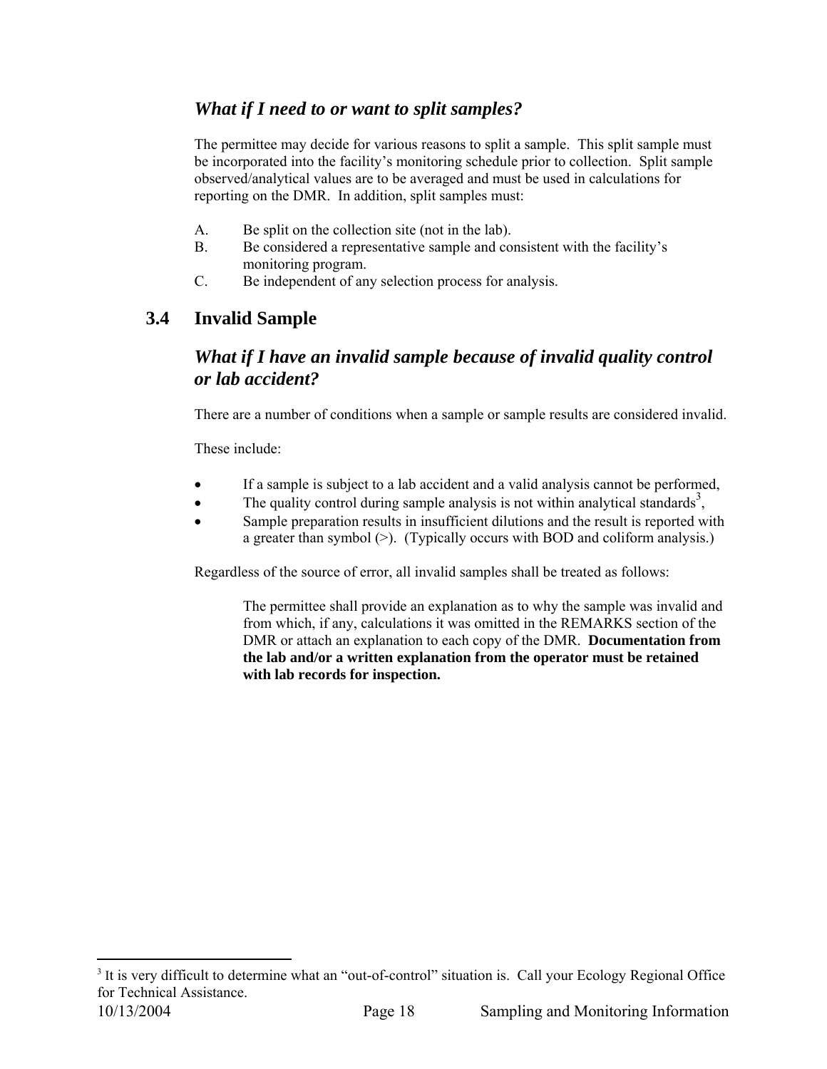### *What if I need to or want to split samples?*

The permittee may decide for various reasons to split a sample. This split sample must be incorporated into the facility's monitoring schedule prior to collection. Split sample observed/analytical values are to be averaged and must be used in calculations for reporting on the DMR. In addition, split samples must:

A. Be split on the collection site (not in the lab).
B. Be considered a representative sample and consistent with the facility's monitoring program.
C. Be independent of any selection process for analysis.

## 3.4 Invalid Sample

### *What if I have an invalid sample because of invalid quality control or lab accident?*

There are a number of conditions when a sample or sample results are considered invalid.

These include:

- If a sample is subject to a lab accident and a valid analysis cannot be performed,
- The quality control during sample analysis is not within analytical standards[3],
- Sample preparation results in insufficient dilutions and the result is reported with a greater than symbol (>). (Typically occurs with BOD and coliform analysis.)

Regardless of the source of error, all invalid samples shall be treated as follows:

> The permittee shall provide an explanation as to why the sample was invalid and from which, if any, calculations it was omitted in the REMARKS section of the DMR or attach an explanation to each copy of the DMR. **Documentation from the lab and/or a written explanation from the operator must be retained with lab records for inspection.**

---

[3] It is very difficult to determine what an "out-of-control" situation is. Call your Ecology Regional Office for Technical Assistance.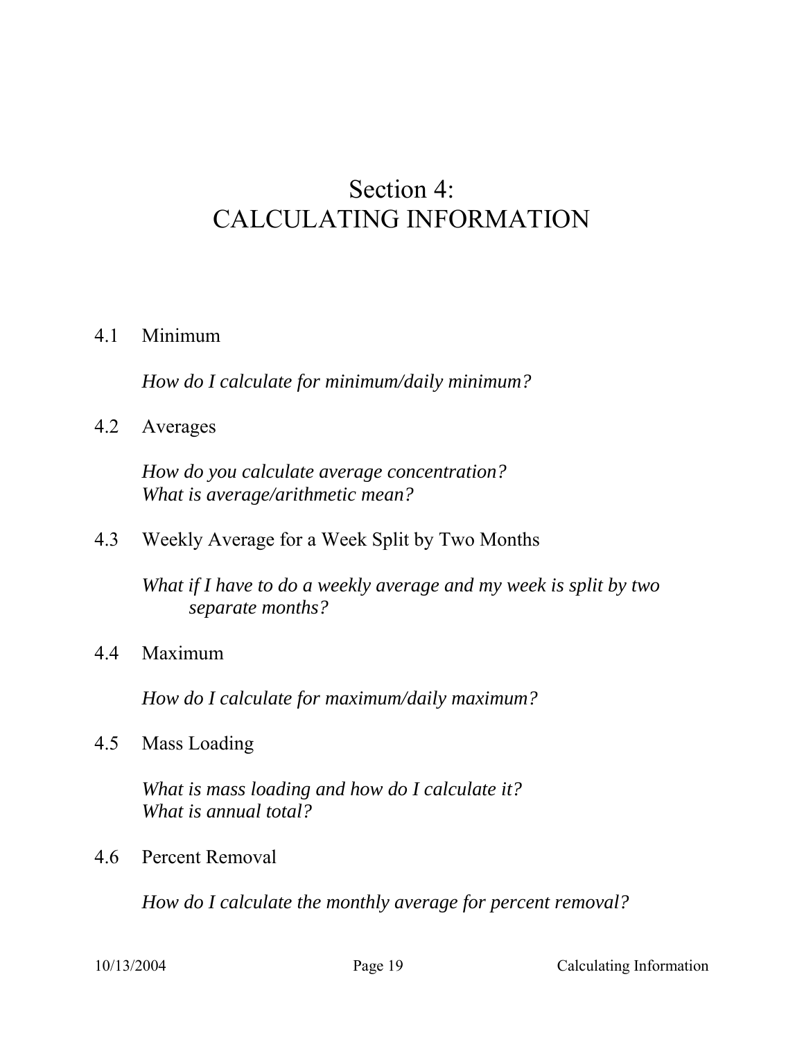# Section 4: CALCULATING INFORMATION

4.1 Minimum

*How do I calculate for minimum/daily minimum?*

4.2 Averages

*How do you calculate average concentration?*
*What is average/arithmetic mean?*

4.3 Weekly Average for a Week Split by Two Months

*What if I have to do a weekly average and my week is split by two separate months?*

4.4 Maximum

*How do I calculate for maximum/daily maximum?*

4.5 Mass Loading

*What is mass loading and how do I calculate it?*
*What is annual total?*

4.6 Percent Removal

*How do I calculate the monthly average for percent removal?*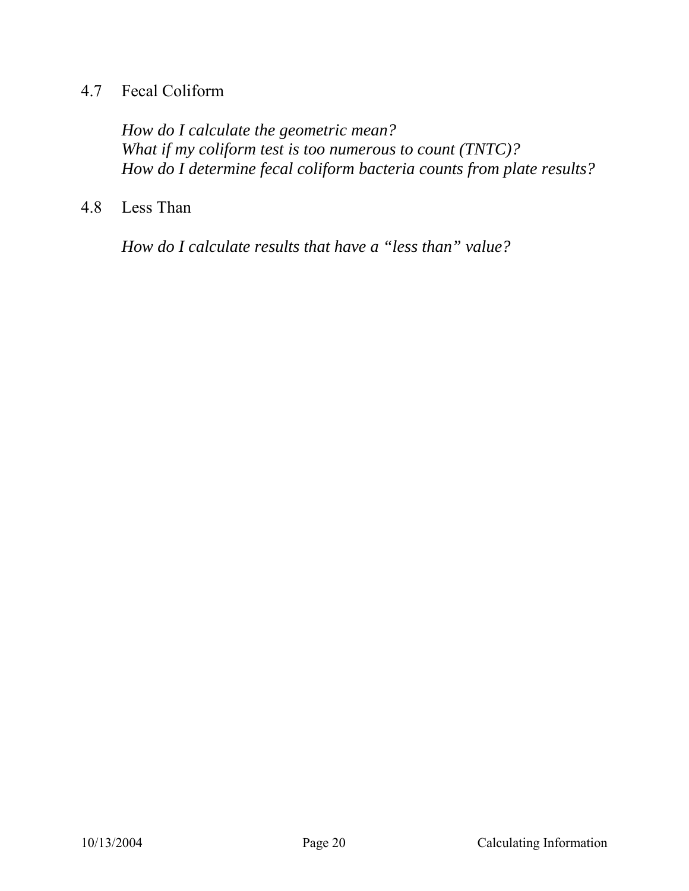## 4.7 Fecal Coliform

*How do I calculate the geometric mean?*
*What if my coliform test is too numerous to count (TNTC)?*
*How do I determine fecal coliform bacteria counts from plate results?*

## 4.8 Less Than

*How do I calculate results that have a "less than" value?*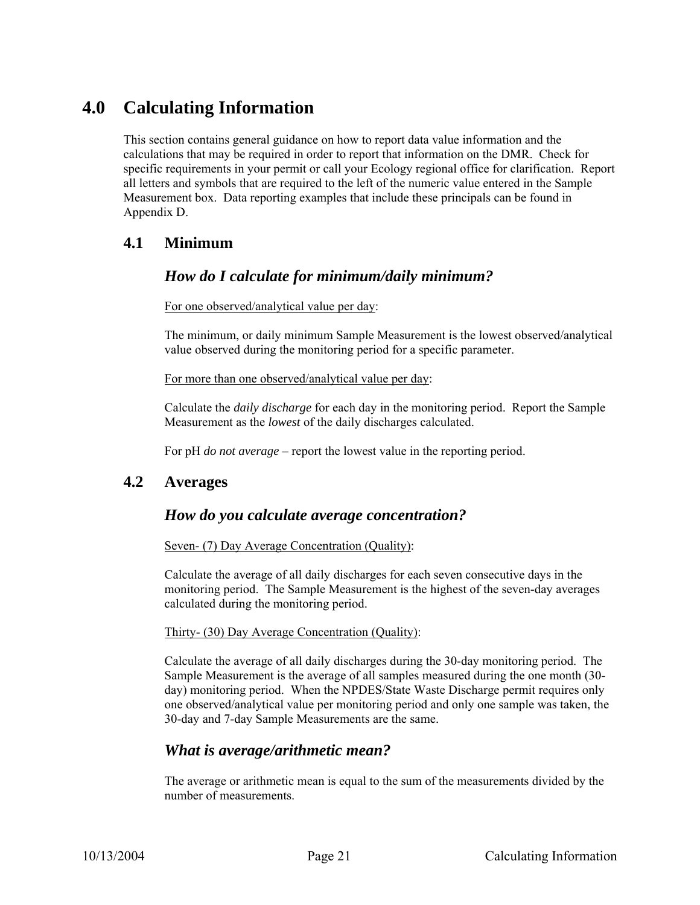# 4.0 Calculating Information

This section contains general guidance on how to report data value information and the calculations that may be required in order to report that information on the DMR. Check for specific requirements in your permit or call your Ecology regional office for clarification. Report all letters and symbols that are required to the left of the numeric value entered in the Sample Measurement box. Data reporting examples that include these principals can be found in Appendix D.

## 4.1 Minimum

### *How do I calculate for minimum/daily minimum?*

<u>For one observed/analytical value per day</u>:

The minimum, or daily minimum Sample Measurement is the lowest observed/analytical value observed during the monitoring period for a specific parameter.

<u>For more than one observed/analytical value per day</u>:

Calculate the *daily discharge* for each day in the monitoring period. Report the Sample Measurement as the *lowest* of the daily discharges calculated.

For pH *do not average* – report the lowest value in the reporting period.

## 4.2 Averages

### *How do you calculate average concentration?*

<u>Seven- (7) Day Average Concentration (Quality)</u>:

Calculate the average of all daily discharges for each seven consecutive days in the monitoring period. The Sample Measurement is the highest of the seven-day averages calculated during the monitoring period.

<u>Thirty- (30) Day Average Concentration (Quality)</u>:

Calculate the average of all daily discharges during the 30-day monitoring period. The Sample Measurement is the average of all samples measured during the one month (30-day) monitoring period. When the NPDES/State Waste Discharge permit requires only one observed/analytical value per monitoring period and only one sample was taken, the 30-day and 7-day Sample Measurements are the same.

### *What is average/arithmetic mean?*

The average or arithmetic mean is equal to the sum of the measurements divided by the number of measurements.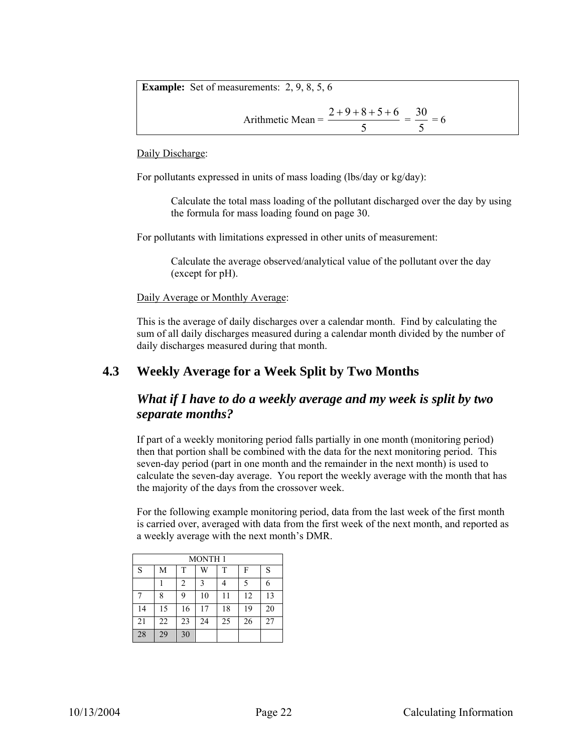**Example:** Set of measurements: 2, 9, 8, 5, 6

$$\text{Arithmetic Mean} = \frac{2+9+8+5+6}{5} = \frac{30}{5} = 6$$

Daily Discharge:

For pollutants expressed in units of mass loading (lbs/day or kg/day):

> Calculate the total mass loading of the pollutant discharged over the day by using the formula for mass loading found on page 30.

For pollutants with limitations expressed in other units of measurement:

> Calculate the average observed/analytical value of the pollutant over the day (except for pH).

Daily Average or Monthly Average:

This is the average of daily discharges over a calendar month. Find by calculating the sum of all daily discharges measured during a calendar month divided by the number of daily discharges measured during that month.

## 4.3 Weekly Average for a Week Split by Two Months

### *What if I have to do a weekly average and my week is split by two separate months?*

If part of a weekly monitoring period falls partially in one month (monitoring period) then that portion shall be combined with the data for the next monitoring period. This seven-day period (part in one month and the remainder in the next month) is used to calculate the seven-day average. You report the weekly average with the month that has the majority of the days from the crossover week.

For the following example monitoring period, data from the last week of the first month is carried over, averaged with data from the first week of the next month, and reported as a weekly average with the next month's DMR.

| MONTH 1 | | | | | | |
|---|---|---|---|---|---|---|
| S | M | T | W | T | F | S |
| | 1 | 2 | 3 | 4 | 5 | 6 |
| 7 | 8 | 9 | 10 | 11 | 12 | 13 |
| 14 | 15 | 16 | 17 | 18 | 19 | 20 |
| 21 | 22 | 23 | 24 | 25 | 26 | 27 |
| 28 | 29 | 30 | | | | |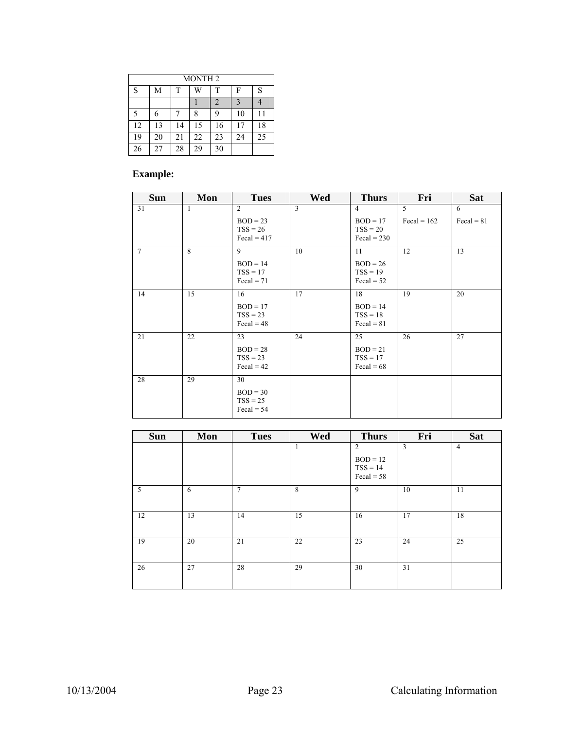| MONTH 2 | | | | | | |
|---|---|---|---|---|---|---|
| S | M | T | W | T | F | S |
| | | | 1 | 2 | 3 | 4 |
| 5 | 6 | 7 | 8 | 9 | 10 | 11 |
| 12 | 13 | 14 | 15 | 16 | 17 | 18 |
| 19 | 20 | 21 | 22 | 23 | 24 | 25 |
| 26 | 27 | 28 | 29 | 30 | | |

**Example:**

| Sun | Mon | Tues | Wed | Thurs | Fri | Sat |
|---|---|---|---|---|---|---|
| 31 | 1 | 2<br>BOD = 23<br>TSS = 26<br>Fecal = 417 | 3 | 4<br>BOD = 17<br>TSS = 20<br>Fecal = 230 | 5<br>Fecal = 162 | 6<br>Fecal = 81 |
| 7 | 8 | 9<br>BOD = 14<br>TSS = 17<br>Fecal = 71 | 10 | 11<br>BOD = 26<br>TSS = 19<br>Fecal = 52 | 12 | 13 |
| 14 | 15 | 16<br>BOD = 17<br>TSS = 23<br>Fecal = 48 | 17 | 18<br>BOD = 14<br>TSS = 18<br>Fecal = 81 | 19 | 20 |
| 21 | 22 | 23<br>BOD = 28<br>TSS = 23<br>Fecal = 42 | 24 | 25<br>BOD = 21<br>TSS = 17<br>Fecal = 68 | 26 | 27 |
| 28 | 29 | 30<br>BOD = 30<br>TSS = 25<br>Fecal = 54 | | | | |

| Sun | Mon | Tues | Wed | Thurs | Fri | Sat |
|---|---|---|---|---|---|---|
| | | | 1 | 2<br>BOD = 12<br>TSS = 14<br>Fecal = 58 | 3 | 4 |
| 5 | 6 | 7 | 8 | 9 | 10 | 11 |
| 12 | 13 | 14 | 15 | 16 | 17 | 18 |
| 19 | 20 | 21 | 22 | 23 | 24 | 25 |
| 26 | 27 | 28 | 29 | 30 | 31 | |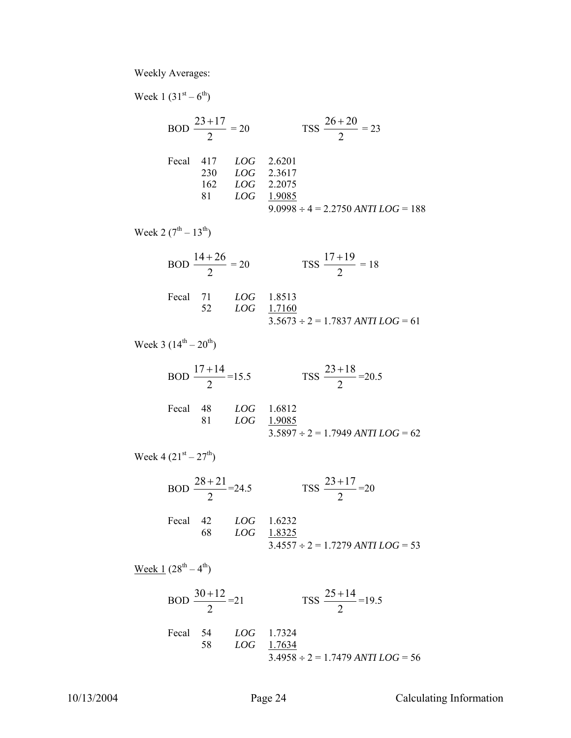Weekly Averages:

Week 1 ($31^{st} – 6^{th}$)

BOD $\frac{23+17}{2}$ = 20 TSS $\frac{26+20}{2}$ = 23

| Fecal | | |
|---|---|---|
| 417 | *LOG* | 2.6201 |
| 230 | *LOG* | 2.3617 |
| 162 | *LOG* | 2.2075 |
| 81 | *LOG* | 1.9085 |

9.0998 ÷ 4 = 2.2750 *ANTI LOG* = 188

Week 2 ($7^{th} – 13^{th}$)

BOD $\frac{14+26}{2}$ = 20 TSS $\frac{17+19}{2}$ = 18

| Fecal | | |
|---|---|---|
| 71 | *LOG* | 1.8513 |
| 52 | *LOG* | 1.7160 |

3.5673 ÷ 2 = 1.7837 *ANTI LOG* = 61

Week 3 ($14^{th} – 20^{th}$)

BOD $\frac{17+14}{2}$ =15.5 TSS $\frac{23+18}{2}$ =20.5

| Fecal | | |
|---|---|---|
| 48 | *LOG* | 1.6812 |
| 81 | *LOG* | 1.9085 |

3.5897 ÷ 2 = 1.7949 *ANTI LOG* = 62

Week 4 ($21^{st} – 27^{th}$)

BOD $\frac{28+21}{2}$ =24.5 TSS $\frac{23+17}{2}$ =20

| Fecal | | |
|---|---|---|
| 42 | *LOG* | 1.6232 |
| 68 | *LOG* | 1.8325 |

3.4557 ÷ 2 = 1.7279 *ANTI LOG* = 53

Week 1 ($28^{th} – 4^{th}$)

BOD $\frac{30+12}{2}$ =21 TSS $\frac{25+14}{2}$ =19.5

| Fecal | | |
|---|---|---|
| 54 | *LOG* | 1.7324 |
| 58 | *LOG* | 1.7634 |

3.4958 ÷ 2 = 1.7479 *ANTI LOG* = 56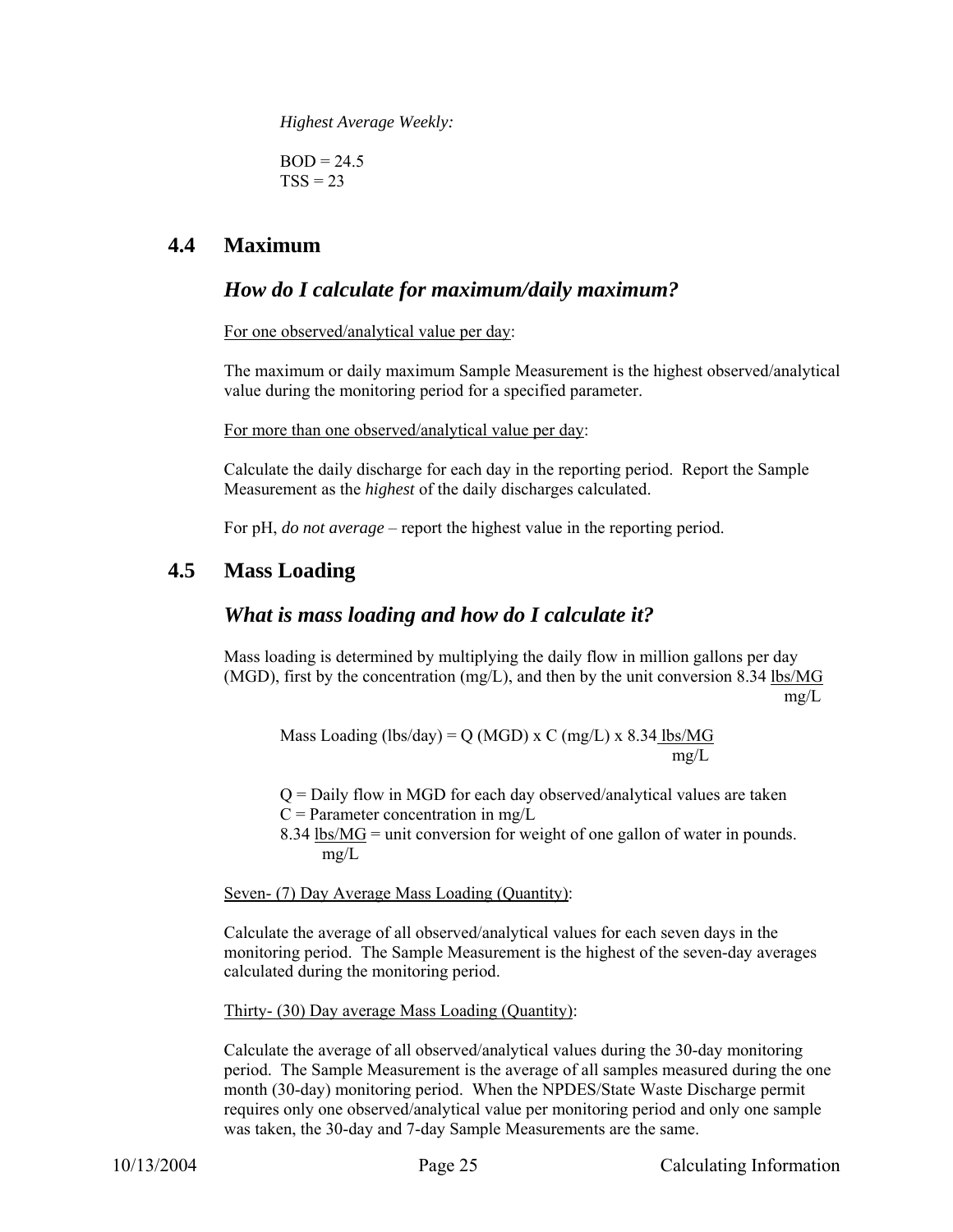*Highest Average Weekly:*

BOD = 24.5
TSS = 23

## 4.4 Maximum

### *How do I calculate for maximum/daily maximum?*

For one observed/analytical value per day:

The maximum or daily maximum Sample Measurement is the highest observed/analytical value during the monitoring period for a specified parameter.

For more than one observed/analytical value per day:

Calculate the daily discharge for each day in the reporting period. Report the Sample Measurement as the *highest* of the daily discharges calculated.

For pH, *do not average* – report the highest value in the reporting period.

## 4.5 Mass Loading

### *What is mass loading and how do I calculate it?*

Mass loading is determined by multiplying the daily flow in million gallons per day (MGD), first by the concentration (mg/L), and then by the unit conversion 8.34 $\frac{\text{lbs/MG}}{\text{mg/L}}$

$$\text{Mass Loading (lbs/day)} = Q\ (\text{MGD}) \times C\ (\text{mg/L}) \times 8.34\ \frac{\text{lbs/MG}}{\text{mg/L}}$$

Q = Daily flow in MGD for each day observed/analytical values are taken
C = Parameter concentration in mg/L
8.34 $\frac{\text{lbs/MG}}{\text{mg/L}}$ = unit conversion for weight of one gallon of water in pounds.

Seven- (7) Day Average Mass Loading (Quantity):

Calculate the average of all observed/analytical values for each seven days in the monitoring period. The Sample Measurement is the highest of the seven-day averages calculated during the monitoring period.

Thirty- (30) Day average Mass Loading (Quantity):

Calculate the average of all observed/analytical values during the 30-day monitoring period. The Sample Measurement is the average of all samples measured during the one month (30-day) monitoring period. When the NPDES/State Waste Discharge permit requires only one observed/analytical value per monitoring period and only one sample was taken, the 30-day and 7-day Sample Measurements are the same.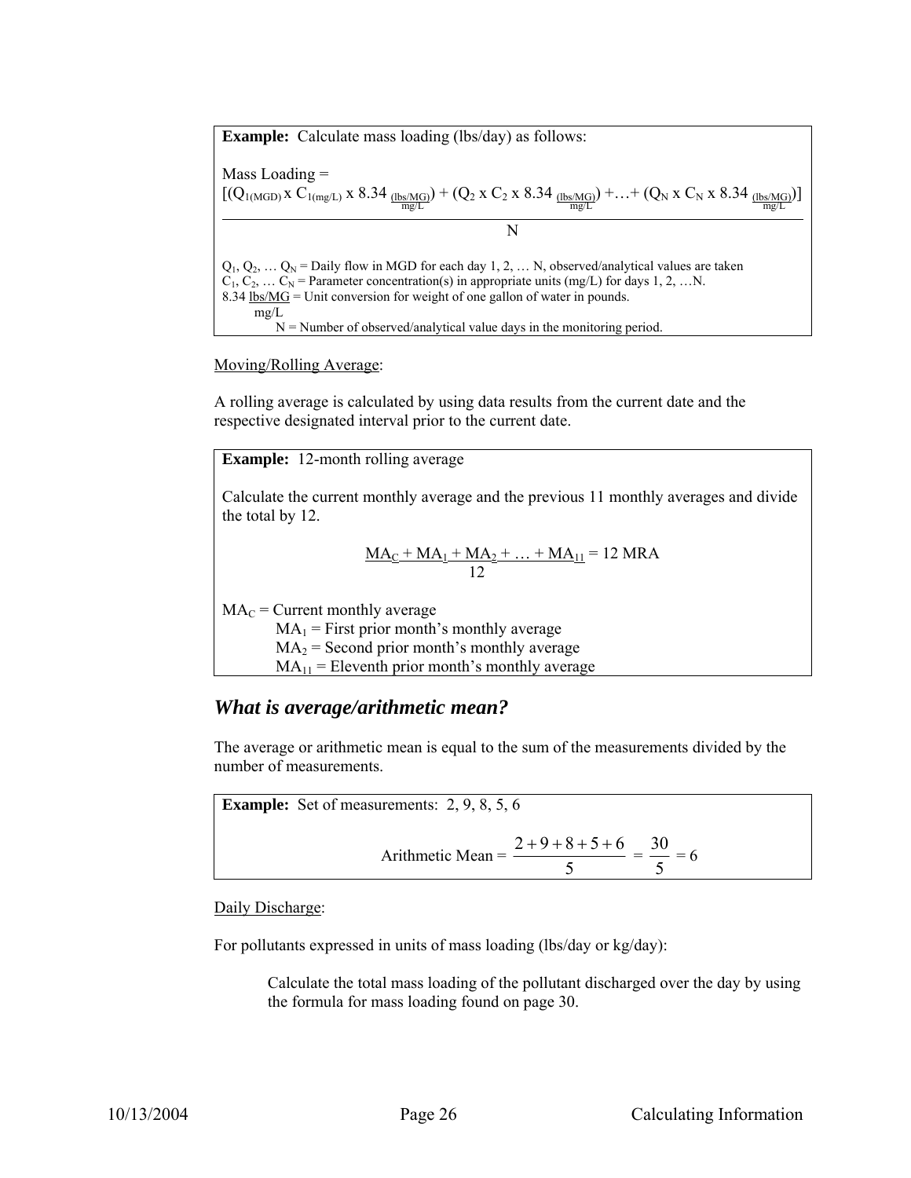**Example:** Calculate mass loading (lbs/day) as follows:

Mass Loading =

$$\frac{\left[\left(Q_{1(MGD)} \times C_{1(mg/L)} \times 8.34 \frac{(lbs/MG)}{mg/L}\right) + \left(Q_2 \times C_2 \times 8.34 \frac{(lbs/MG)}{mg/L}\right) + \ldots + \left(Q_N \times C_N \times 8.34 \frac{(lbs/MG)}{mg/L}\right)\right]}{N}$$

$Q_1, Q_2, \ldots Q_N$ = Daily flow in MGD for each day 1, 2, … N, observed/analytical values are taken
$C_1, C_2, \ldots C_N$ = Parameter concentration(s) in appropriate units (mg/L) for days 1, 2, …N.
8.34 $\frac{lbs/MG}{mg/L}$ = Unit conversion for weight of one gallon of water in pounds.
N = Number of observed/analytical value days in the monitoring period.

Moving/Rolling Average:

A rolling average is calculated by using data results from the current date and the respective designated interval prior to the current date.

**Example:** 12-month rolling average

Calculate the current monthly average and the previous 11 monthly averages and divide the total by 12.

$$\frac{MA_C + MA_1 + MA_2 + \ldots + MA_{11}}{12} = 12 \text{ MRA}$$

$MA_C$ = Current monthly average
$MA_1$ = First prior month's monthly average
$MA_2$ = Second prior month's monthly average
$MA_{11}$ = Eleventh prior month's monthly average

## *What is average/arithmetic mean?*

The average or arithmetic mean is equal to the sum of the measurements divided by the number of measurements.

**Example:** Set of measurements: 2, 9, 8, 5, 6

$$\text{Arithmetic Mean} = \frac{2+9+8+5+6}{5} = \frac{30}{5} = 6$$

Daily Discharge:

For pollutants expressed in units of mass loading (lbs/day or kg/day):

> Calculate the total mass loading of the pollutant discharged over the day by using the formula for mass loading found on page 30.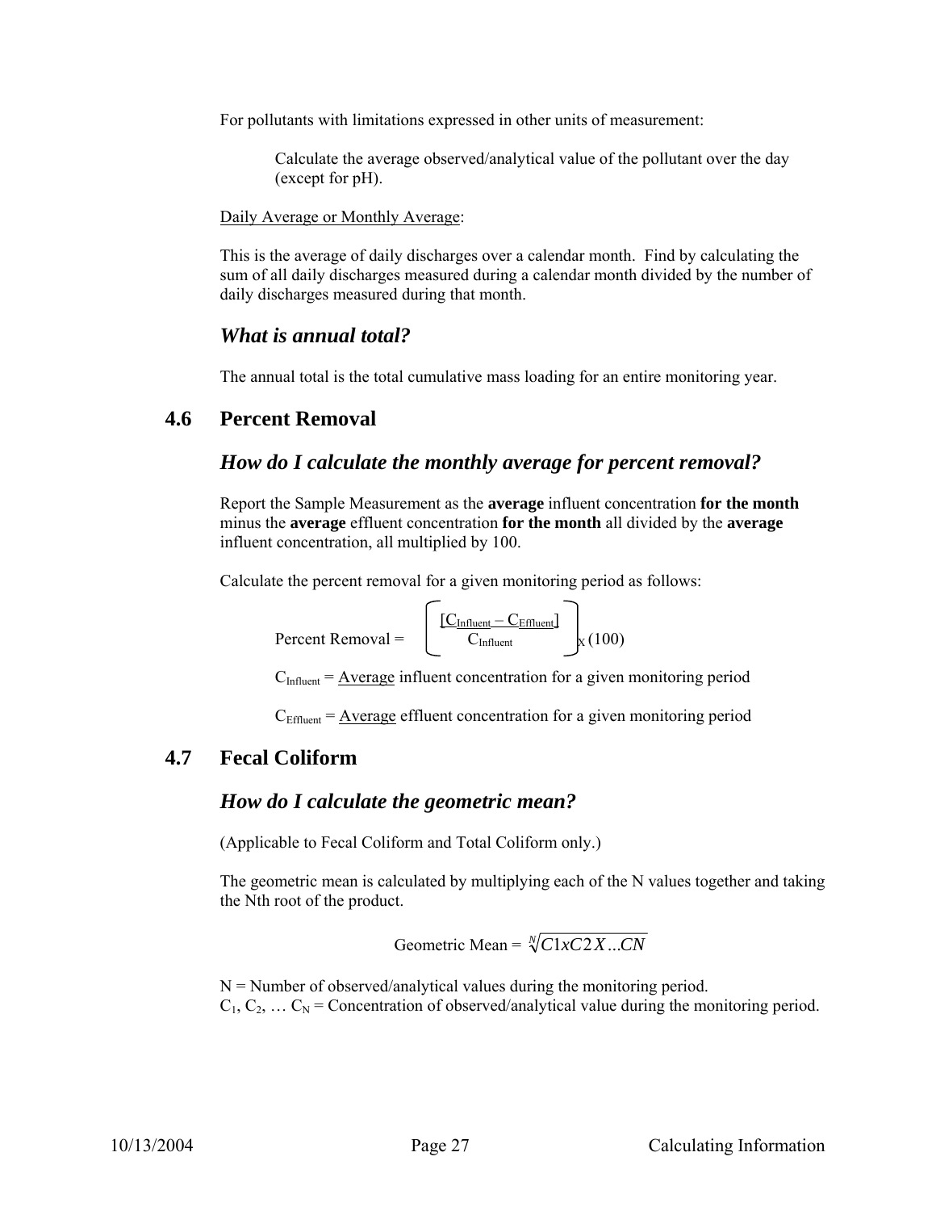For pollutants with limitations expressed in other units of measurement:

> Calculate the average observed/analytical value of the pollutant over the day (except for pH).

Daily Average or Monthly Average:

This is the average of daily discharges over a calendar month. Find by calculating the sum of all daily discharges measured during a calendar month divided by the number of daily discharges measured during that month.

### *What is annual total?*

The annual total is the total cumulative mass loading for an entire monitoring year.

## 4.6 Percent Removal

### *How do I calculate the monthly average for percent removal?*

Report the Sample Measurement as the **average** influent concentration **for the month** minus the **average** effluent concentration **for the month** all divided by the **average** influent concentration, all multiplied by 100.

Calculate the percent removal for a given monitoring period as follows:

$$\text{Percent Removal} = \left( \frac{[C_{Influent} - C_{Effluent}]}{C_{Influent}} \right) \times (100)$$

$C_{Influent}$ = Average influent concentration for a given monitoring period

$C_{Effluent}$ = Average effluent concentration for a given monitoring period

## 4.7 Fecal Coliform

### *How do I calculate the geometric mean?*

(Applicable to Fecal Coliform and Total Coliform only.)

The geometric mean is calculated by multiplying each of the N values together and taking the Nth root of the product.

$$\text{Geometric Mean} = \sqrt[N]{C1xC2X...CN}$$

N = Number of observed/analytical values during the monitoring period.
$C_1, C_2, \ldots C_N$ = Concentration of observed/analytical value during the monitoring period.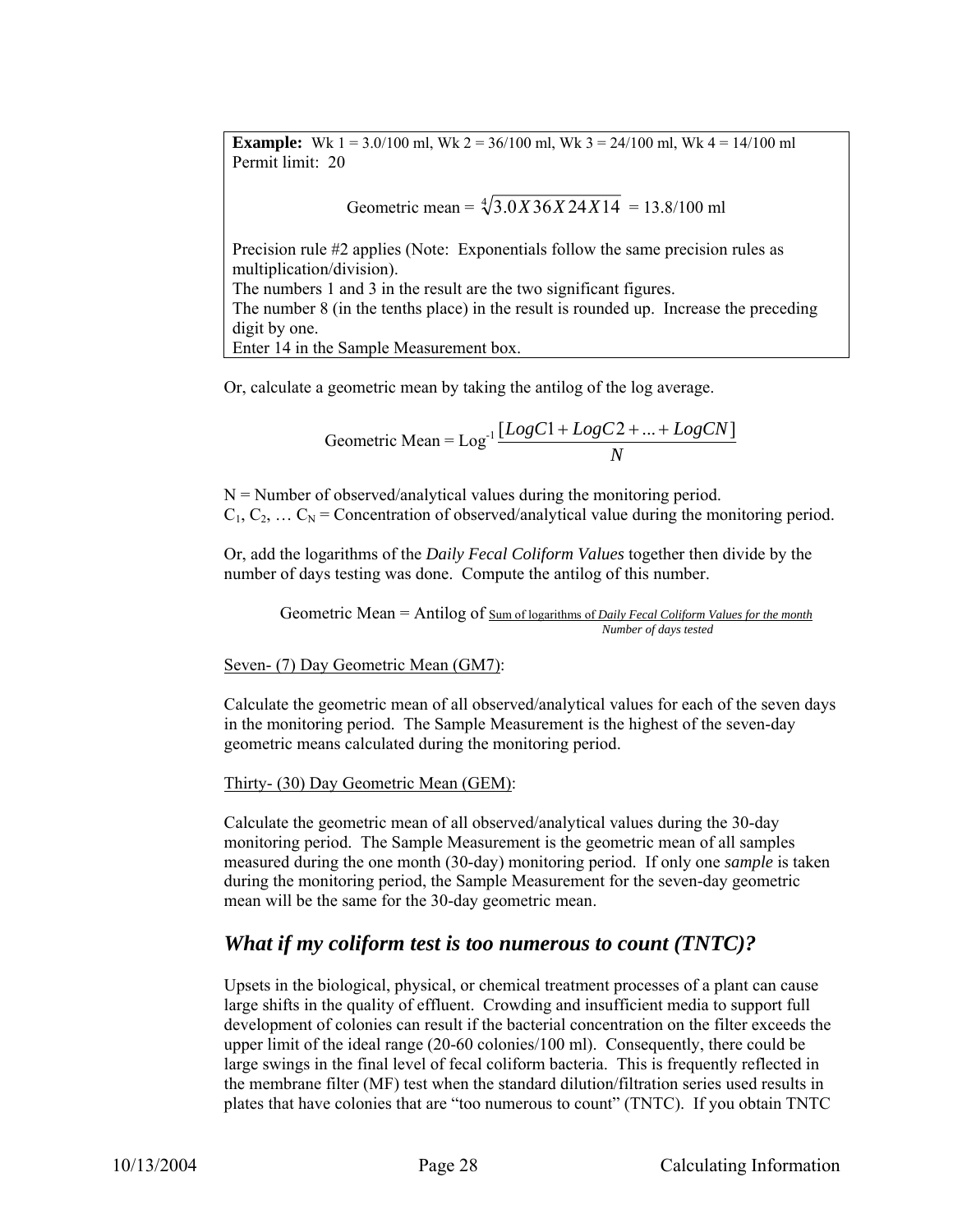**Example:** Wk 1 = 3.0/100 ml, Wk 2 = 36/100 ml, Wk 3 = 24/100 ml, Wk 4 = 14/100 ml
Permit limit: 20

$$\text{Geometric mean} = \sqrt[4]{3.0 X 36 X 24 X 14} = 13.8/100 \text{ ml}$$

Precision rule #2 applies (Note: Exponentials follow the same precision rules as multiplication/division).
The numbers 1 and 3 in the result are the two significant figures.
The number 8 (in the tenths place) in the result is rounded up. Increase the preceding digit by one.
Enter 14 in the Sample Measurement box.

Or, calculate a geometric mean by taking the antilog of the log average.

$$\text{Geometric Mean} = \text{Log}^{-1} \frac{[LogC1 + LogC2 + ... + LogCN]}{N}$$

N = Number of observed/analytical values during the monitoring period.
$C_1, C_2, \ldots C_N$ = Concentration of observed/analytical value during the monitoring period.

Or, add the logarithms of the *Daily Fecal Coliform Values* together then divide by the number of days testing was done. Compute the antilog of this number.

$$\text{Geometric Mean} = \text{Antilog of } \frac{\text{Sum of logarithms of } \textit{Daily Fecal Coliform Values for the month}}{\textit{Number of days tested}}$$

Seven- (7) Day Geometric Mean (GM7):

Calculate the geometric mean of all observed/analytical values for each of the seven days in the monitoring period. The Sample Measurement is the highest of the seven-day geometric means calculated during the monitoring period.

Thirty- (30) Day Geometric Mean (GEM):

Calculate the geometric mean of all observed/analytical values during the 30-day monitoring period. The Sample Measurement is the geometric mean of all samples measured during the one month (30-day) monitoring period. If only one *sample* is taken during the monitoring period, the Sample Measurement for the seven-day geometric mean will be the same for the 30-day geometric mean.

## *What if my coliform test is too numerous to count (TNTC)?*

Upsets in the biological, physical, or chemical treatment processes of a plant can cause large shifts in the quality of effluent. Crowding and insufficient media to support full development of colonies can result if the bacterial concentration on the filter exceeds the upper limit of the ideal range (20-60 colonies/100 ml). Consequently, there could be large swings in the final level of fecal coliform bacteria. This is frequently reflected in the membrane filter (MF) test when the standard dilution/filtration series used results in plates that have colonies that are "too numerous to count" (TNTC). If you obtain TNTC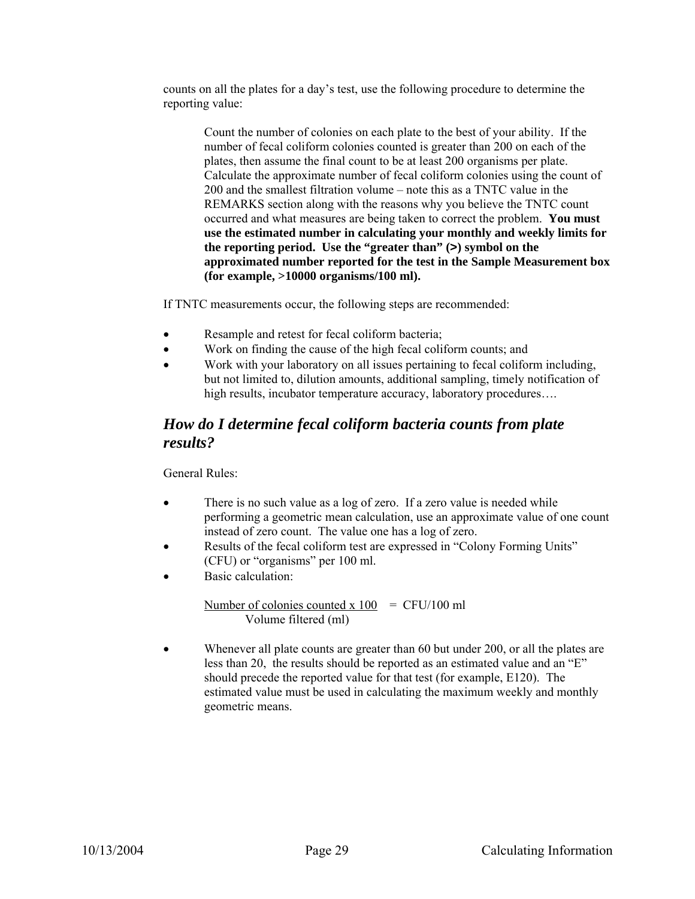counts on all the plates for a day's test, use the following procedure to determine the reporting value:

> Count the number of colonies on each plate to the best of your ability. If the number of fecal coliform colonies counted is greater than 200 on each of the plates, then assume the final count to be at least 200 organisms per plate. Calculate the approximate number of fecal coliform colonies using the count of 200 and the smallest filtration volume – note this as a TNTC value in the REMARKS section along with the reasons why you believe the TNTC count occurred and what measures are being taken to correct the problem. **You must use the estimated number in calculating your monthly and weekly limits for the reporting period. Use the "greater than" (>) symbol on the approximated number reported for the test in the Sample Measurement box (for example, >10000 organisms/100 ml).**

If TNTC measurements occur, the following steps are recommended:

- Resample and retest for fecal coliform bacteria;
- Work on finding the cause of the high fecal coliform counts; and
- Work with your laboratory on all issues pertaining to fecal coliform including, but not limited to, dilution amounts, additional sampling, timely notification of high results, incubator temperature accuracy, laboratory procedures….

## *How do I determine fecal coliform bacteria counts from plate results?*

General Rules:

- There is no such value as a log of zero. If a zero value is needed while performing a geometric mean calculation, use an approximate value of one count instead of zero count. The value one has a log of zero.
- Results of the fecal coliform test are expressed in "Colony Forming Units" (CFU) or "organisms" per 100 ml.
- Basic calculation:

$$\frac{\text{Number of colonies counted} \times 100}{\text{Volume filtered (ml)}} = \text{CFU/100 ml}$$

- Whenever all plate counts are greater than 60 but under 200, or all the plates are less than 20, the results should be reported as an estimated value and an "E" should precede the reported value for that test (for example, E120). The estimated value must be used in calculating the maximum weekly and monthly geometric means.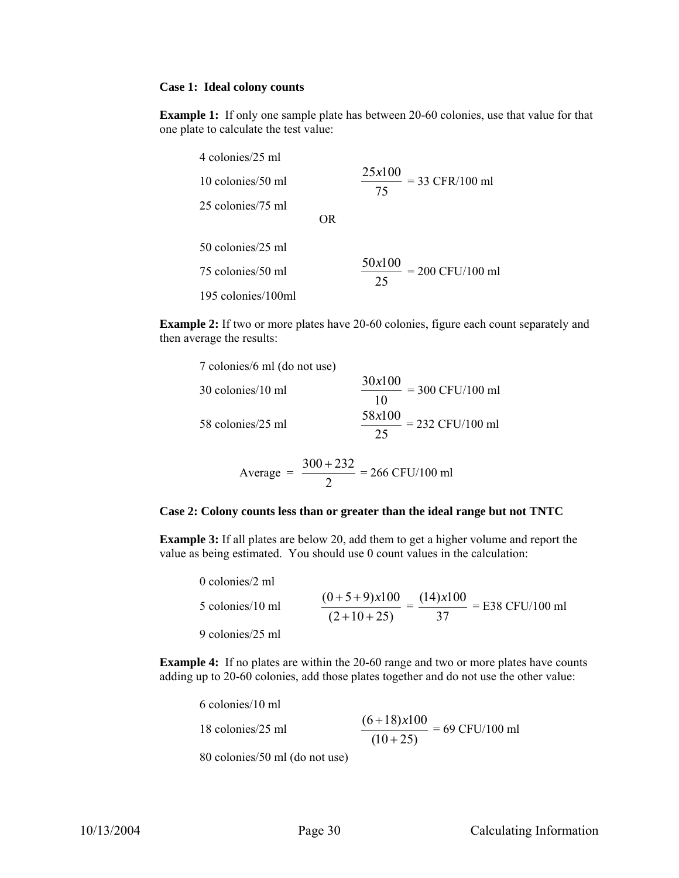**Case 1: Ideal colony counts**

**Example 1:** If only one sample plate has between 20-60 colonies, use that value for that one plate to calculate the test value:

4 colonies/25 ml

10 colonies/50 ml $\qquad \dfrac{25x100}{75}$ = 33 CFR/100 ml

25 colonies/75 ml

OR

50 colonies/25 ml

75 colonies/50 ml $\qquad \dfrac{50x100}{25}$ = 200 CFU/100 ml

195 colonies/100ml

**Example 2:** If two or more plates have 20-60 colonies, figure each count separately and then average the results:

7 colonies/6 ml (do not use)

30 colonies/10 ml $\qquad \dfrac{30x100}{10}$ = 300 CFU/100 ml

58 colonies/25 ml $\qquad \dfrac{58x100}{25}$ = 232 CFU/100 ml

$$\text{Average} = \frac{300 + 232}{2} = 266 \text{ CFU/100 ml}$$

**Case 2: Colony counts less than or greater than the ideal range but not TNTC**

**Example 3:** If all plates are below 20, add them to get a higher volume and report the value as being estimated. You should use 0 count values in the calculation:

0 colonies/2 ml

5 colonies/10 ml $\qquad \dfrac{(0+5+9)x100}{(2+10+25)} = \dfrac{(14)x100}{37}$ = E38 CFU/100 ml

9 colonies/25 ml

**Example 4:** If no plates are within the 20-60 range and two or more plates have counts adding up to 20-60 colonies, add those plates together and do not use the other value:

6 colonies/10 ml

18 colonies/25 ml $\qquad \dfrac{(6+18)x100}{(10+25)}$ = 69 CFU/100 ml

80 colonies/50 ml (do not use)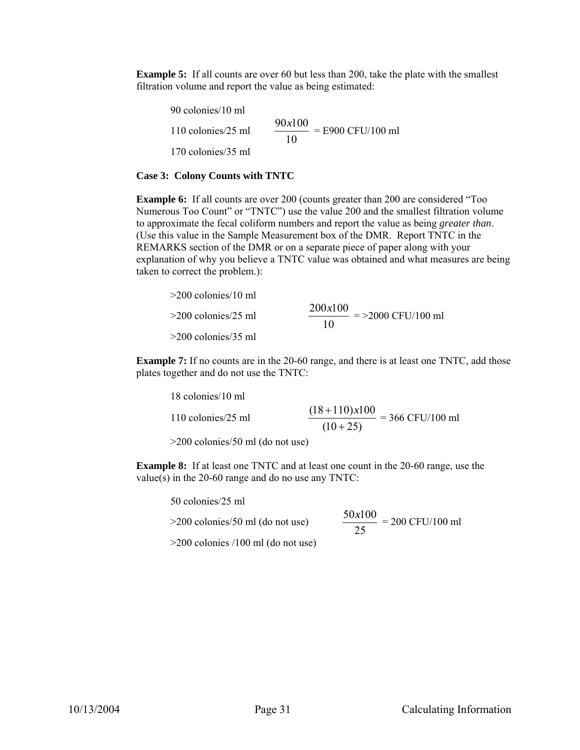**Example 5:** If all counts are over 60 but less than 200, take the plate with the smallest filtration volume and report the value as being estimated:

90 colonies/10 ml

110 colonies/25 ml $\quad \frac{90x100}{10}$ = E900 CFU/100 ml

170 colonies/35 ml

**Case 3: Colony Counts with TNTC**

**Example 6:** If all counts are over 200 (counts greater than 200 are considered "Too Numerous Too Count" or "TNTC") use the value 200 and the smallest filtration volume to approximate the fecal coliform numbers and report the value as being *greater than*. (Use this value in the Sample Measurement box of the DMR. Report TNTC in the REMARKS section of the DMR or on a separate piece of paper along with your explanation of why you believe a TNTC value was obtained and what measures are being taken to correct the problem.):

>200 colonies/10 ml

>200 colonies/25 ml $\quad \frac{200x100}{10}$ = >2000 CFU/100 ml

>200 colonies/35 ml

**Example 7:** If no counts are in the 20-60 range, and there is at least one TNTC, add those plates together and do not use the TNTC:

18 colonies/10 ml

110 colonies/25 ml $\quad \frac{(18+110)x100}{(10+25)}$ = 366 CFU/100 ml

>200 colonies/50 ml (do not use)

**Example 8:** If at least one TNTC and at least one count in the 20-60 range, use the value(s) in the 20-60 range and do no use any TNTC:

50 colonies/25 ml

>200 colonies/50 ml (do not use) $\quad \frac{50x100}{25}$ = 200 CFU/100 ml

>200 colonies /100 ml (do not use)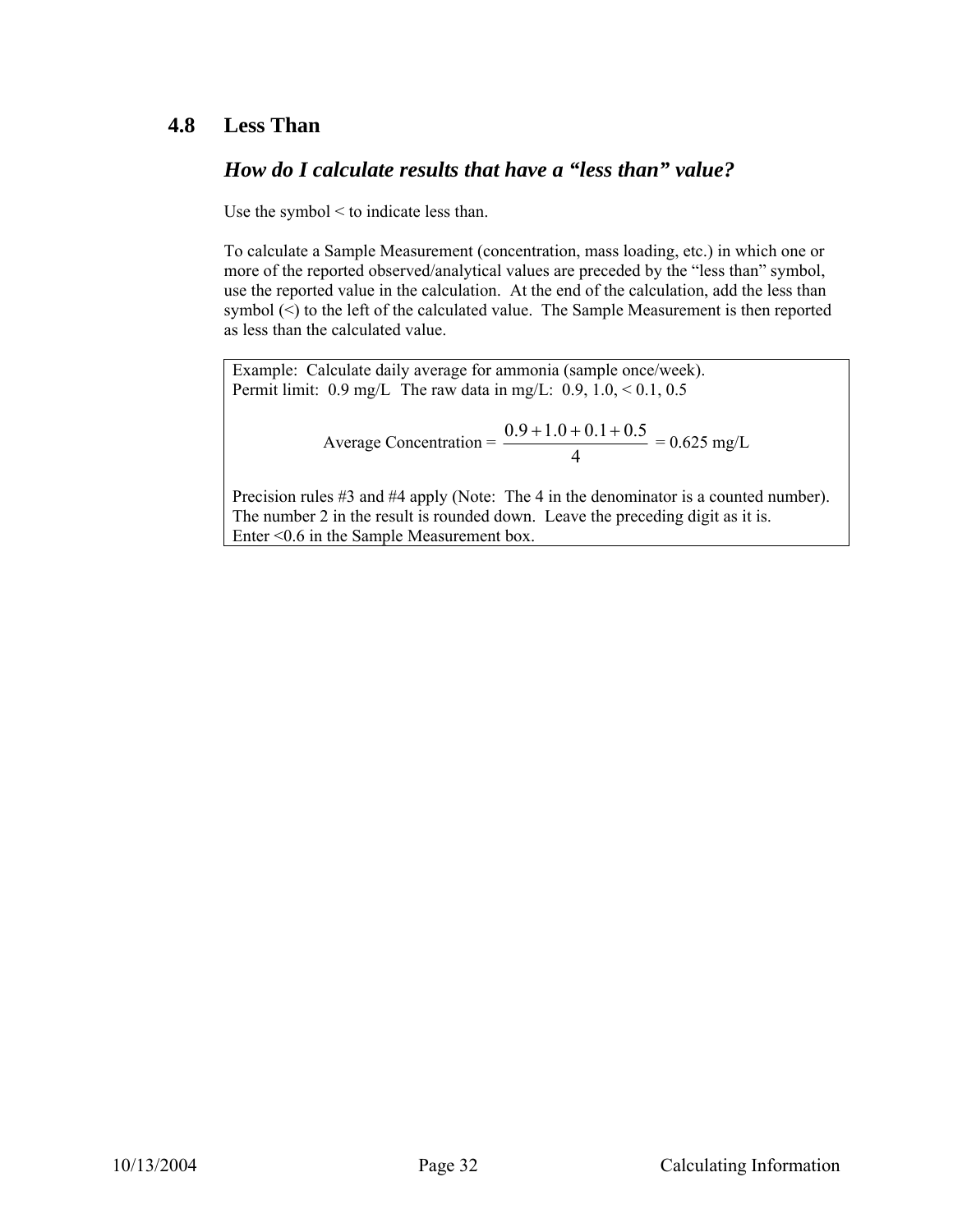## 4.8 Less Than

### *How do I calculate results that have a “less than” value?*

Use the symbol < to indicate less than.

To calculate a Sample Measurement (concentration, mass loading, etc.) in which one or more of the reported observed/analytical values are preceded by the “less than” symbol, use the reported value in the calculation. At the end of the calculation, add the less than symbol (<) to the left of the calculated value. The Sample Measurement is then reported as less than the calculated value.

> Example: Calculate daily average for ammonia (sample once/week).
> Permit limit: 0.9 mg/L The raw data in mg/L: 0.9, 1.0, < 0.1, 0.5
>
> $$\text{Average Concentration} = \frac{0.9 + 1.0 + 0.1 + 0.5}{4} = 0.625 \text{ mg/L}$$
>
> Precision rules #3 and #4 apply (Note: The 4 in the denominator is a counted number).
> The number 2 in the result is rounded down. Leave the preceding digit as it is.
> Enter <0.6 in the Sample Measurement box.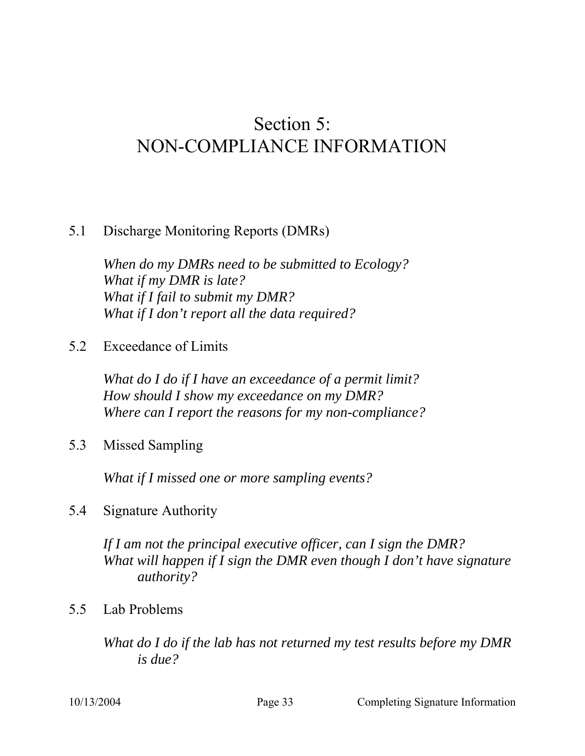# Section 5: NON-COMPLIANCE INFORMATION

5.1 Discharge Monitoring Reports (DMRs)

*When do my DMRs need to be submitted to Ecology?*
*What if my DMR is late?*
*What if I fail to submit my DMR?*
*What if I don't report all the data required?*

5.2 Exceedance of Limits

*What do I do if I have an exceedance of a permit limit?*
*How should I show my exceedance on my DMR?*
*Where can I report the reasons for my non-compliance?*

5.3 Missed Sampling

*What if I missed one or more sampling events?*

5.4 Signature Authority

*If I am not the principal executive officer, can I sign the DMR?*
*What will happen if I sign the DMR even though I don't have signature authority?*

5.5 Lab Problems

*What do I do if the lab has not returned my test results before my DMR is due?*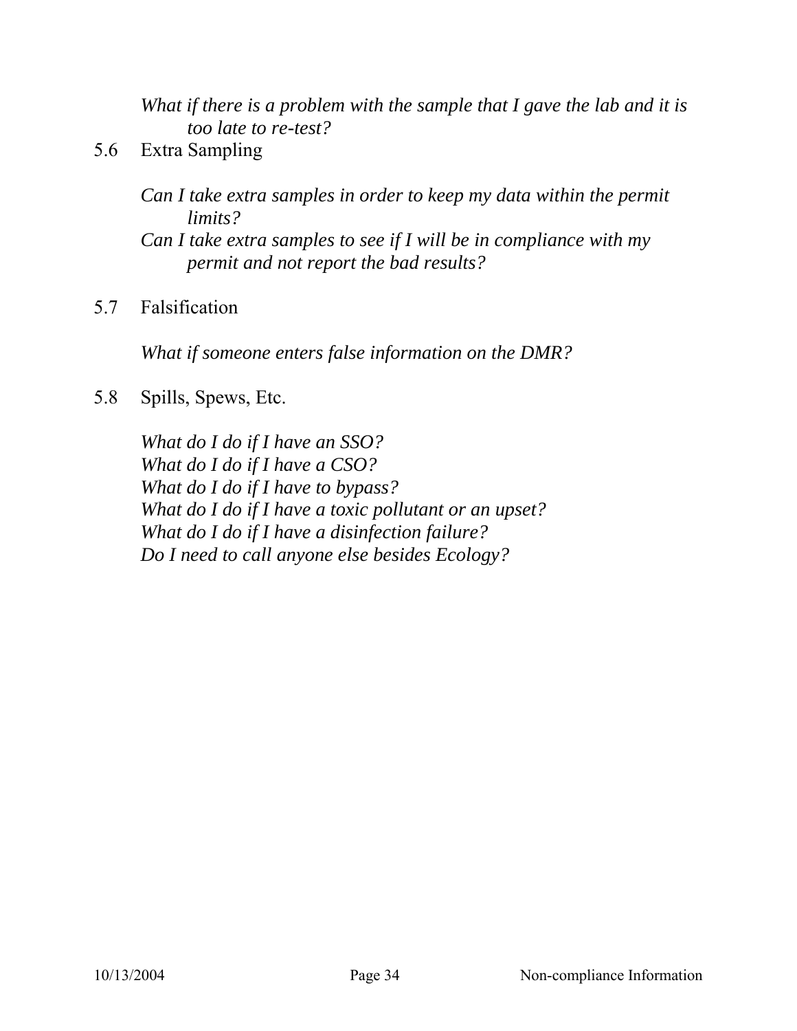*What if there is a problem with the sample that I gave the lab and it is too late to re-test?*

## 5.6 Extra Sampling

*Can I take extra samples in order to keep my data within the permit limits?*
*Can I take extra samples to see if I will be in compliance with my permit and not report the bad results?*

## 5.7 Falsification

*What if someone enters false information on the DMR?*

## 5.8 Spills, Spews, Etc.

*What do I do if I have an SSO?*
*What do I do if I have a CSO?*
*What do I do if I have to bypass?*
*What do I do if I have a toxic pollutant or an upset?*
*What do I do if I have a disinfection failure?*
*Do I need to call anyone else besides Ecology?*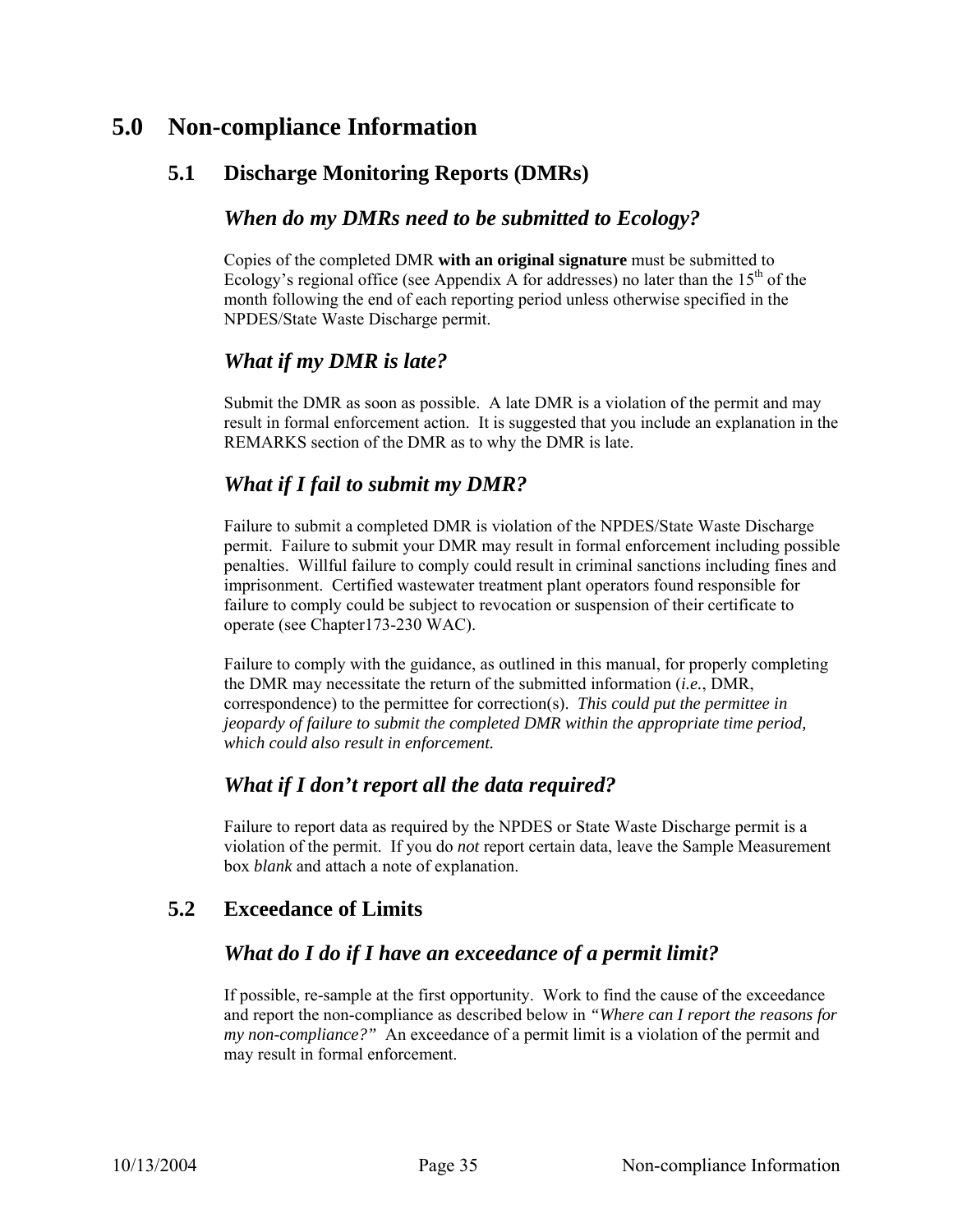# 5.0 Non-compliance Information

## 5.1 Discharge Monitoring Reports (DMRs)

### *When do my DMRs need to be submitted to Ecology?*

Copies of the completed DMR **with an original signature** must be submitted to Ecology's regional office (see Appendix A for addresses) no later than the 15th of the month following the end of each reporting period unless otherwise specified in the NPDES/State Waste Discharge permit.

### *What if my DMR is late?*

Submit the DMR as soon as possible. A late DMR is a violation of the permit and may result in formal enforcement action. It is suggested that you include an explanation in the REMARKS section of the DMR as to why the DMR is late.

### *What if I fail to submit my DMR?*

Failure to submit a completed DMR is violation of the NPDES/State Waste Discharge permit. Failure to submit your DMR may result in formal enforcement including possible penalties. Willful failure to comply could result in criminal sanctions including fines and imprisonment. Certified wastewater treatment plant operators found responsible for failure to comply could be subject to revocation or suspension of their certificate to operate (see Chapter173-230 WAC).

Failure to comply with the guidance, as outlined in this manual, for properly completing the DMR may necessitate the return of the submitted information (*i.e.*, DMR, correspondence) to the permittee for correction(s). *This could put the permittee in jeopardy of failure to submit the completed DMR within the appropriate time period, which could also result in enforcement.*

### *What if I don't report all the data required?*

Failure to report data as required by the NPDES or State Waste Discharge permit is a violation of the permit. If you do *not* report certain data, leave the Sample Measurement box *blank* and attach a note of explanation.

## 5.2 Exceedance of Limits

### *What do I do if I have an exceedance of a permit limit?*

If possible, re-sample at the first opportunity. Work to find the cause of the exceedance and report the non-compliance as described below in *"Where can I report the reasons for my non-compliance?"* An exceedance of a permit limit is a violation of the permit and may result in formal enforcement.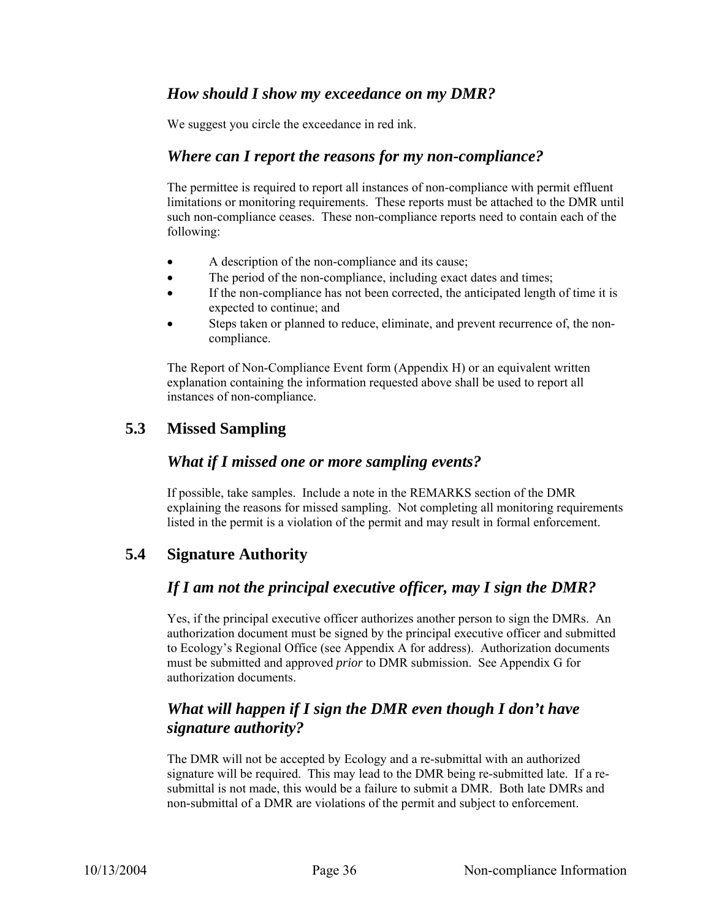### *How should I show my exceedance on my DMR?*

We suggest you circle the exceedance in red ink.

### *Where can I report the reasons for my non-compliance?*

The permittee is required to report all instances of non-compliance with permit effluent limitations or monitoring requirements. These reports must be attached to the DMR until such non-compliance ceases. These non-compliance reports need to contain each of the following:

- A description of the non-compliance and its cause;
- The period of the non-compliance, including exact dates and times;
- If the non-compliance has not been corrected, the anticipated length of time it is expected to continue; and
- Steps taken or planned to reduce, eliminate, and prevent recurrence of, the non-compliance.

The Report of Non-Compliance Event form (Appendix H) or an equivalent written explanation containing the information requested above shall be used to report all instances of non-compliance.

## 5.3 Missed Sampling

### *What if I missed one or more sampling events?*

If possible, take samples. Include a note in the REMARKS section of the DMR explaining the reasons for missed sampling. Not completing all monitoring requirements listed in the permit is a violation of the permit and may result in formal enforcement.

## 5.4 Signature Authority

### *If I am not the principal executive officer, may I sign the DMR?*

Yes, if the principal executive officer authorizes another person to sign the DMRs. An authorization document must be signed by the principal executive officer and submitted to Ecology's Regional Office (see Appendix A for address). Authorization documents must be submitted and approved *prior* to DMR submission. See Appendix G for authorization documents.

### *What will happen if I sign the DMR even though I don't have signature authority?*

The DMR will not be accepted by Ecology and a re-submittal with an authorized signature will be required. This may lead to the DMR being re-submitted late. If a re-submittal is not made, this would be a failure to submit a DMR. Both late DMRs and non-submittal of a DMR are violations of the permit and subject to enforcement.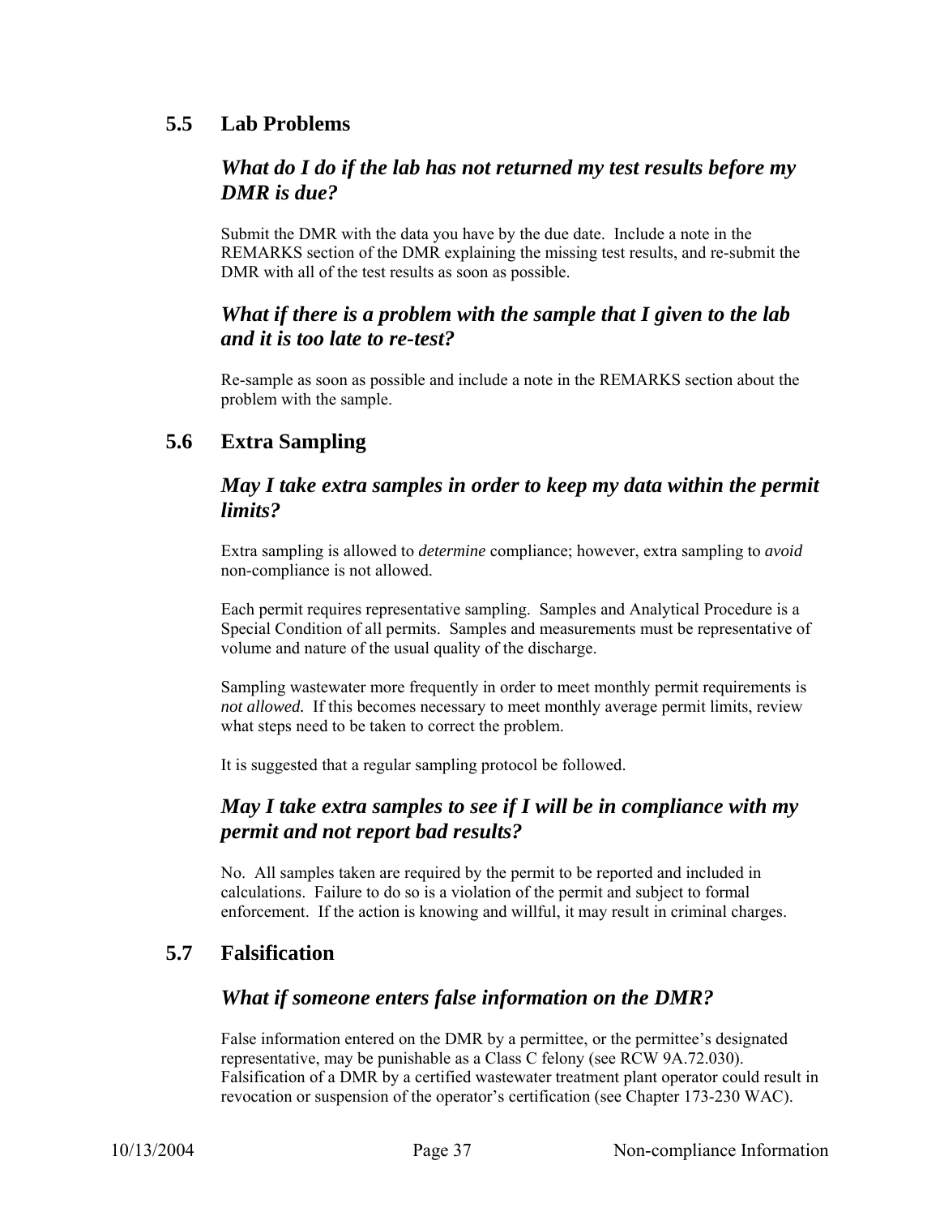## 5.5 Lab Problems

### *What do I do if the lab has not returned my test results before my DMR is due?*

Submit the DMR with the data you have by the due date. Include a note in the REMARKS section of the DMR explaining the missing test results, and re-submit the DMR with all of the test results as soon as possible.

### *What if there is a problem with the sample that I given to the lab and it is too late to re-test?*

Re-sample as soon as possible and include a note in the REMARKS section about the problem with the sample.

## 5.6 Extra Sampling

### *May I take extra samples in order to keep my data within the permit limits?*

Extra sampling is allowed to *determine* compliance; however, extra sampling to *avoid* non-compliance is not allowed.

Each permit requires representative sampling. Samples and Analytical Procedure is a Special Condition of all permits. Samples and measurements must be representative of volume and nature of the usual quality of the discharge.

Sampling wastewater more frequently in order to meet monthly permit requirements is *not allowed.* If this becomes necessary to meet monthly average permit limits, review what steps need to be taken to correct the problem.

It is suggested that a regular sampling protocol be followed.

### *May I take extra samples to see if I will be in compliance with my permit and not report bad results?*

No. All samples taken are required by the permit to be reported and included in calculations. Failure to do so is a violation of the permit and subject to formal enforcement. If the action is knowing and willful, it may result in criminal charges.

## 5.7 Falsification

### *What if someone enters false information on the DMR?*

False information entered on the DMR by a permittee, or the permittee's designated representative, may be punishable as a Class C felony (see RCW 9A.72.030). Falsification of a DMR by a certified wastewater treatment plant operator could result in revocation or suspension of the operator's certification (see Chapter 173-230 WAC).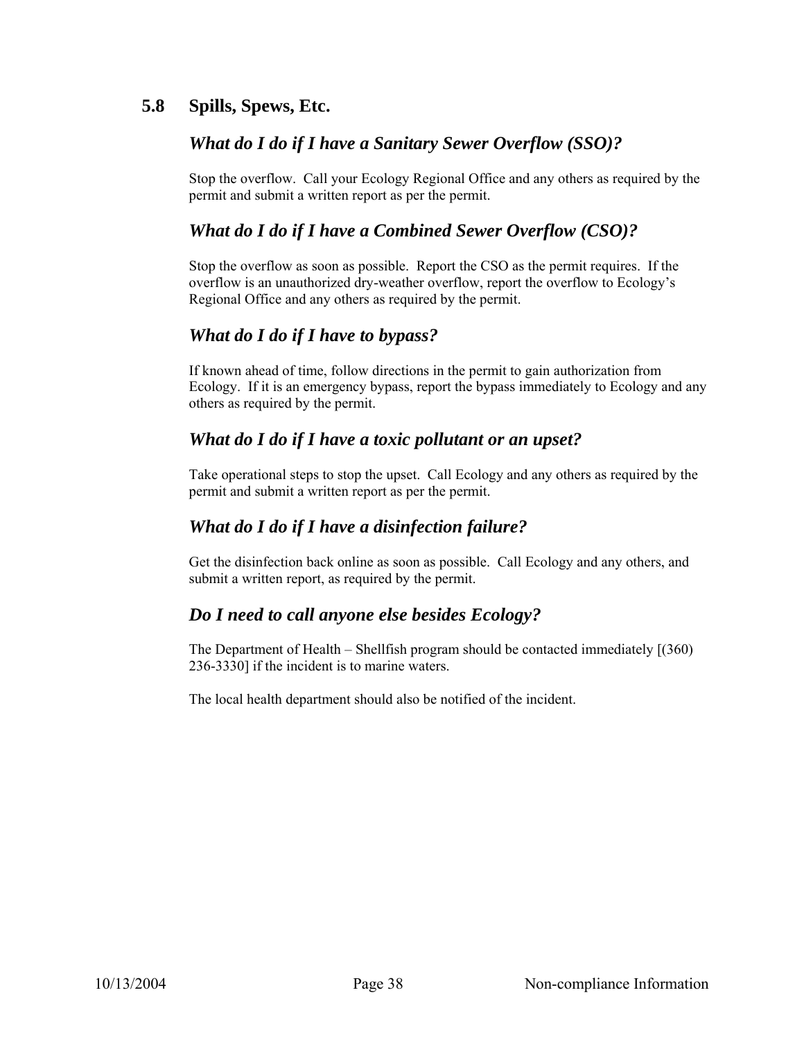## 5.8 Spills, Spews, Etc.

### *What do I do if I have a Sanitary Sewer Overflow (SSO)?*

Stop the overflow. Call your Ecology Regional Office and any others as required by the permit and submit a written report as per the permit.

### *What do I do if I have a Combined Sewer Overflow (CSO)?*

Stop the overflow as soon as possible. Report the CSO as the permit requires. If the overflow is an unauthorized dry-weather overflow, report the overflow to Ecology's Regional Office and any others as required by the permit.

### *What do I do if I have to bypass?*

If known ahead of time, follow directions in the permit to gain authorization from Ecology. If it is an emergency bypass, report the bypass immediately to Ecology and any others as required by the permit.

### *What do I do if I have a toxic pollutant or an upset?*

Take operational steps to stop the upset. Call Ecology and any others as required by the permit and submit a written report as per the permit.

### *What do I do if I have a disinfection failure?*

Get the disinfection back online as soon as possible. Call Ecology and any others, and submit a written report, as required by the permit.

### *Do I need to call anyone else besides Ecology?*

The Department of Health – Shellfish program should be contacted immediately [(360) 236-3330] if the incident is to marine waters.

The local health department should also be notified of the incident.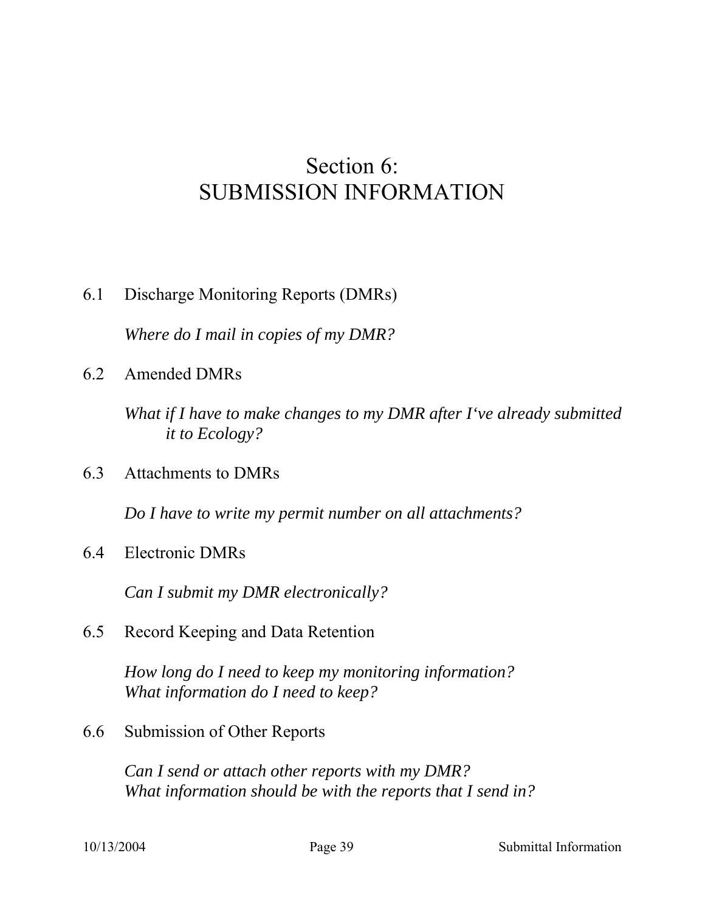# Section 6:
# SUBMISSION INFORMATION

6.1 Discharge Monitoring Reports (DMRs)

*Where do I mail in copies of my DMR?*

6.2 Amended DMRs

*What if I have to make changes to my DMR after I've already submitted it to Ecology?*

6.3 Attachments to DMRs

*Do I have to write my permit number on all attachments?*

6.4 Electronic DMRs

*Can I submit my DMR electronically?*

6.5 Record Keeping and Data Retention

*How long do I need to keep my monitoring information?*
*What information do I need to keep?*

6.6 Submission of Other Reports

*Can I send or attach other reports with my DMR?*
*What information should be with the reports that I send in?*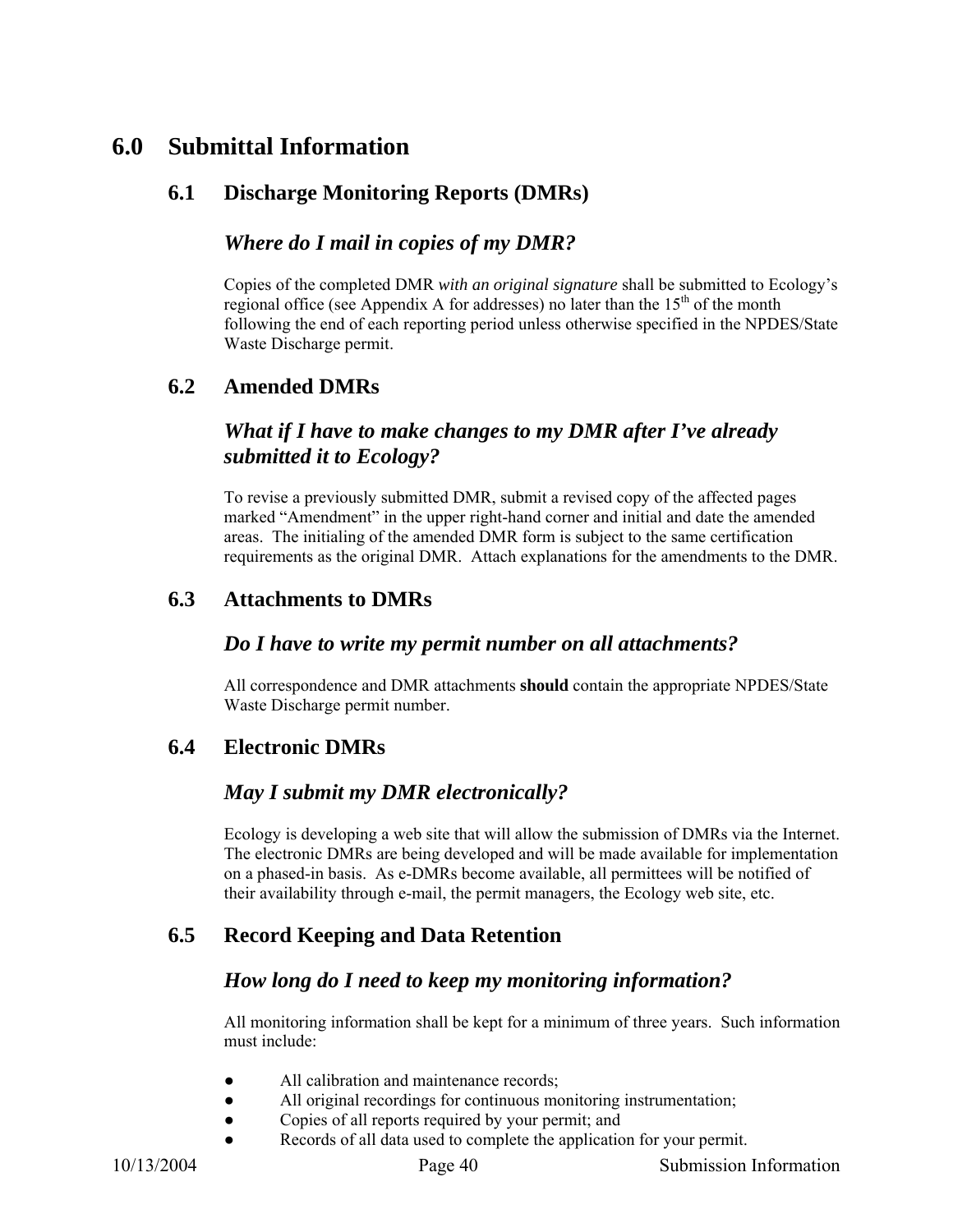# 6.0 Submittal Information

## 6.1 Discharge Monitoring Reports (DMRs)

### *Where do I mail in copies of my DMR?*

Copies of the completed DMR *with an original signature* shall be submitted to Ecology's regional office (see Appendix A for addresses) no later than the 15th of the month following the end of each reporting period unless otherwise specified in the NPDES/State Waste Discharge permit.

## 6.2 Amended DMRs

### *What if I have to make changes to my DMR after I've already submitted it to Ecology?*

To revise a previously submitted DMR, submit a revised copy of the affected pages marked "Amendment" in the upper right-hand corner and initial and date the amended areas. The initialing of the amended DMR form is subject to the same certification requirements as the original DMR. Attach explanations for the amendments to the DMR.

## 6.3 Attachments to DMRs

### *Do I have to write my permit number on all attachments?*

All correspondence and DMR attachments **should** contain the appropriate NPDES/State Waste Discharge permit number.

## 6.4 Electronic DMRs

### *May I submit my DMR electronically?*

Ecology is developing a web site that will allow the submission of DMRs via the Internet. The electronic DMRs are being developed and will be made available for implementation on a phased-in basis. As e-DMRs become available, all permittees will be notified of their availability through e-mail, the permit managers, the Ecology web site, etc.

## 6.5 Record Keeping and Data Retention

### *How long do I need to keep my monitoring information?*

All monitoring information shall be kept for a minimum of three years. Such information must include:

- All calibration and maintenance records;
- All original recordings for continuous monitoring instrumentation;
- Copies of all reports required by your permit; and
- Records of all data used to complete the application for your permit.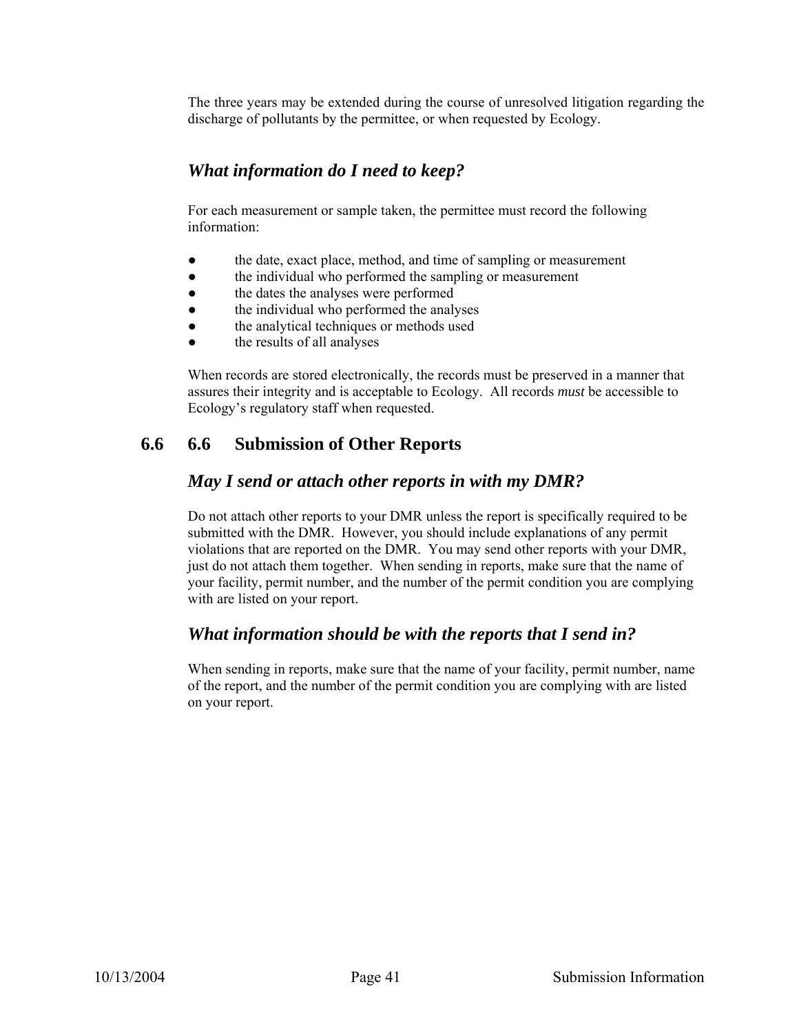The three years may be extended during the course of unresolved litigation regarding the discharge of pollutants by the permittee, or when requested by Ecology.

### *What information do I need to keep?*

For each measurement or sample taken, the permittee must record the following information:

- the date, exact place, method, and time of sampling or measurement
- the individual who performed the sampling or measurement
- the dates the analyses were performed
- the individual who performed the analyses
- the analytical techniques or methods used
- the results of all analyses

When records are stored electronically, the records must be preserved in a manner that assures their integrity and is acceptable to Ecology. All records *must* be accessible to Ecology's regulatory staff when requested.

## 6.6 6.6 Submission of Other Reports

### *May I send or attach other reports in with my DMR?*

Do not attach other reports to your DMR unless the report is specifically required to be submitted with the DMR. However, you should include explanations of any permit violations that are reported on the DMR. You may send other reports with your DMR, just do not attach them together. When sending in reports, make sure that the name of your facility, permit number, and the number of the permit condition you are complying with are listed on your report.

### *What information should be with the reports that I send in?*

When sending in reports, make sure that the name of your facility, permit number, name of the report, and the number of the permit condition you are complying with are listed on your report.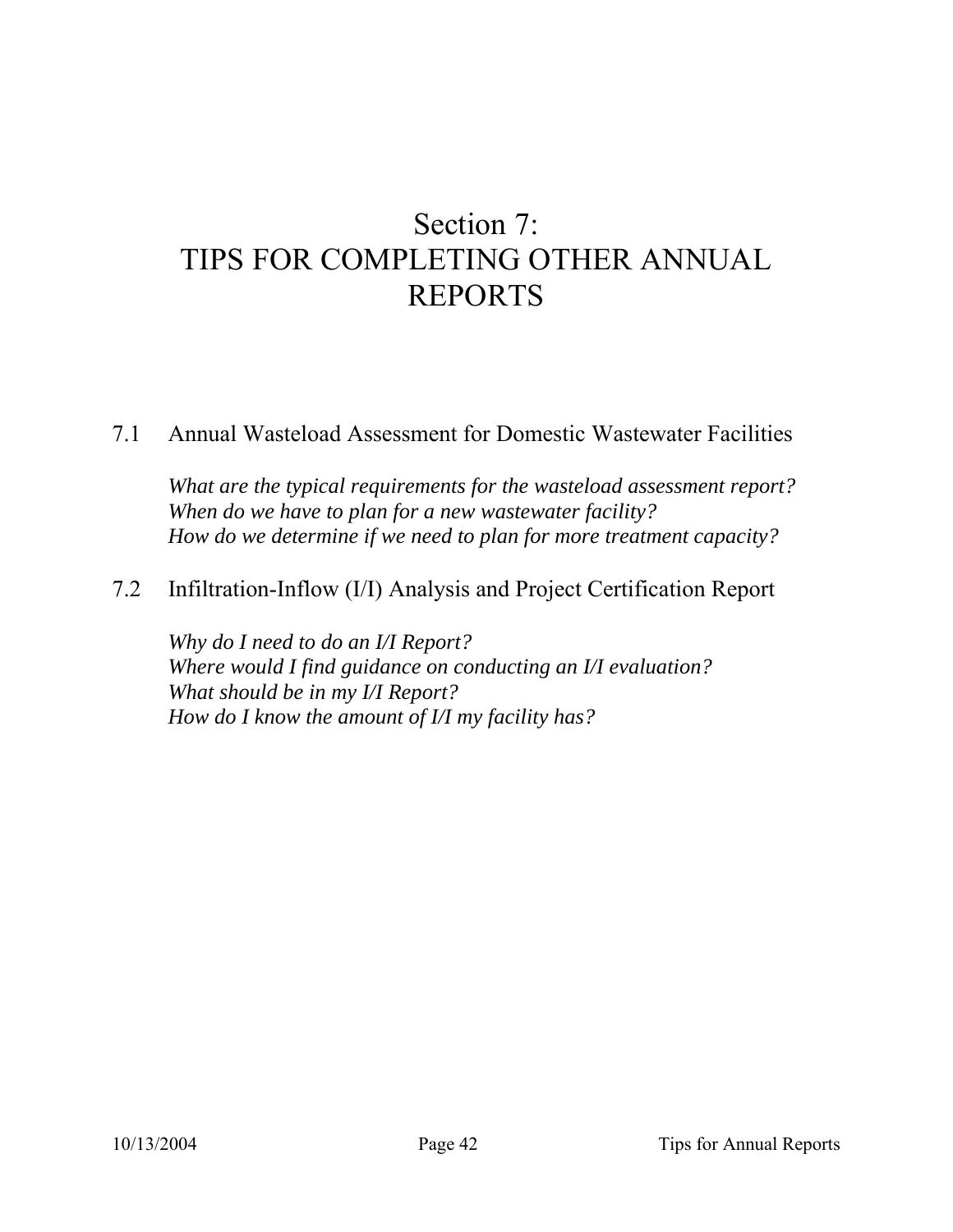# Section 7: TIPS FOR COMPLETING OTHER ANNUAL REPORTS

## 7.1 Annual Wasteload Assessment for Domestic Wastewater Facilities

*What are the typical requirements for the wasteload assessment report?*
*When do we have to plan for a new wastewater facility?*
*How do we determine if we need to plan for more treatment capacity?*

## 7.2 Infiltration-Inflow (I/I) Analysis and Project Certification Report

*Why do I need to do an I/I Report?*
*Where would I find guidance on conducting an I/I evaluation?*
*What should be in my I/I Report?*
*How do I know the amount of I/I my facility has?*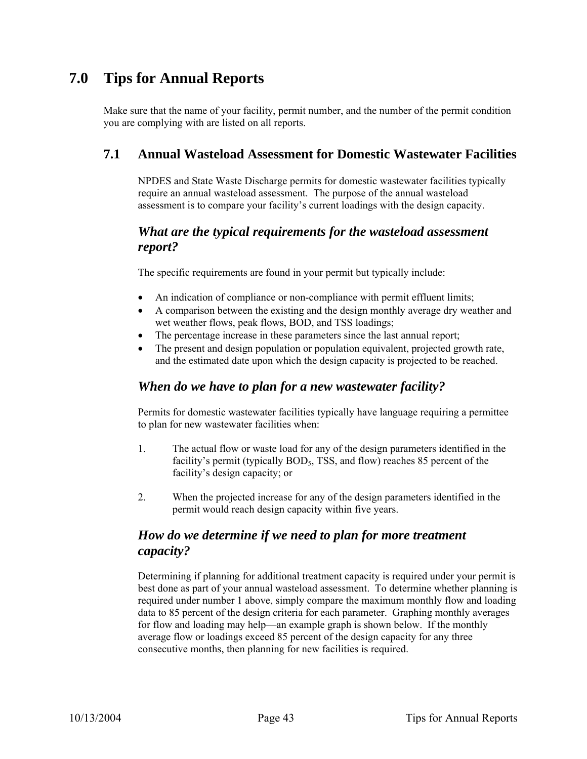# 7.0 Tips for Annual Reports

Make sure that the name of your facility, permit number, and the number of the permit condition you are complying with are listed on all reports.

## 7.1 Annual Wasteload Assessment for Domestic Wastewater Facilities

NPDES and State Waste Discharge permits for domestic wastewater facilities typically require an annual wasteload assessment. The purpose of the annual wasteload assessment is to compare your facility's current loadings with the design capacity.

### *What are the typical requirements for the wasteload assessment report?*

The specific requirements are found in your permit but typically include:

- An indication of compliance or non-compliance with permit effluent limits;
- A comparison between the existing and the design monthly average dry weather and wet weather flows, peak flows, BOD, and TSS loadings;
- The percentage increase in these parameters since the last annual report;
- The present and design population or population equivalent, projected growth rate, and the estimated date upon which the design capacity is projected to be reached.

### *When do we have to plan for a new wastewater facility?*

Permits for domestic wastewater facilities typically have language requiring a permittee to plan for new wastewater facilities when:

1. The actual flow or waste load for any of the design parameters identified in the facility's permit (typically $BOD_5$, TSS, and flow) reaches 85 percent of the facility's design capacity; or

2. When the projected increase for any of the design parameters identified in the permit would reach design capacity within five years.

### *How do we determine if we need to plan for more treatment capacity?*

Determining if planning for additional treatment capacity is required under your permit is best done as part of your annual wasteload assessment. To determine whether planning is required under number 1 above, simply compare the maximum monthly flow and loading data to 85 percent of the design criteria for each parameter. Graphing monthly averages for flow and loading may help—an example graph is shown below. If the monthly average flow or loadings exceed 85 percent of the design capacity for any three consecutive months, then planning for new facilities is required.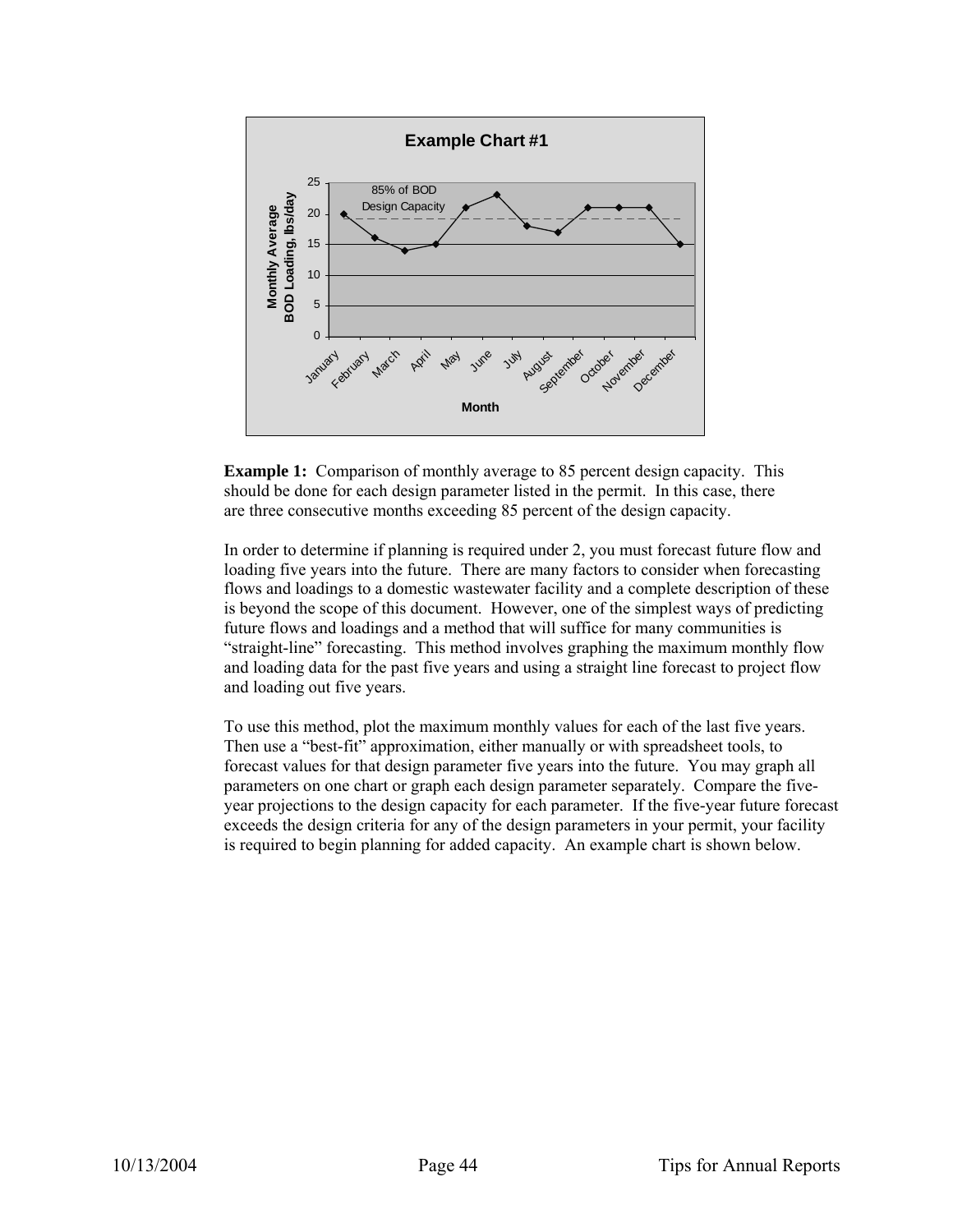**Example 1:** Comparison of monthly average to 85 percent design capacity. This should be done for each design parameter listed in the permit. In this case, there are three consecutive months exceeding 85 percent of the design capacity.

In order to determine if planning is required under 2, you must forecast future flow and loading five years into the future. There are many factors to consider when forecasting flows and loadings to a domestic wastewater facility and a complete description of these is beyond the scope of this document. However, one of the simplest ways of predicting future flows and loadings and a method that will suffice for many communities is "straight-line" forecasting. This method involves graphing the maximum monthly flow and loading data for the past five years and using a straight line forecast to project flow and loading out five years.

To use this method, plot the maximum monthly values for each of the last five years. Then use a "best-fit" approximation, either manually or with spreadsheet tools, to forecast values for that design parameter five years into the future. You may graph all parameters on one chart or graph each design parameter separately. Compare the five-year projections to the design capacity for each parameter. If the five-year future forecast exceeds the design criteria for any of the design parameters in your permit, your facility is required to begin planning for added capacity. An example chart is shown below.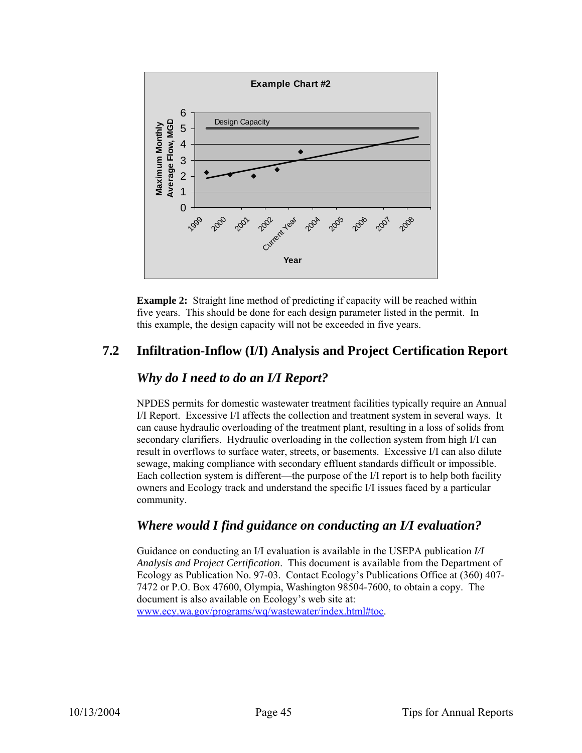**Example 2:** Straight line method of predicting if capacity will be reached within five years. This should be done for each design parameter listed in the permit. In this example, the design capacity will not be exceeded in five years.

## 7.2 Infiltration-Inflow (I/I) Analysis and Project Certification Report

### *Why do I need to do an I/I Report?*

NPDES permits for domestic wastewater treatment facilities typically require an Annual I/I Report. Excessive I/I affects the collection and treatment system in several ways. It can cause hydraulic overloading of the treatment plant, resulting in a loss of solids from secondary clarifiers. Hydraulic overloading in the collection system from high I/I can result in overflows to surface water, streets, or basements. Excessive I/I can also dilute sewage, making compliance with secondary effluent standards difficult or impossible. Each collection system is different—the purpose of the I/I report is to help both facility owners and Ecology track and understand the specific I/I issues faced by a particular community.

### *Where would I find guidance on conducting an I/I evaluation?*

Guidance on conducting an I/I evaluation is available in the USEPA publication *I/I Analysis and Project Certification*. This document is available from the Department of Ecology as Publication No. 97-03. Contact Ecology's Publications Office at (360) 407-7472 or P.O. Box 47600, Olympia, Washington 98504-7600, to obtain a copy. The document is also available on Ecology's web site at: www.ecy.wa.gov/programs/wq/wastewater/index.html#toc.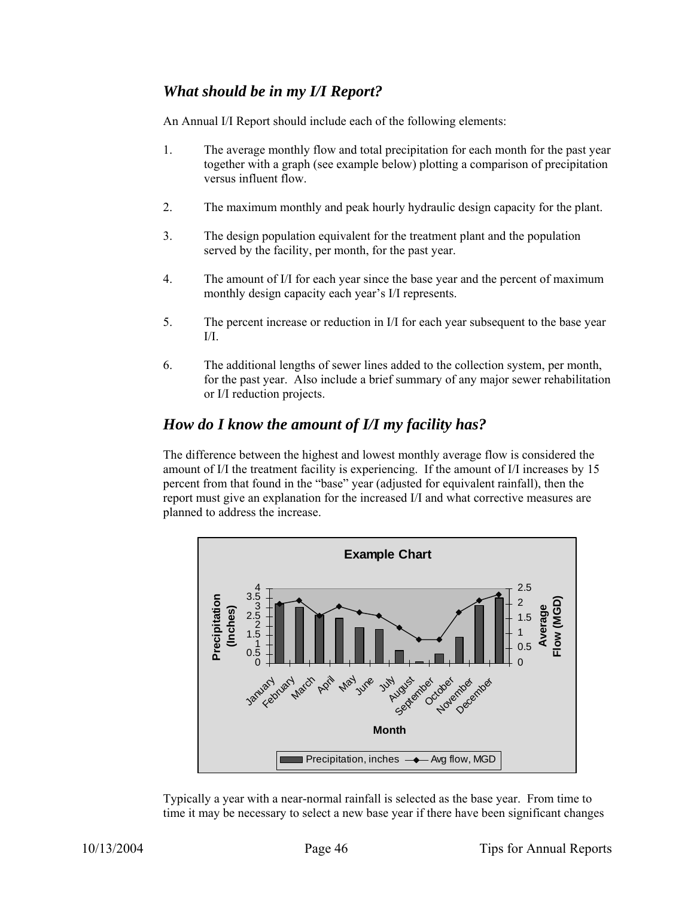## *What should be in my I/I Report?*

An Annual I/I Report should include each of the following elements:

1. The average monthly flow and total precipitation for each month for the past year together with a graph (see example below) plotting a comparison of precipitation versus influent flow.

2. The maximum monthly and peak hourly hydraulic design capacity for the plant.

3. The design population equivalent for the treatment plant and the population served by the facility, per month, for the past year.

4. The amount of I/I for each year since the base year and the percent of maximum monthly design capacity each year's I/I represents.

5. The percent increase or reduction in I/I for each year subsequent to the base year I/I.

6. The additional lengths of sewer lines added to the collection system, per month, for the past year. Also include a brief summary of any major sewer rehabilitation or I/I reduction projects.

## *How do I know the amount of I/I my facility has?*

The difference between the highest and lowest monthly average flow is considered the amount of I/I the treatment facility is experiencing. If the amount of I/I increases by 15 percent from that found in the "base" year (adjusted for equivalent rainfall), then the report must give an explanation for the increased I/I and what corrective measures are planned to address the increase.

Example Chart

Typically a year with a near-normal rainfall is selected as the base year. From time to time it may be necessary to select a new base year if there have been significant changes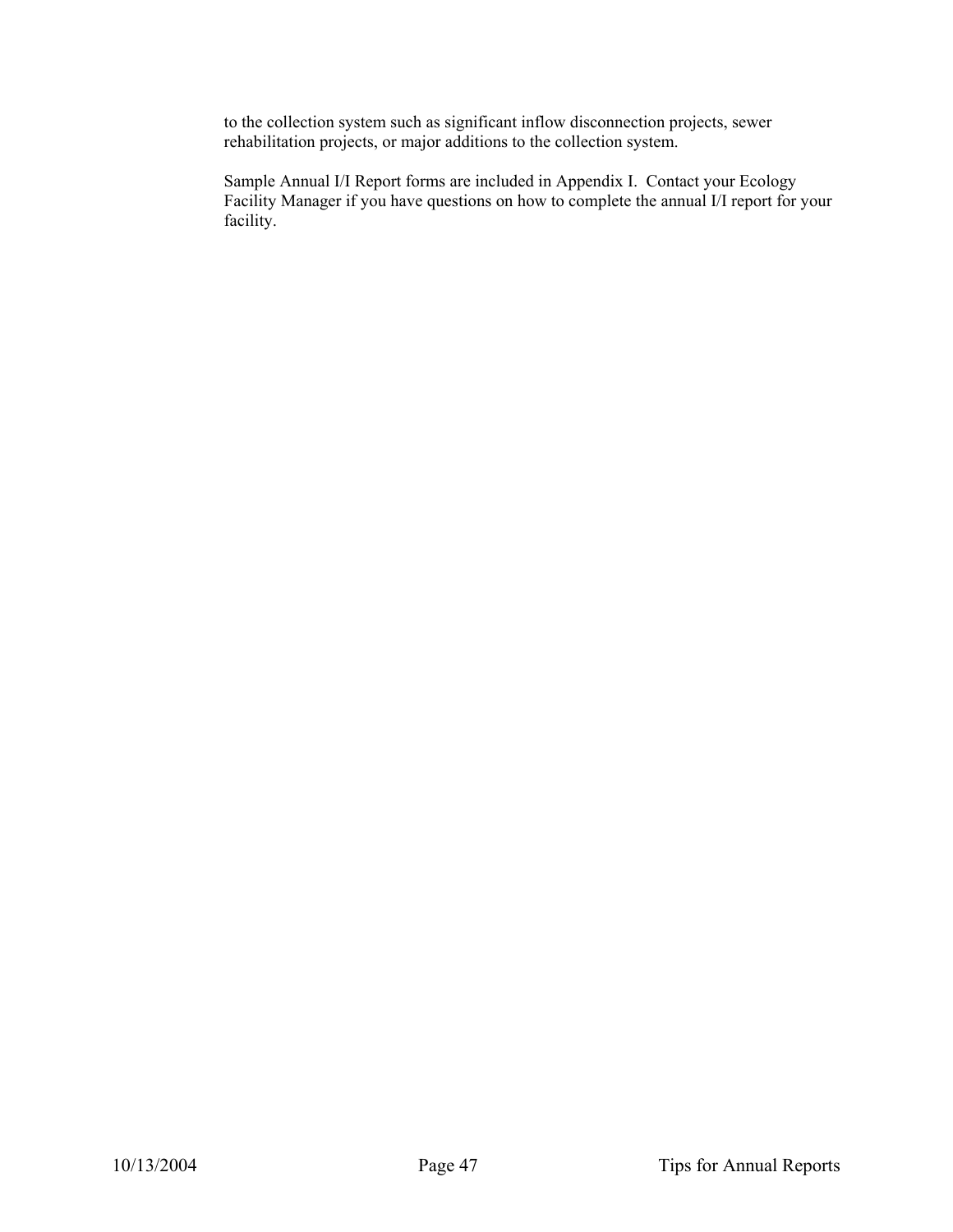to the collection system such as significant inflow disconnection projects, sewer rehabilitation projects, or major additions to the collection system.

Sample Annual I/I Report forms are included in Appendix I. Contact your Ecology Facility Manager if you have questions on how to complete the annual I/I report for your facility.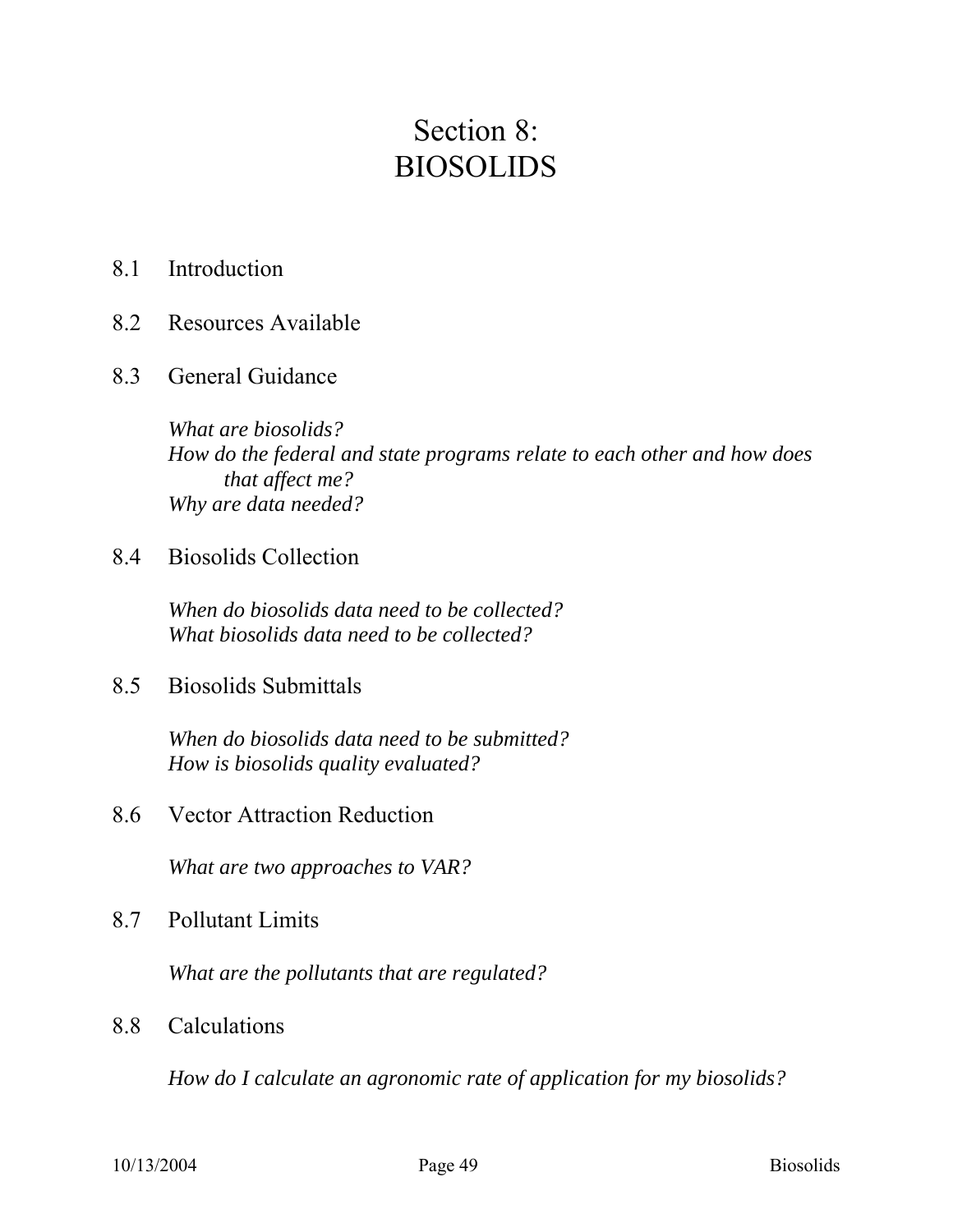# Section 8:
# BIOSOLIDS

8.1 Introduction

8.2 Resources Available

8.3 General Guidance

*What are biosolids?*
*How do the federal and state programs relate to each other and how does that affect me?*
*Why are data needed?*

8.4 Biosolids Collection

*When do biosolids data need to be collected?*
*What biosolids data need to be collected?*

8.5 Biosolids Submittals

*When do biosolids data need to be submitted?*
*How is biosolids quality evaluated?*

8.6 Vector Attraction Reduction

*What are two approaches to VAR?*

8.7 Pollutant Limits

*What are the pollutants that are regulated?*

8.8 Calculations

*How do I calculate an agronomic rate of application for my biosolids?*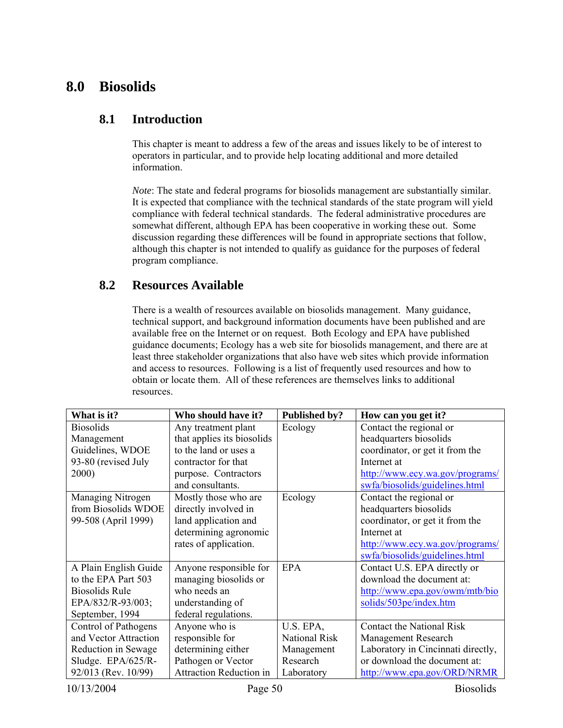# 8.0 Biosolids

## 8.1 Introduction

This chapter is meant to address a few of the areas and issues likely to be of interest to operators in particular, and to provide help locating additional and more detailed information.

*Note*: The state and federal programs for biosolids management are substantially similar. It is expected that compliance with the technical standards of the state program will yield compliance with federal technical standards. The federal administrative procedures are somewhat different, although EPA has been cooperative in working these out. Some discussion regarding these differences will be found in appropriate sections that follow, although this chapter is not intended to qualify as guidance for the purposes of federal program compliance.

## 8.2 Resources Available

There is a wealth of resources available on biosolids management. Many guidance, technical support, and background information documents have been published and are available free on the Internet or on request. Both Ecology and EPA have published guidance documents; Ecology has a web site for biosolids management, and there are at least three stakeholder organizations that also have web sites which provide information and access to resources. Following is a list of frequently used resources and how to obtain or locate them. All of these references are themselves links to additional resources.

| What is it? | Who should have it? | Published by? | How can you get it? |
|---|---|---|---|
| Biosolids Management Guidelines, WDOE 93-80 (revised July 2000) | Any treatment plant that applies its biosolids to the land or uses a contractor for that purpose. Contractors and consultants. | Ecology | Contact the regional or headquarters biosolids coordinator, or get it from the Internet at http://www.ecy.wa.gov/programs/swfa/biosolids/guidelines.html |
| Managing Nitrogen from Biosolids WDOE 99-508 (April 1999) | Mostly those who are directly involved in land application and determining agronomic rates of application. | Ecology | Contact the regional or headquarters biosolids coordinator, or get it from the Internet at http://www.ecy.wa.gov/programs/swfa/biosolids/guidelines.html |
| A Plain English Guide to the EPA Part 503 Biosolids Rule EPA/832/R-93/003; September, 1994 | Anyone responsible for managing biosolids or who needs an understanding of federal regulations. | EPA | Contact U.S. EPA directly or download the document at: http://www.epa.gov/owm/mtb/biosolids/503pe/index.htm |
| Control of Pathogens and Vector Attraction Reduction in Sewage Sludge. EPA/625/R-92/013 (Rev. 10/99) | Anyone who is responsible for determining either Pathogen or Vector Attraction Reduction in | U.S. EPA, National Risk Management Research Laboratory | Contact the National Risk Management Research Laboratory in Cincinnati directly, or download the document at: http://www.epa.gov/ORD/NRMR |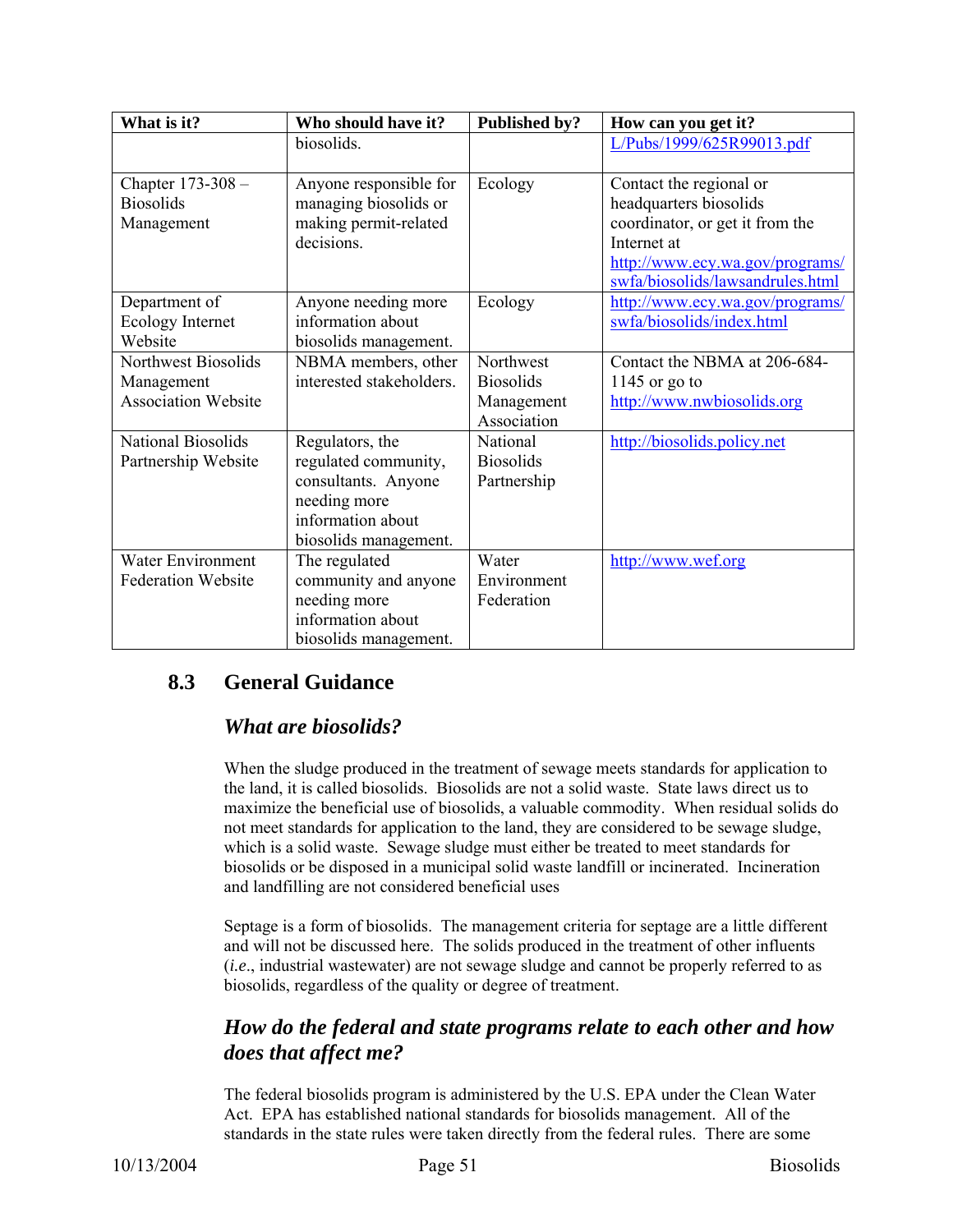| What is it? | Who should have it? | Published by? | How can you get it? |
|---|---|---|---|
| | biosolids. | | L/Pubs/1999/625R99013.pdf |
| Chapter 173-308 – Biosolids Management | Anyone responsible for managing biosolids or making permit-related decisions. | Ecology | Contact the regional or headquarters biosolids coordinator, or get it from the Internet at http://www.ecy.wa.gov/programs/swfa/biosolids/lawsandrules.html |
| Department of Ecology Internet Website | Anyone needing more information about biosolids management. | Ecology | http://www.ecy.wa.gov/programs/swfa/biosolids/index.html |
| Northwest Biosolids Management Association Website | NBMA members, other interested stakeholders. | Northwest Biosolids Management Association | Contact the NBMA at 206-684-1145 or go to http://www.nwbiosolids.org |
| National Biosolids Partnership Website | Regulators, the regulated community, consultants. Anyone needing more information about biosolids management. | National Biosolids Partnership | http://biosolids.policy.net |
| Water Environment Federation Website | The regulated community and anyone needing more information about biosolids management. | Water Environment Federation | http://www.wef.org |

## 8.3 General Guidance

### *What are biosolids?*

When the sludge produced in the treatment of sewage meets standards for application to the land, it is called biosolids. Biosolids are not a solid waste. State laws direct us to maximize the beneficial use of biosolids, a valuable commodity. When residual solids do not meet standards for application to the land, they are considered to be sewage sludge, which is a solid waste. Sewage sludge must either be treated to meet standards for biosolids or be disposed in a municipal solid waste landfill or incinerated. Incineration and landfilling are not considered beneficial uses

Septage is a form of biosolids. The management criteria for septage are a little different and will not be discussed here. The solids produced in the treatment of other influents (*i.e.*, industrial wastewater) are not sewage sludge and cannot be properly referred to as biosolids, regardless of the quality or degree of treatment.

### *How do the federal and state programs relate to each other and how does that affect me?*

The federal biosolids program is administered by the U.S. EPA under the Clean Water Act. EPA has established national standards for biosolids management. All of the standards in the state rules were taken directly from the federal rules. There are some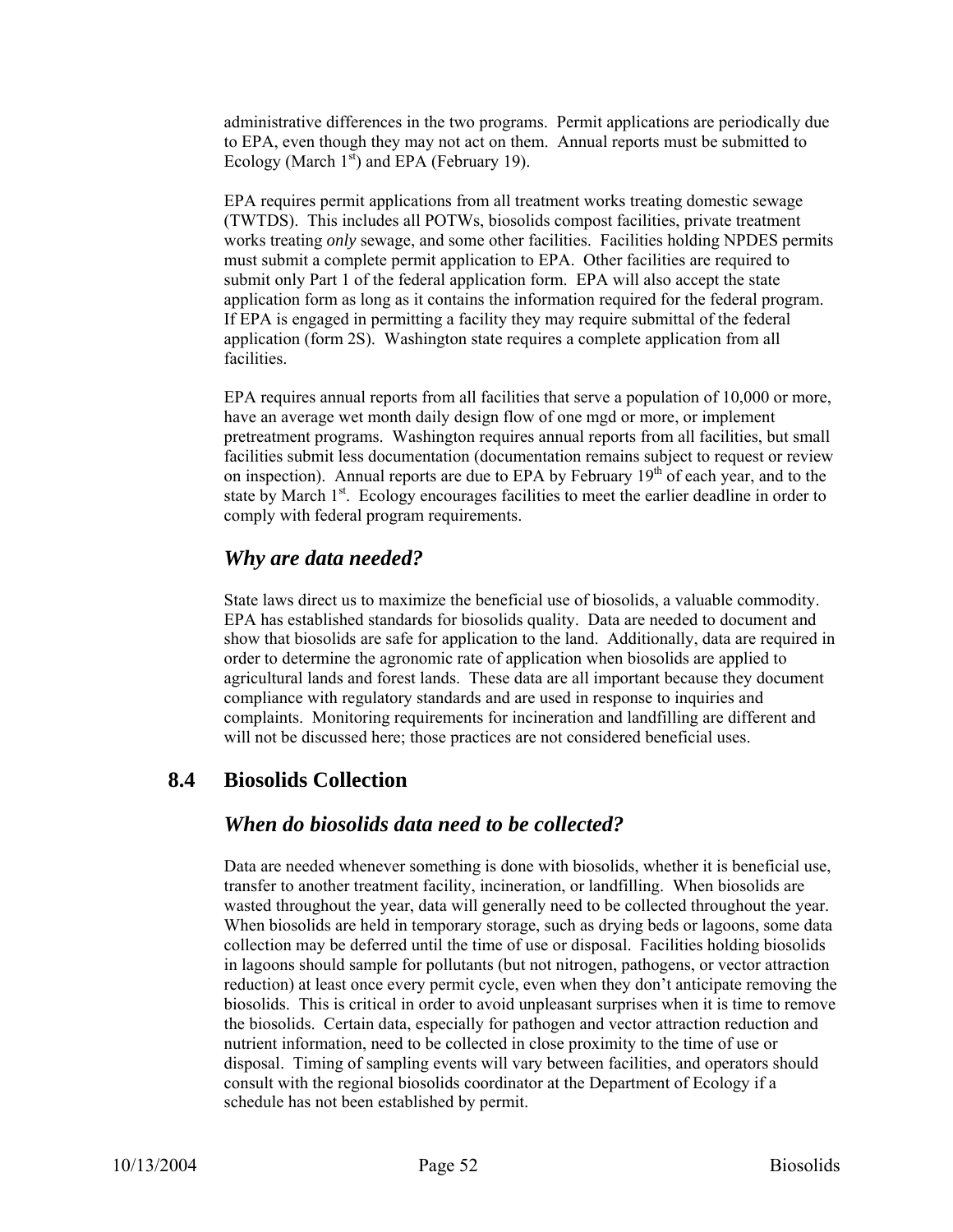administrative differences in the two programs. Permit applications are periodically due to EPA, even though they may not act on them. Annual reports must be submitted to Ecology (March 1st) and EPA (February 19).

EPA requires permit applications from all treatment works treating domestic sewage (TWTDS). This includes all POTWs, biosolids compost facilities, private treatment works treating *only* sewage, and some other facilities. Facilities holding NPDES permits must submit a complete permit application to EPA. Other facilities are required to submit only Part 1 of the federal application form. EPA will also accept the state application form as long as it contains the information required for the federal program. If EPA is engaged in permitting a facility they may require submittal of the federal application (form 2S). Washington state requires a complete application from all facilities.

EPA requires annual reports from all facilities that serve a population of 10,000 or more, have an average wet month daily design flow of one mgd or more, or implement pretreatment programs. Washington requires annual reports from all facilities, but small facilities submit less documentation (documentation remains subject to request or review on inspection). Annual reports are due to EPA by February 19th of each year, and to the state by March 1st. Ecology encourages facilities to meet the earlier deadline in order to comply with federal program requirements.

### *Why are data needed?*

State laws direct us to maximize the beneficial use of biosolids, a valuable commodity. EPA has established standards for biosolids quality. Data are needed to document and show that biosolids are safe for application to the land. Additionally, data are required in order to determine the agronomic rate of application when biosolids are applied to agricultural lands and forest lands. These data are all important because they document compliance with regulatory standards and are used in response to inquiries and complaints. Monitoring requirements for incineration and landfilling are different and will not be discussed here; those practices are not considered beneficial uses.

## 8.4 Biosolids Collection

### *When do biosolids data need to be collected?*

Data are needed whenever something is done with biosolids, whether it is beneficial use, transfer to another treatment facility, incineration, or landfilling. When biosolids are wasted throughout the year, data will generally need to be collected throughout the year. When biosolids are held in temporary storage, such as drying beds or lagoons, some data collection may be deferred until the time of use or disposal. Facilities holding biosolids in lagoons should sample for pollutants (but not nitrogen, pathogens, or vector attraction reduction) at least once every permit cycle, even when they don't anticipate removing the biosolids. This is critical in order to avoid unpleasant surprises when it is time to remove the biosolids. Certain data, especially for pathogen and vector attraction reduction and nutrient information, need to be collected in close proximity to the time of use or disposal. Timing of sampling events will vary between facilities, and operators should consult with the regional biosolids coordinator at the Department of Ecology if a schedule has not been established by permit.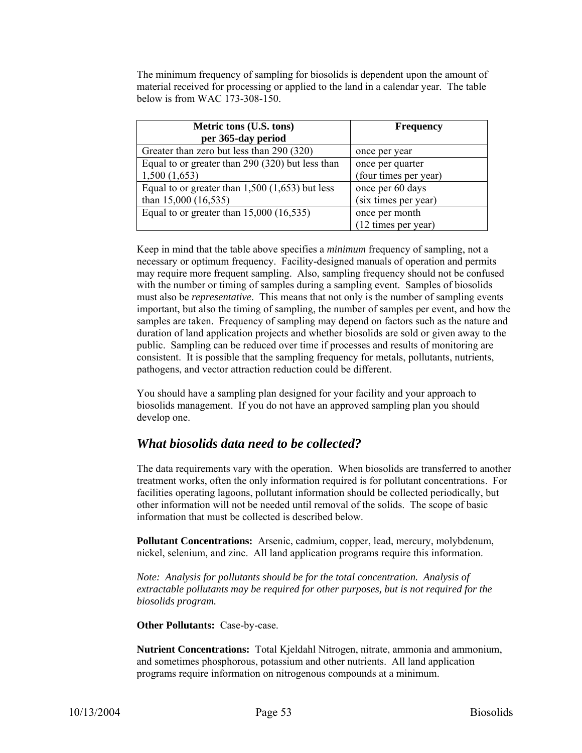The minimum frequency of sampling for biosolids is dependent upon the amount of material received for processing or applied to the land in a calendar year. The table below is from WAC 173-308-150.

| Metric tons (U.S. tons) per 365-day period | Frequency |
|---|---|
| Greater than zero but less than 290 (320) | once per year |
| Equal to or greater than 290 (320) but less than 1,500 (1,653) | once per quarter (four times per year) |
| Equal to or greater than 1,500 (1,653) but less than 15,000 (16,535) | once per 60 days (six times per year) |
| Equal to or greater than 15,000 (16,535) | once per month (12 times per year) |

Keep in mind that the table above specifies a *minimum* frequency of sampling, not a necessary or optimum frequency. Facility-designed manuals of operation and permits may require more frequent sampling. Also, sampling frequency should not be confused with the number or timing of samples during a sampling event. Samples of biosolids must also be *representative*. This means that not only is the number of sampling events important, but also the timing of sampling, the number of samples per event, and how the samples are taken. Frequency of sampling may depend on factors such as the nature and duration of land application projects and whether biosolids are sold or given away to the public. Sampling can be reduced over time if processes and results of monitoring are consistent. It is possible that the sampling frequency for metals, pollutants, nutrients, pathogens, and vector attraction reduction could be different.

You should have a sampling plan designed for your facility and your approach to biosolids management. If you do not have an approved sampling plan you should develop one.

## *What biosolids data need to be collected?*

The data requirements vary with the operation. When biosolids are transferred to another treatment works, often the only information required is for pollutant concentrations. For facilities operating lagoons, pollutant information should be collected periodically, but other information will not be needed until removal of the solids. The scope of basic information that must be collected is described below.

**Pollutant Concentrations:** Arsenic, cadmium, copper, lead, mercury, molybdenum, nickel, selenium, and zinc. All land application programs require this information.

*Note: Analysis for pollutants should be for the total concentration. Analysis of extractable pollutants may be required for other purposes, but is not required for the biosolids program.*

**Other Pollutants:** Case-by-case.

**Nutrient Concentrations:** Total Kjeldahl Nitrogen, nitrate, ammonia and ammonium, and sometimes phosphorous, potassium and other nutrients. All land application programs require information on nitrogenous compounds at a minimum.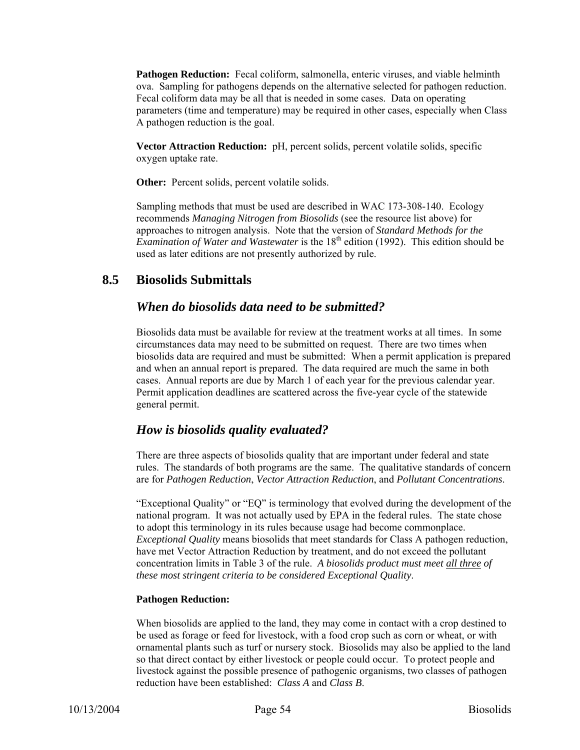**Pathogen Reduction:** Fecal coliform, salmonella, enteric viruses, and viable helminth ova. Sampling for pathogens depends on the alternative selected for pathogen reduction. Fecal coliform data may be all that is needed in some cases. Data on operating parameters (time and temperature) may be required in other cases, especially when Class A pathogen reduction is the goal.

**Vector Attraction Reduction:** pH, percent solids, percent volatile solids, specific oxygen uptake rate.

**Other:** Percent solids, percent volatile solids.

Sampling methods that must be used are described in WAC 173-308-140. Ecology recommends *Managing Nitrogen from Biosolids* (see the resource list above) for approaches to nitrogen analysis. Note that the version of *Standard Methods for the Examination of Water and Wastewater* is the 18th edition (1992). This edition should be used as later editions are not presently authorized by rule.

## 8.5 Biosolids Submittals

### *When do biosolids data need to be submitted?*

Biosolids data must be available for review at the treatment works at all times. In some circumstances data may need to be submitted on request. There are two times when biosolids data are required and must be submitted: When a permit application is prepared and when an annual report is prepared. The data required are much the same in both cases. Annual reports are due by March 1 of each year for the previous calendar year. Permit application deadlines are scattered across the five-year cycle of the statewide general permit.

### *How is biosolids quality evaluated?*

There are three aspects of biosolids quality that are important under federal and state rules. The standards of both programs are the same. The qualitative standards of concern are for *Pathogen Reduction*, *Vector Attraction Reduction*, and *Pollutant Concentrations*.

"Exceptional Quality" or "EQ" is terminology that evolved during the development of the national program. It was not actually used by EPA in the federal rules. The state chose to adopt this terminology in its rules because usage had become commonplace. *Exceptional Quality* means biosolids that meet standards for Class A pathogen reduction, have met Vector Attraction Reduction by treatment, and do not exceed the pollutant concentration limits in Table 3 of the rule. *A biosolids product must meet all three of these most stringent criteria to be considered Exceptional Quality*.

**Pathogen Reduction:**

When biosolids are applied to the land, they may come in contact with a crop destined to be used as forage or feed for livestock, with a food crop such as corn or wheat, or with ornamental plants such as turf or nursery stock. Biosolids may also be applied to the land so that direct contact by either livestock or people could occur. To protect people and livestock against the possible presence of pathogenic organisms, two classes of pathogen reduction have been established: *Class A* and *Class B*.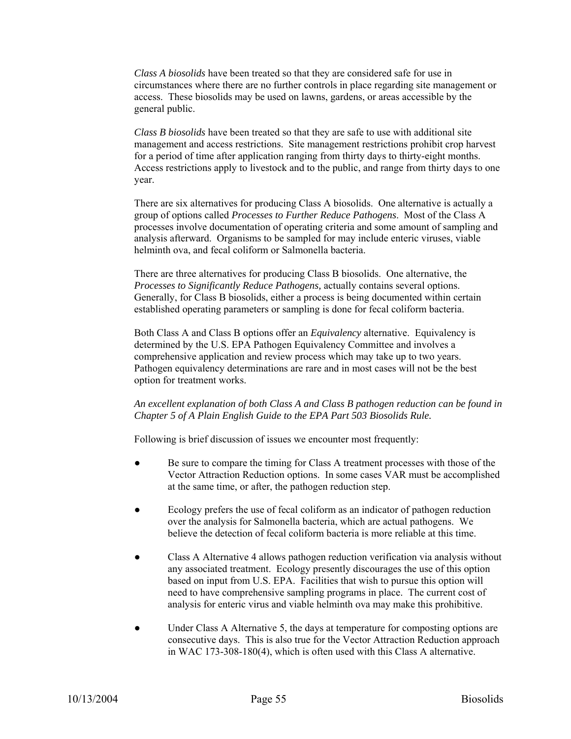*Class A biosolids* have been treated so that they are considered safe for use in circumstances where there are no further controls in place regarding site management or access. These biosolids may be used on lawns, gardens, or areas accessible by the general public.

*Class B biosolids* have been treated so that they are safe to use with additional site management and access restrictions. Site management restrictions prohibit crop harvest for a period of time after application ranging from thirty days to thirty-eight months. Access restrictions apply to livestock and to the public, and range from thirty days to one year.

There are six alternatives for producing Class A biosolids. One alternative is actually a group of options called *Processes to Further Reduce Pathogens*. Most of the Class A processes involve documentation of operating criteria and some amount of sampling and analysis afterward. Organisms to be sampled for may include enteric viruses, viable helminth ova, and fecal coliform or Salmonella bacteria.

There are three alternatives for producing Class B biosolids. One alternative, the *Processes to Significantly Reduce Pathogens,* actually contains several options. Generally, for Class B biosolids, either a process is being documented within certain established operating parameters or sampling is done for fecal coliform bacteria.

Both Class A and Class B options offer an *Equivalency* alternative. Equivalency is determined by the U.S. EPA Pathogen Equivalency Committee and involves a comprehensive application and review process which may take up to two years. Pathogen equivalency determinations are rare and in most cases will not be the best option for treatment works.

*An excellent explanation of both Class A and Class B pathogen reduction can be found in Chapter 5 of A Plain English Guide to the EPA Part 503 Biosolids Rule.*

Following is brief discussion of issues we encounter most frequently:

- Be sure to compare the timing for Class A treatment processes with those of the Vector Attraction Reduction options. In some cases VAR must be accomplished at the same time, or after, the pathogen reduction step.
- Ecology prefers the use of fecal coliform as an indicator of pathogen reduction over the analysis for Salmonella bacteria, which are actual pathogens. We believe the detection of fecal coliform bacteria is more reliable at this time.
- Class A Alternative 4 allows pathogen reduction verification via analysis without any associated treatment. Ecology presently discourages the use of this option based on input from U.S. EPA. Facilities that wish to pursue this option will need to have comprehensive sampling programs in place. The current cost of analysis for enteric virus and viable helminth ova may make this prohibitive.
- Under Class A Alternative 5, the days at temperature for composting options are consecutive days. This is also true for the Vector Attraction Reduction approach in WAC 173-308-180(4), which is often used with this Class A alternative.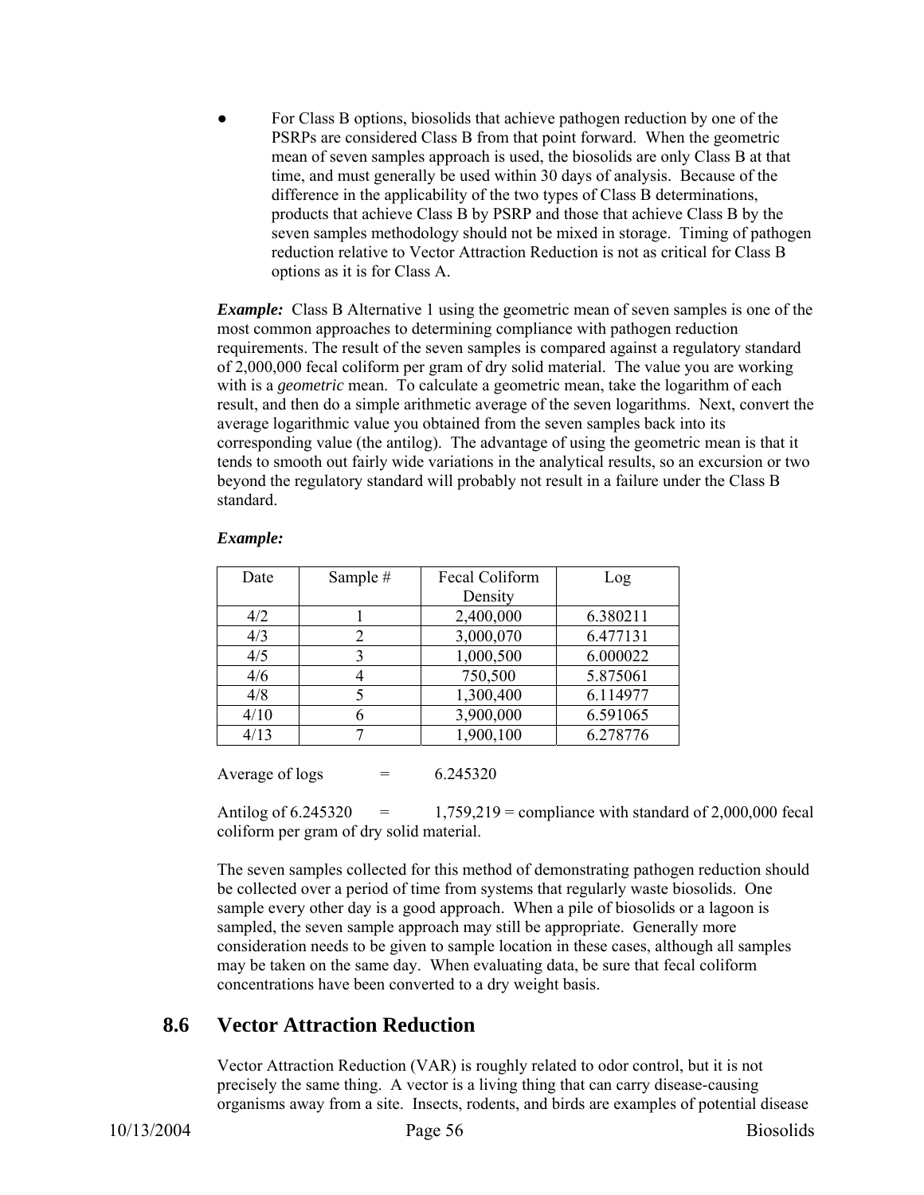- For Class B options, biosolids that achieve pathogen reduction by one of the PSRPs are considered Class B from that point forward. When the geometric mean of seven samples approach is used, the biosolids are only Class B at that time, and must generally be used within 30 days of analysis. Because of the difference in the applicability of the two types of Class B determinations, products that achieve Class B by PSRP and those that achieve Class B by the seven samples methodology should not be mixed in storage. Timing of pathogen reduction relative to Vector Attraction Reduction is not as critical for Class B options as it is for Class A.

***Example:*** Class B Alternative 1 using the geometric mean of seven samples is one of the most common approaches to determining compliance with pathogen reduction requirements. The result of the seven samples is compared against a regulatory standard of 2,000,000 fecal coliform per gram of dry solid material. The value you are working with is a *geometric* mean. To calculate a geometric mean, take the logarithm of each result, and then do a simple arithmetic average of the seven logarithms. Next, convert the average logarithmic value you obtained from the seven samples back into its corresponding value (the antilog). The advantage of using the geometric mean is that it tends to smooth out fairly wide variations in the analytical results, so an excursion or two beyond the regulatory standard will probably not result in a failure under the Class B standard.

***Example:***

| Date | Sample # | Fecal Coliform Density | Log |
|---|---|---|---|
| 4/2 | 1 | 2,400,000 | 6.380211 |
| 4/3 | 2 | 3,000,070 | 6.477131 |
| 4/5 | 3 | 1,000,500 | 6.000022 |
| 4/6 | 4 | 750,500 | 5.875061 |
| 4/8 | 5 | 1,300,400 | 6.114977 |
| 4/10 | 6 | 3,900,000 | 6.591065 |
| 4/13 | 7 | 1,900,100 | 6.278776 |

Average of logs = 6.245320

Antilog of 6.245320 = 1,759,219 = compliance with standard of 2,000,000 fecal coliform per gram of dry solid material.

The seven samples collected for this method of demonstrating pathogen reduction should be collected over a period of time from systems that regularly waste biosolids. One sample every other day is a good approach. When a pile of biosolids or a lagoon is sampled, the seven sample approach may still be appropriate. Generally more consideration needs to be given to sample location in these cases, although all samples may be taken on the same day. When evaluating data, be sure that fecal coliform concentrations have been converted to a dry weight basis.

## 8.6 Vector Attraction Reduction

Vector Attraction Reduction (VAR) is roughly related to odor control, but it is not precisely the same thing. A vector is a living thing that can carry disease-causing organisms away from a site. Insects, rodents, and birds are examples of potential disease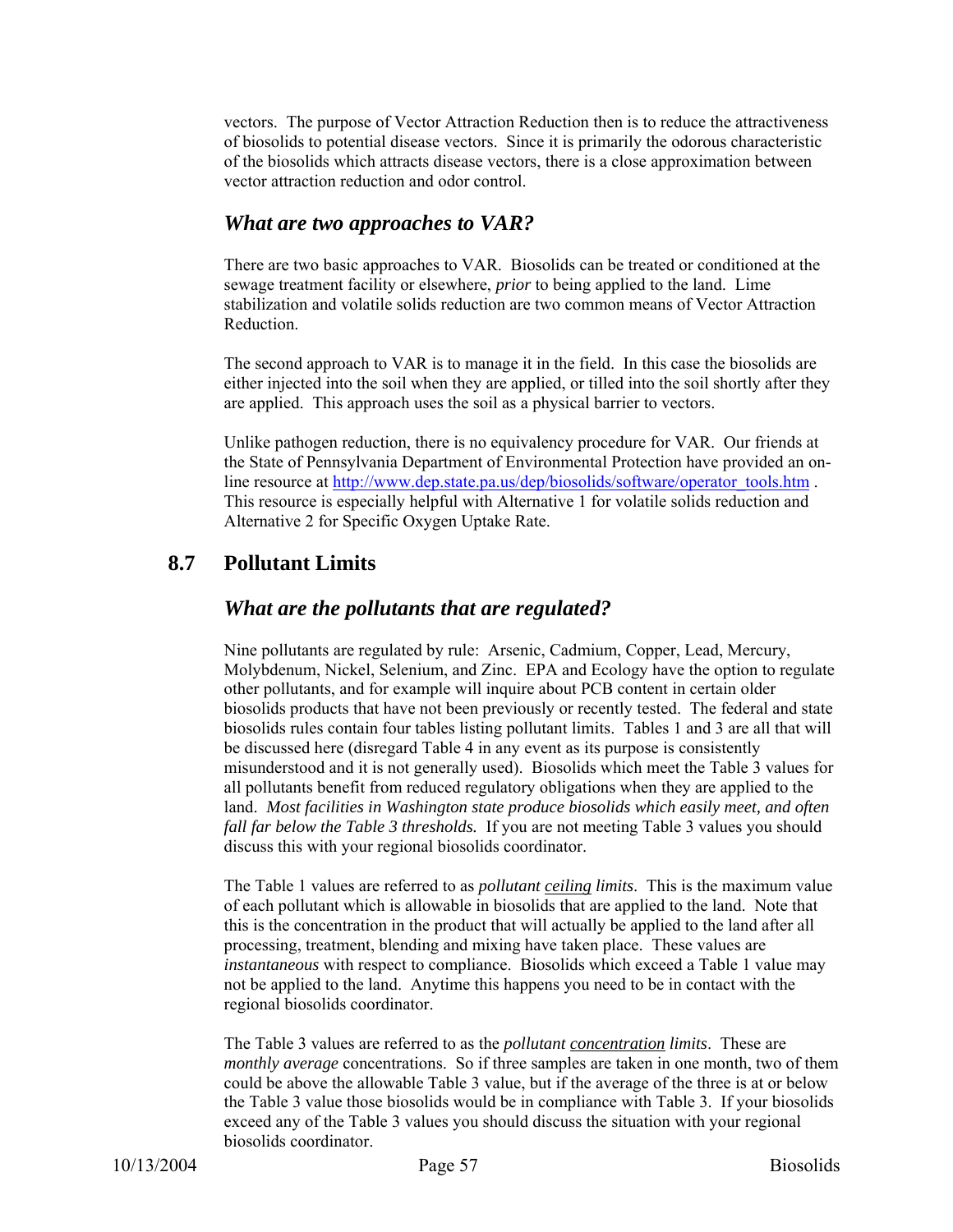vectors. The purpose of Vector Attraction Reduction then is to reduce the attractiveness of biosolids to potential disease vectors. Since it is primarily the odorous characteristic of the biosolids which attracts disease vectors, there is a close approximation between vector attraction reduction and odor control.

### *What are two approaches to VAR?*

There are two basic approaches to VAR. Biosolids can be treated or conditioned at the sewage treatment facility or elsewhere, *prior* to being applied to the land. Lime stabilization and volatile solids reduction are two common means of Vector Attraction Reduction.

The second approach to VAR is to manage it in the field. In this case the biosolids are either injected into the soil when they are applied, or tilled into the soil shortly after they are applied. This approach uses the soil as a physical barrier to vectors.

Unlike pathogen reduction, there is no equivalency procedure for VAR. Our friends at the State of Pennsylvania Department of Environmental Protection have provided an on-line resource at http://www.dep.state.pa.us/dep/biosolids/software/operator_tools.htm . This resource is especially helpful with Alternative 1 for volatile solids reduction and Alternative 2 for Specific Oxygen Uptake Rate.

## 8.7 Pollutant Limits

### *What are the pollutants that are regulated?*

Nine pollutants are regulated by rule: Arsenic, Cadmium, Copper, Lead, Mercury, Molybdenum, Nickel, Selenium, and Zinc. EPA and Ecology have the option to regulate other pollutants, and for example will inquire about PCB content in certain older biosolids products that have not been previously or recently tested. The federal and state biosolids rules contain four tables listing pollutant limits. Tables 1 and 3 are all that will be discussed here (disregard Table 4 in any event as its purpose is consistently misunderstood and it is not generally used). Biosolids which meet the Table 3 values for all pollutants benefit from reduced regulatory obligations when they are applied to the land. *Most facilities in Washington state produce biosolids which easily meet, and often fall far below the Table 3 thresholds.* If you are not meeting Table 3 values you should discuss this with your regional biosolids coordinator.

The Table 1 values are referred to as *pollutant ceiling limits*. This is the maximum value of each pollutant which is allowable in biosolids that are applied to the land. Note that this is the concentration in the product that will actually be applied to the land after all processing, treatment, blending and mixing have taken place. These values are *instantaneous* with respect to compliance. Biosolids which exceed a Table 1 value may not be applied to the land. Anytime this happens you need to be in contact with the regional biosolids coordinator.

The Table 3 values are referred to as the *pollutant concentration limits*. These are *monthly average* concentrations. So if three samples are taken in one month, two of them could be above the allowable Table 3 value, but if the average of the three is at or below the Table 3 value those biosolids would be in compliance with Table 3. If your biosolids exceed any of the Table 3 values you should discuss the situation with your regional biosolids coordinator.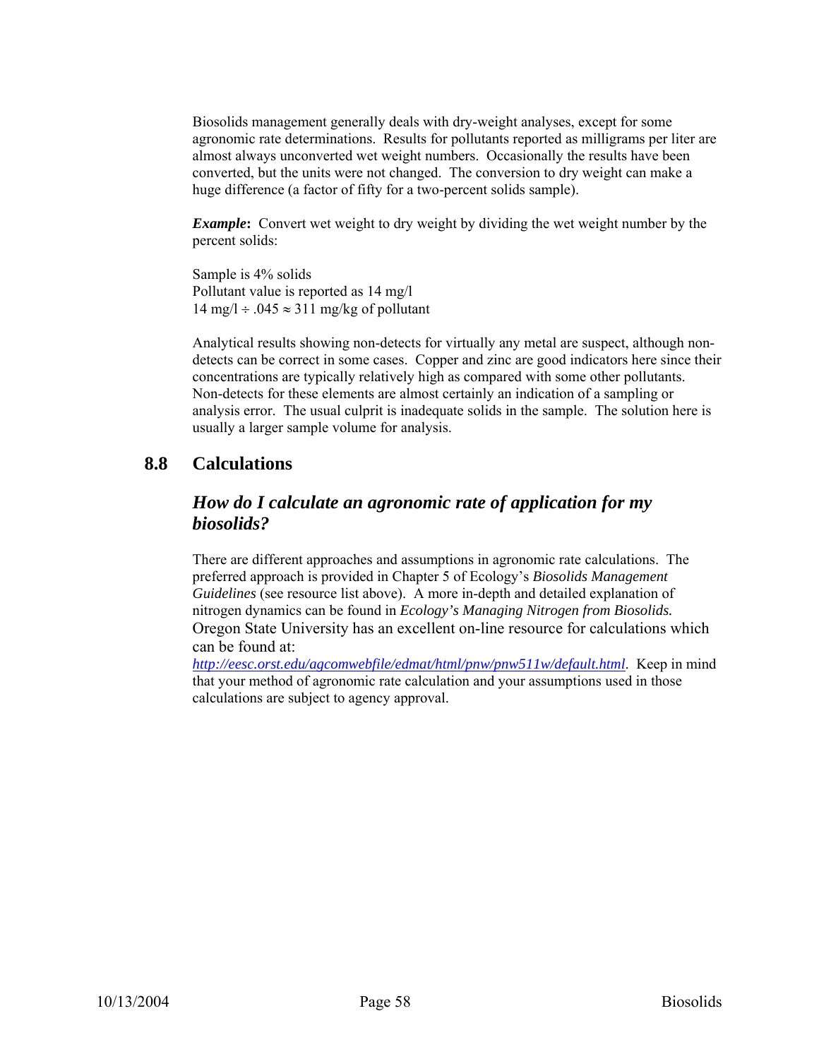Biosolids management generally deals with dry-weight analyses, except for some agronomic rate determinations. Results for pollutants reported as milligrams per liter are almost always unconverted wet weight numbers. Occasionally the results have been converted, but the units were not changed. The conversion to dry weight can make a huge difference (a factor of fifty for a two-percent solids sample).

***Example*****:** Convert wet weight to dry weight by dividing the wet weight number by the percent solids:

Sample is 4% solids
Pollutant value is reported as 14 mg/l
$14 \text{ mg/l} \div .045 \approx 311$ mg/kg of pollutant

Analytical results showing non-detects for virtually any metal are suspect, although non-detects can be correct in some cases. Copper and zinc are good indicators here since their concentrations are typically relatively high as compared with some other pollutants. Non-detects for these elements are almost certainly an indication of a sampling or analysis error. The usual culprit is inadequate solids in the sample. The solution here is usually a larger sample volume for analysis.

## 8.8 Calculations

### *How do I calculate an agronomic rate of application for my biosolids?*

There are different approaches and assumptions in agronomic rate calculations. The preferred approach is provided in Chapter 5 of Ecology's *Biosolids Management Guidelines* (see resource list above). A more in-depth and detailed explanation of nitrogen dynamics can be found in *Ecology's Managing Nitrogen from Biosolids.* Oregon State University has an excellent on-line resource for calculations which can be found at:
*http://eesc.orst.edu/agcomwebfile/edmat/html/pnw/pnw511w/default.html*. Keep in mind that your method of agronomic rate calculation and your assumptions used in those calculations are subject to agency approval.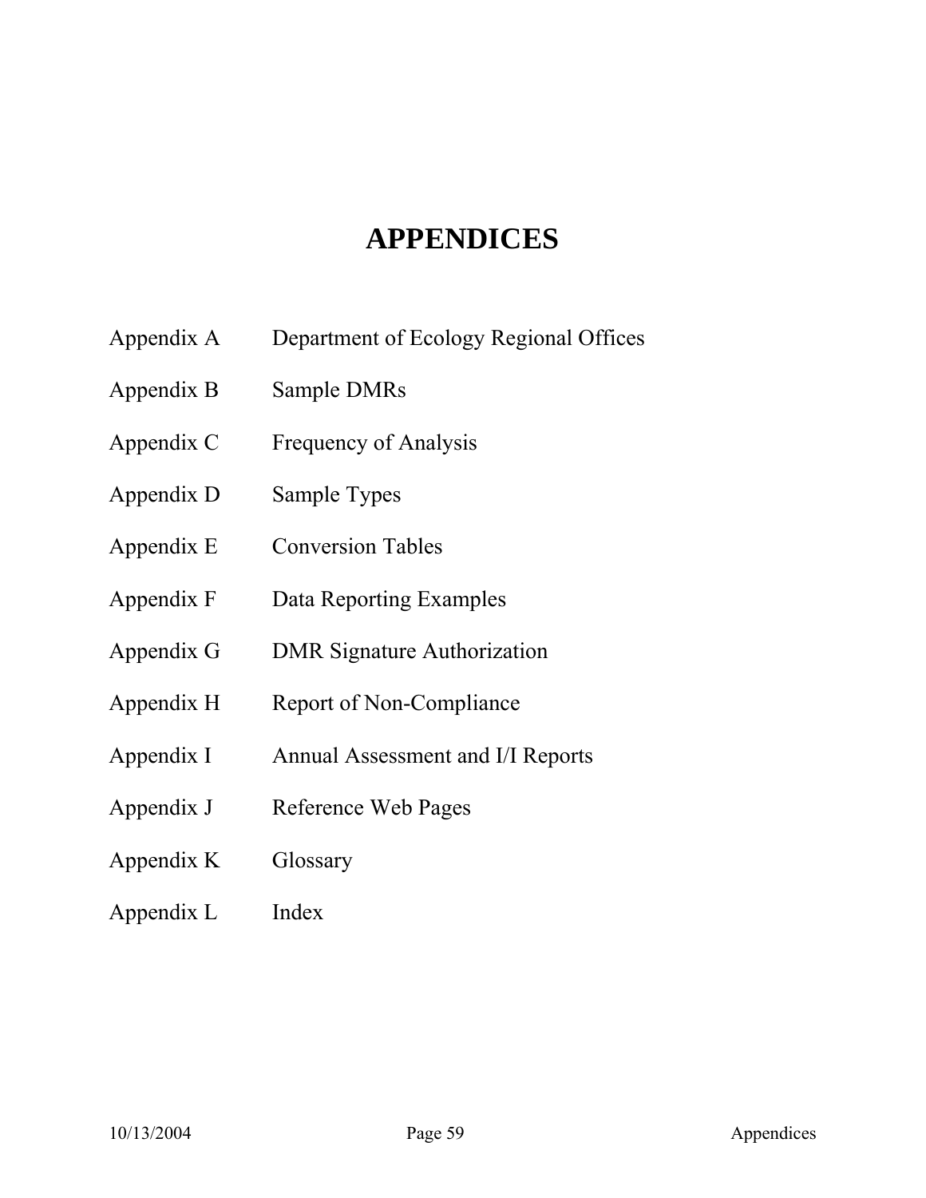# APPENDICES

| | |
|---|---|
| Appendix A | Department of Ecology Regional Offices |
| Appendix B | Sample DMRs |
| Appendix C | Frequency of Analysis |
| Appendix D | Sample Types |
| Appendix E | Conversion Tables |
| Appendix F | Data Reporting Examples |
| Appendix G | DMR Signature Authorization |
| Appendix H | Report of Non-Compliance |
| Appendix I | Annual Assessment and I/I Reports |
| Appendix J | Reference Web Pages |
| Appendix K | Glossary |
| Appendix L | Index |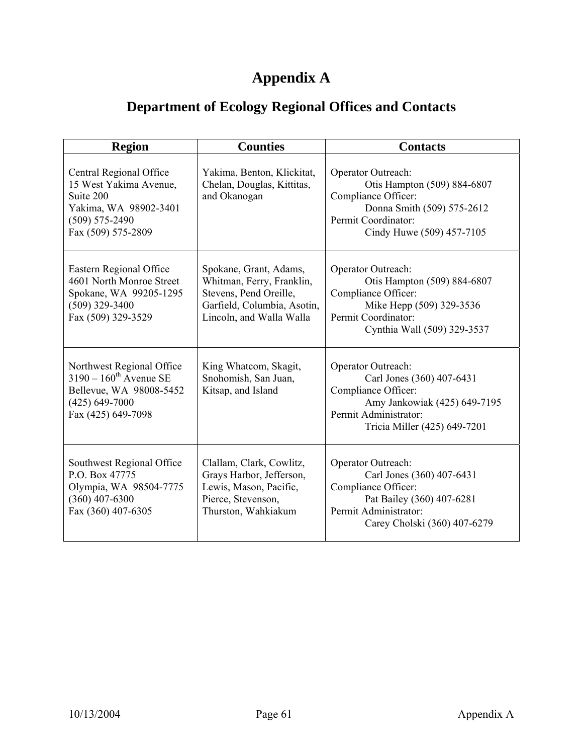# Appendix A

## Department of Ecology Regional Offices and Contacts

| Region | Counties | Contacts |
|---|---|---|
| Central Regional Office<br>15 West Yakima Avenue, Suite 200<br>Yakima, WA 98902-3401<br>(509) 575-2490<br>Fax (509) 575-2809 | Yakima, Benton, Klickitat, Chelan, Douglas, Kittitas, and Okanogan | Operator Outreach:<br>Otis Hampton (509) 884-6807<br>Compliance Officer:<br>Donna Smith (509) 575-2612<br>Permit Coordinator:<br>Cindy Huwe (509) 457-7105 |
| Eastern Regional Office<br>4601 North Monroe Street<br>Spokane, WA 99205-1295<br>(509) 329-3400<br>Fax (509) 329-3529 | Spokane, Grant, Adams, Whitman, Ferry, Franklin, Stevens, Pend Oreille, Garfield, Columbia, Asotin, Lincoln, and Walla Walla | Operator Outreach:<br>Otis Hampton (509) 884-6807<br>Compliance Officer:<br>Mike Hepp (509) 329-3536<br>Permit Coordinator:<br>Cynthia Wall (509) 329-3537 |
| Northwest Regional Office<br>3190 – 160th Avenue SE<br>Bellevue, WA 98008-5452<br>(425) 649-7000<br>Fax (425) 649-7098 | King Whatcom, Skagit, Snohomish, San Juan, Kitsap, and Island | Operator Outreach:<br>Carl Jones (360) 407-6431<br>Compliance Officer:<br>Amy Jankowiak (425) 649-7195<br>Permit Administrator:<br>Tricia Miller (425) 649-7201 |
| Southwest Regional Office<br>P.O. Box 47775<br>Olympia, WA 98504-7775<br>(360) 407-6300<br>Fax (360) 407-6305 | Clallam, Clark, Cowlitz, Grays Harbor, Jefferson, Lewis, Mason, Pacific, Pierce, Stevenson, Thurston, Wahkiakum | Operator Outreach:<br>Carl Jones (360) 407-6431<br>Compliance Officer:<br>Pat Bailey (360) 407-6281<br>Permit Administrator:<br>Carey Cholski (360) 407-6279 |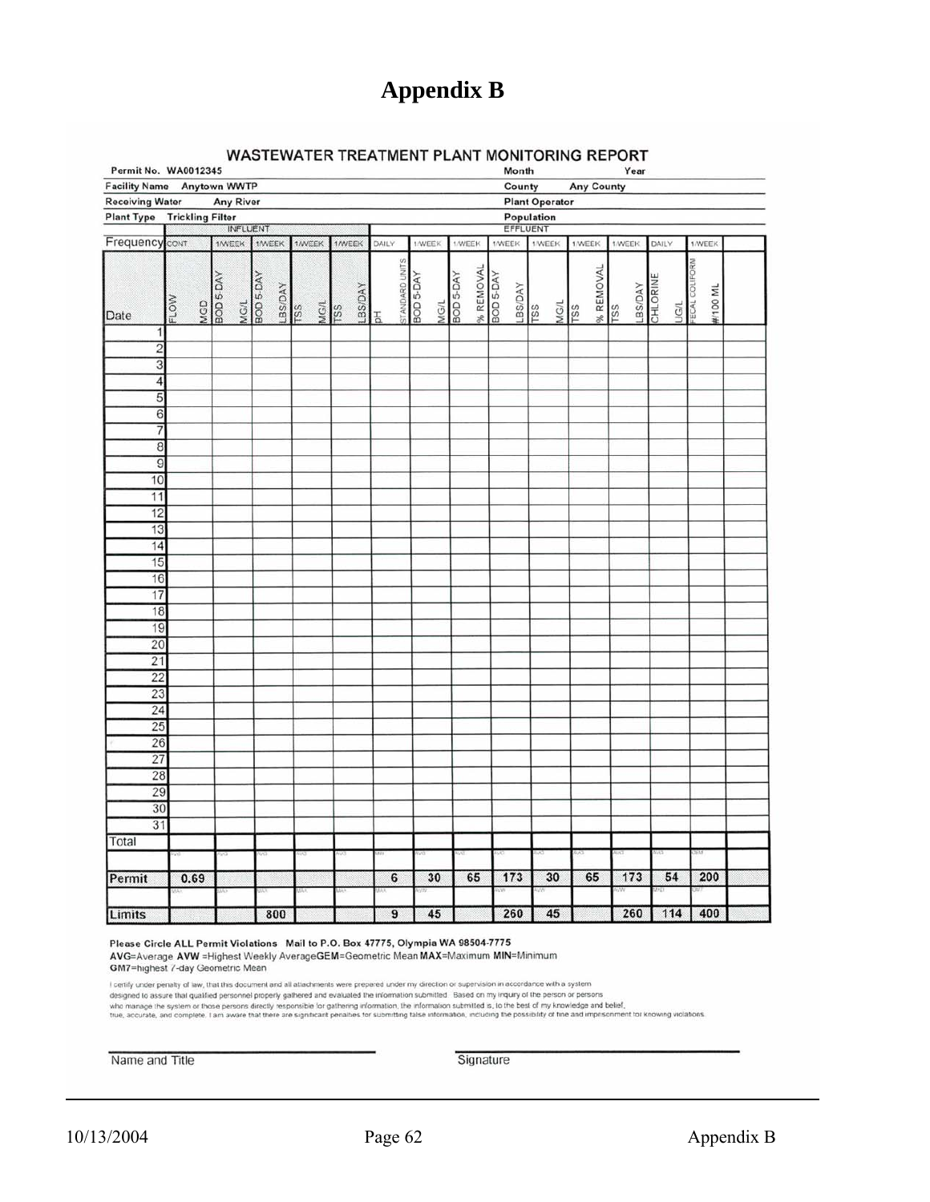# Appendix B

## WASTEWATER TREATMENT PLANT MONITORING REPORT

Permit No. WA0012345 | Month | Year

Facility Name Anytown WWTP | County Any County

Receiving Water Any River | Plant Operator

Plant Type Trickling Filter | Population

| | INFLUENT | | | | | EFFLUENT | | | | | | | | | |
|---|---|---|---|---|---|---|---|---|---|---|---|---|---|---|---|
| Frequency | CONT | 1/WEEK | 1/WEEK | 1/WEEK | 1/WEEK | DAILY | 1/WEEK | 1/WEEK | 1/WEEK | 1/WEEK | 1/WEEK | 1/WEEK | DAILY | 1/WEEK | |
| Date | FLOW MGD | BOD 5-DAY MG/L | BOD 5-DAY LBS/DAY | TSS MG/L | TSS LBS/DAY | pH STANDARD UNITS | BOD 5-DAY MG/L | BOD 5-DAY % REMOVAL | BOD 5-DAY LBS/DAY | TSS MG/L | TSS % REMOVAL | TSS LBS/DAY | CHLORINE UG/L | FECAL COLIFORM #/100 ML | |
| 1 | | | | | | | | | | | | | | | |
| 2 | | | | | | | | | | | | | | | |
| 3 | | | | | | | | | | | | | | | |
| 4 | | | | | | | | | | | | | | | |
| 5 | | | | | | | | | | | | | | | |
| 6 | | | | | | | | | | | | | | | |
| 7 | | | | | | | | | | | | | | | |
| 8 | | | | | | | | | | | | | | | |
| 9 | | | | | | | | | | | | | | | |
| 10 | | | | | | | | | | | | | | | |
| 11 | | | | | | | | | | | | | | | |
| 12 | | | | | | | | | | | | | | | |
| 13 | | | | | | | | | | | | | | | |
| 14 | | | | | | | | | | | | | | | |
| 15 | | | | | | | | | | | | | | | |
| 16 | | | | | | | | | | | | | | | |
| 17 | | | | | | | | | | | | | | | |
| 18 | | | | | | | | | | | | | | | |
| 19 | | | | | | | | | | | | | | | |
| 20 | | | | | | | | | | | | | | | |
| 21 | | | | | | | | | | | | | | | |
| 22 | | | | | | | | | | | | | | | |
| 23 | | | | | | | | | | | | | | | |
| 24 | | | | | | | | | | | | | | | |
| 25 | | | | | | | | | | | | | | | |
| 26 | | | | | | | | | | | | | | | |
| 27 | | | | | | | | | | | | | | | |
| 28 | | | | | | | | | | | | | | | |
| 29 | | | | | | | | | | | | | | | |
| 30 | | | | | | | | | | | | | | | |
| 31 | | | | | | | | | | | | | | | |
| Total | | | | | | | | | | | | | | | |
| | AVG | AVG | AVG | AVG | AVG | MIN | AVG | AVG | AVG | AVG | AVG | AVG | AVG | GEM | |
| Permit | 0.69 | | | | | 6 | 30 | 65 | 173 | 30 | 65 | 173 | 54 | 200 | |
| | MAX | MAX | MAX | MAX | MAX | MAX | AVW | | AVW | AVW | | AVW | MXD | GM7 | |
| Limits | | | 800 | | | 9 | 45 | | 260 | 45 | | 260 | 114 | 400 | |

**Please Circle ALL Permit Violations  Mail to P.O. Box 47775, Olympia WA 98504-7775**

**AVG**=Average **AVW** =Highest Weekly Average**GEM**=Geometric Mean **MAX**=Maximum **MIN**=Minimum

**GM7**=highest 7-day Geometric Mean

I certify under penalty of law, that this document and all attachments were prepared under my direction or supervision in accordance with a system designed to assure that qualified personnel properly gathered and evaluated the information submitted. Based on my inquiry of the person or persons who manage the system or those persons directly responsible for gathering information, the information submitted is, to the best of my knowledge and belief, true, accurate, and complete. I am aware that there are significant penalties for submitting false information, including the possibility of fine and imprisonment for knowing violations.

Name and Title                    Signature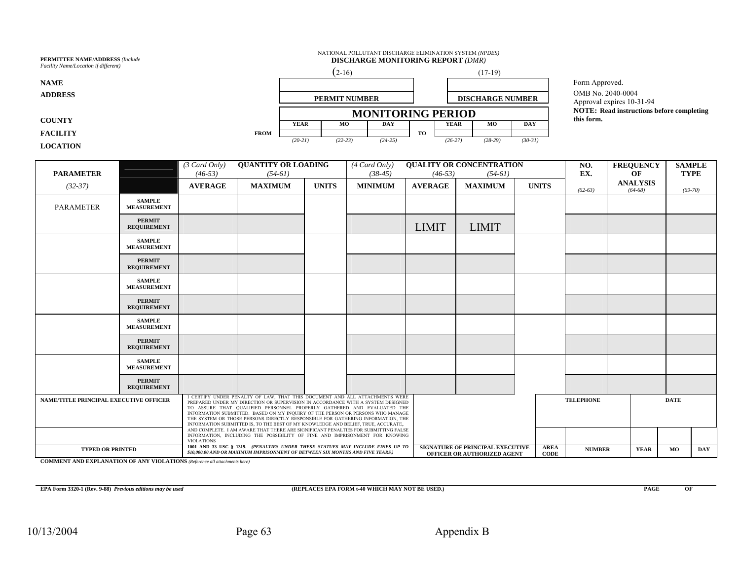**PERMITTEE NAME/ADDRESS** *(Include Facility Name/Location if different)*

**NAME**

**ADDRESS**

**COUNTY**

**FACILITY**

**LOCATION**

NATIONAL POLLUTANT DISCHARGE ELIMINATION SYSTEM *(NPDES)*

**DISCHARGE MONITORING REPORT** *(DMR)*

| (2-16) | (17-19) |
|---|---|
| | |
| **PERMIT NUMBER** | **DISCHARGE NUMBER** |

| **MONITORING PERIOD** | | | | | | | |
|---|---|---|---|---|---|---|---|
| | **YEAR** | **MO** | **DAY** | | **YEAR** | **MO** | **DAY** |
| **FROM** | | | | **TO** | | | |
| | *(20-21)* | *(22-23)* | *(24-25)* | | *(26-27)* | *(28-29)* | *(30-31)* |

Form Approved.
OMB No. 2040-0004
Approval expires 10-31-94
**NOTE: Read instructions before completing this form.**

| **PARAMETER** *(32-37)* | | *(3 Card Only)* *(46-53)* **AVERAGE** | **QUANTITY OR LOADING** *(54-61)* **MAXIMUM** | **UNITS** | *(4 Card Only)* *(38-45)* **MINIMUM** | **QUALITY OR CONCENTRATION** *(46-53)* **AVERAGE** | *(54-61)* **MAXIMUM** | **UNITS** | **NO. EX.** *(62-63)* | **FREQUENCY OF ANALYSIS** *(64-68)* | **SAMPLE TYPE** *(69-70)* |
|---|---|---|---|---|---|---|---|---|---|---|---|
| PARAMETER | **SAMPLE MEASUREMENT** | | | | | | | | | | |
| | **PERMIT REQUIREMENT** | | | | | LIMIT | LIMIT | | | | |
| | **SAMPLE MEASUREMENT** | | | | | | | | | | |
| | **PERMIT REQUIREMENT** | | | | | | | | | | |
| | **SAMPLE MEASUREMENT** | | | | | | | | | | |
| | **PERMIT REQUIREMENT** | | | | | | | | | | |
| | **SAMPLE MEASUREMENT** | | | | | | | | | | |
| | **PERMIT REQUIREMENT** | | | | | | | | | | |
| | **SAMPLE MEASUREMENT** | | | | | | | | | | |
| | **PERMIT REQUIREMENT** | | | | | | | | | | |

| **NAME/TITLE PRINCIPAL EXECUTIVE OFFICER** | I CERTIFY UNDER PENALTY OF LAW, THAT THIS DOCUMENT AND ALL ATTACHMENTS WERE PREPARED UNDER MY DIRECTION OR SUPERVISION IN ACCORDANCE WITH A SYSTEM DESIGNED TO ASSURE THAT QUALIFIED PERSONNEL PROPERLY GATHERED AND EVALUATED THE INFORMATION SUBMITTED. BASED ON MY INQUIRY OF THE PERSON OR PERSONS WHO MANAGE THE SYSTEM OR THOSE PERSONS DIRECTLY RESPONSIBLE FOR GATHERING INFORMATION, THE INFORMATION SUBMITTED IS, TO THE BEST OF MY KNOWLEDGE AND BELIEF, TRUE, ACCURATE,. AND COMPLETE. I AM AWARE THAT THERE ARE SIGNIFICANT PENALTIES FOR SUBMITTING FALSE INFORMATION, INCLUDING THE POSSIBILITY OF FINE AND IMPRISONMENT FOR KNOWING VIOLATIONS **1001 AND 33 USC § 1319.** ***(PENALTIES UNDER THESE STATUES MAY INCLUDE FINES UP TO $10,000.00 AND OR MAXIMUM IMPRISONMENT OF BETWEEN SIX MONTHS AND FIVE YEARS.)*** | | | **TELEPHONE** | | **DATE** | | |
|---|---|---|---|---|---|---|---|---|
| | | | | | | | | |
| **TYPED OR PRINTED** | | **SIGNATURE OF PRINCIPAL EXECUTIVE OFFICER OR AUTHORIZED AGENT** | **AREA CODE** | **NUMBER** | | **YEAR** | **MO** | **DAY** |

**COMMENT AND EXPLANATION OF ANY VIOLATIONS** *(Reference all attachments here)*

**EPA Form 3320-1 (Rev. 9-88)** ***Previous editions may be used*** **(REPLACES EPA FORM t-40 WHICH MAY NOT BE USED.)** **PAGE OF**

10/13/2004 Appendix B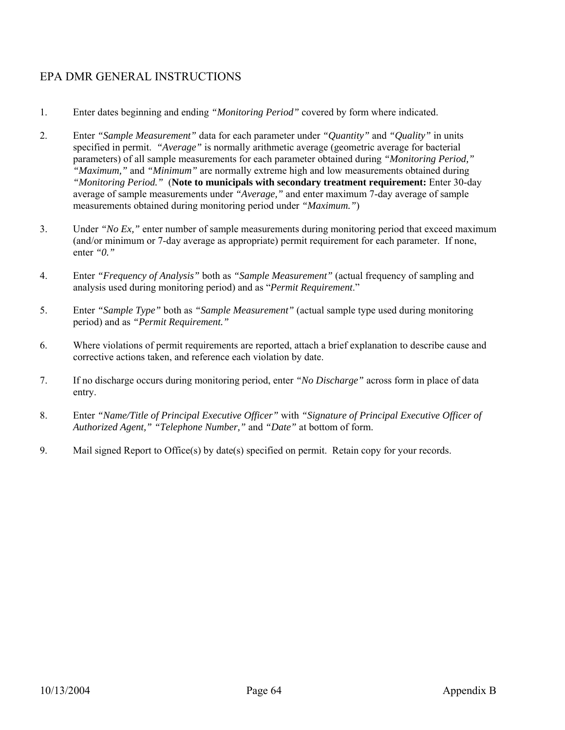# EPA DMR GENERAL INSTRUCTIONS

1. Enter dates beginning and ending *"Monitoring Period"* covered by form where indicated.

2. Enter *"Sample Measurement"* data for each parameter under *"Quantity"* and *"Quality"* in units specified in permit. *"Average"* is normally arithmetic average (geometric average for bacterial parameters) of all sample measurements for each parameter obtained during *"Monitoring Period," "Maximum,"* and *"Minimum"* are normally extreme high and low measurements obtained during *"Monitoring Period."* (**Note to municipals with secondary treatment requirement:** Enter 30-day average of sample measurements under *"Average,"* and enter maximum 7-day average of sample measurements obtained during monitoring period under *"Maximum."*)

3. Under *"No Ex,"* enter number of sample measurements during monitoring period that exceed maximum (and/or minimum or 7-day average as appropriate) permit requirement for each parameter. If none, enter *"0."*

4. Enter *"Frequency of Analysis"* both as *"Sample Measurement"* (actual frequency of sampling and analysis used during monitoring period) and as "*Permit Requirement*."

5. Enter *"Sample Type"* both as *"Sample Measurement"* (actual sample type used during monitoring period) and as *"Permit Requirement."*

6. Where violations of permit requirements are reported, attach a brief explanation to describe cause and corrective actions taken, and reference each violation by date.

7. If no discharge occurs during monitoring period, enter *"No Discharge"* across form in place of data entry.

8. Enter *"Name/Title of Principal Executive Officer"* with *"Signature of Principal Executive Officer of Authorized Agent," "Telephone Number,"* and *"Date"* at bottom of form.

9. Mail signed Report to Office(s) by date(s) specified on permit. Retain copy for your records.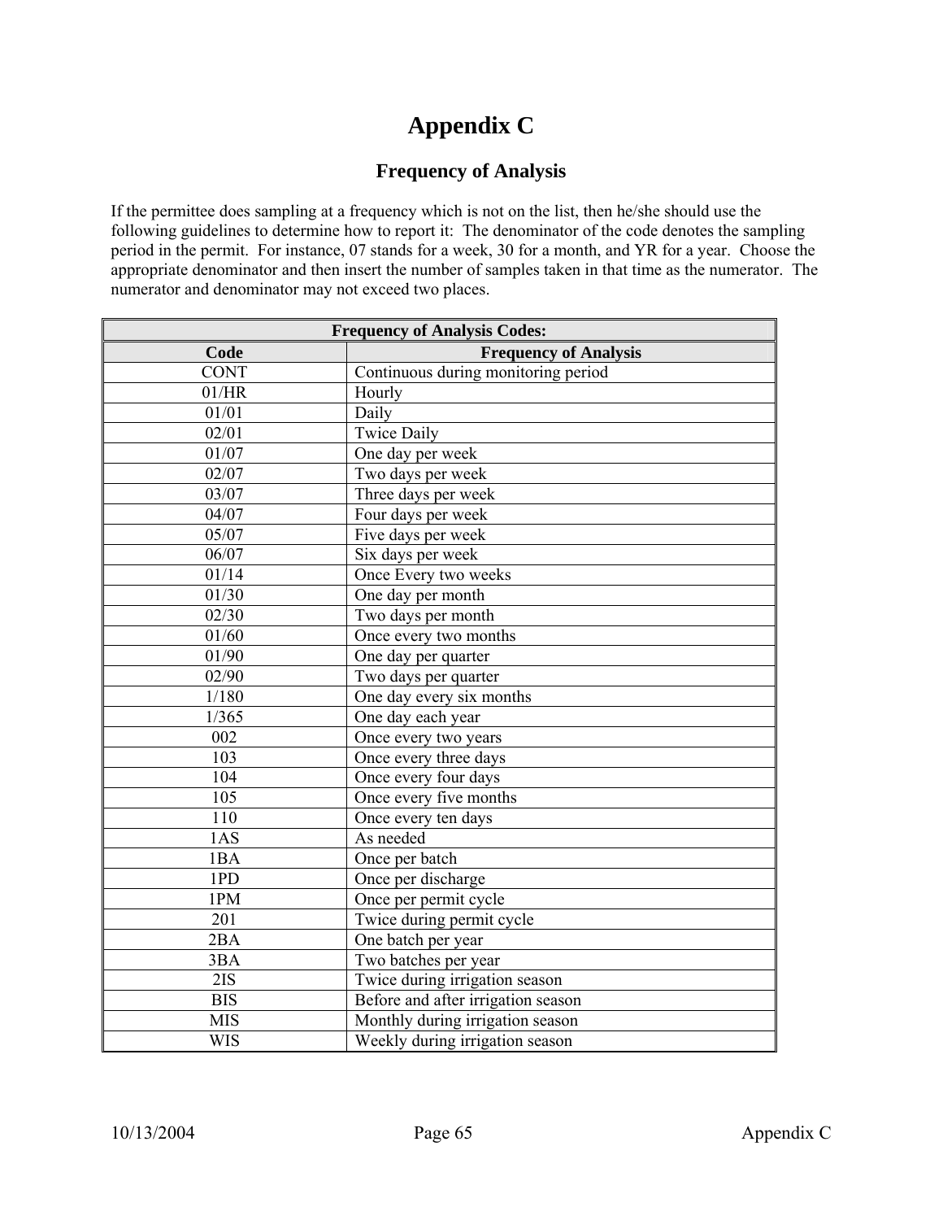# Appendix C

## Frequency of Analysis

If the permittee does sampling at a frequency which is not on the list, then he/she should use the following guidelines to determine how to report it: The denominator of the code denotes the sampling period in the permit. For instance, 07 stands for a week, 30 for a month, and YR for a year. Choose the appropriate denominator and then insert the number of samples taken in that time as the numerator. The numerator and denominator may not exceed two places.

| **Frequency of Analysis Codes:** | |
|---|---|
| **Code** | **Frequency of Analysis** |
| CONT | Continuous during monitoring period |
| 01/HR | Hourly |
| 01/01 | Daily |
| 02/01 | Twice Daily |
| 01/07 | One day per week |
| 02/07 | Two days per week |
| 03/07 | Three days per week |
| 04/07 | Four days per week |
| 05/07 | Five days per week |
| 06/07 | Six days per week |
| 01/14 | Once Every two weeks |
| 01/30 | One day per month |
| 02/30 | Two days per month |
| 01/60 | Once every two months |
| 01/90 | One day per quarter |
| 02/90 | Two days per quarter |
| 1/180 | One day every six months |
| 1/365 | One day each year |
| 002 | Once every two years |
| 103 | Once every three days |
| 104 | Once every four days |
| 105 | Once every five months |
| 110 | Once every ten days |
| 1AS | As needed |
| 1BA | Once per batch |
| 1PD | Once per discharge |
| 1PM | Once per permit cycle |
| 201 | Twice during permit cycle |
| 2BA | One batch per year |
| 3BA | Two batches per year |
| 2IS | Twice during irrigation season |
| BIS | Before and after irrigation season |
| MIS | Monthly during irrigation season |
| WIS | Weekly during irrigation season |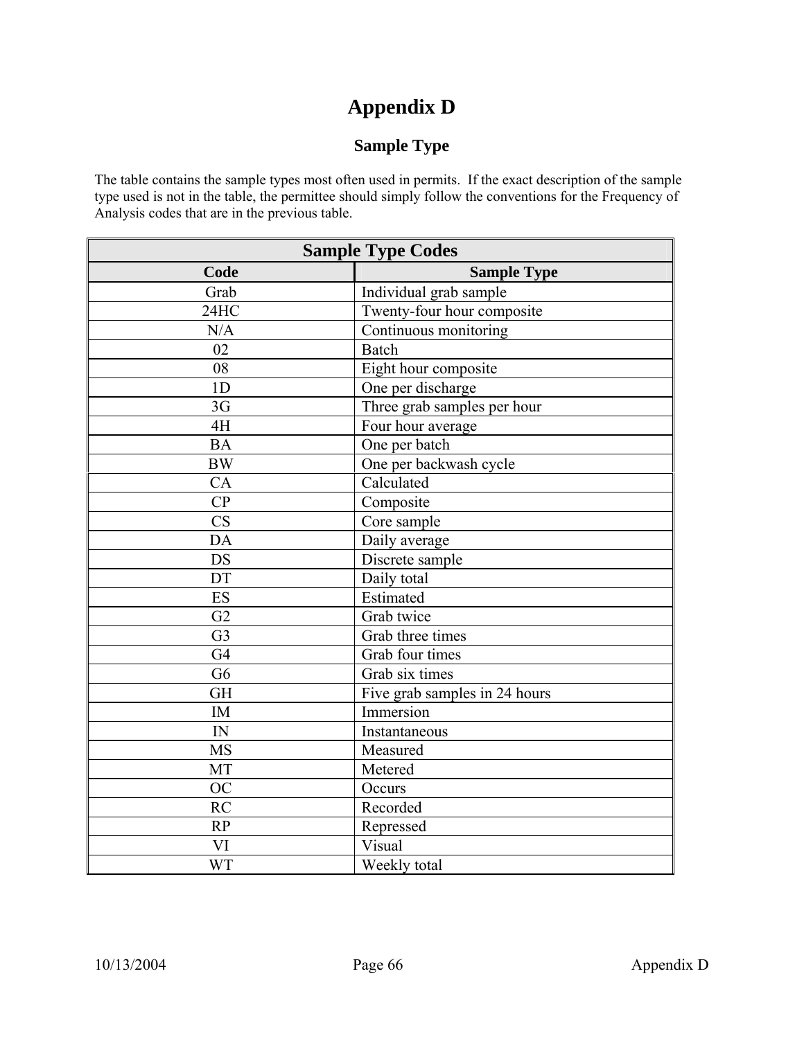# Appendix D

## Sample Type

The table contains the sample types most often used in permits. If the exact description of the sample type used is not in the table, the permittee should simply follow the conventions for the Frequency of Analysis codes that are in the previous table.

| Sample Type Codes | |
|---|---|
| **Code** | **Sample Type** |
| Grab | Individual grab sample |
| 24HC | Twenty-four hour composite |
| N/A | Continuous monitoring |
| 02 | Batch |
| 08 | Eight hour composite |
| 1D | One per discharge |
| 3G | Three grab samples per hour |
| 4H | Four hour average |
| BA | One per batch |
| BW | One per backwash cycle |
| CA | Calculated |
| CP | Composite |
| CS | Core sample |
| DA | Daily average |
| DS | Discrete sample |
| DT | Daily total |
| ES | Estimated |
| G2 | Grab twice |
| G3 | Grab three times |
| G4 | Grab four times |
| G6 | Grab six times |
| GH | Five grab samples in 24 hours |
| IM | Immersion |
| IN | Instantaneous |
| MS | Measured |
| MT | Metered |
| OC | Occurs |
| RC | Recorded |
| RP | Repressed |
| VI | Visual |
| WT | Weekly total |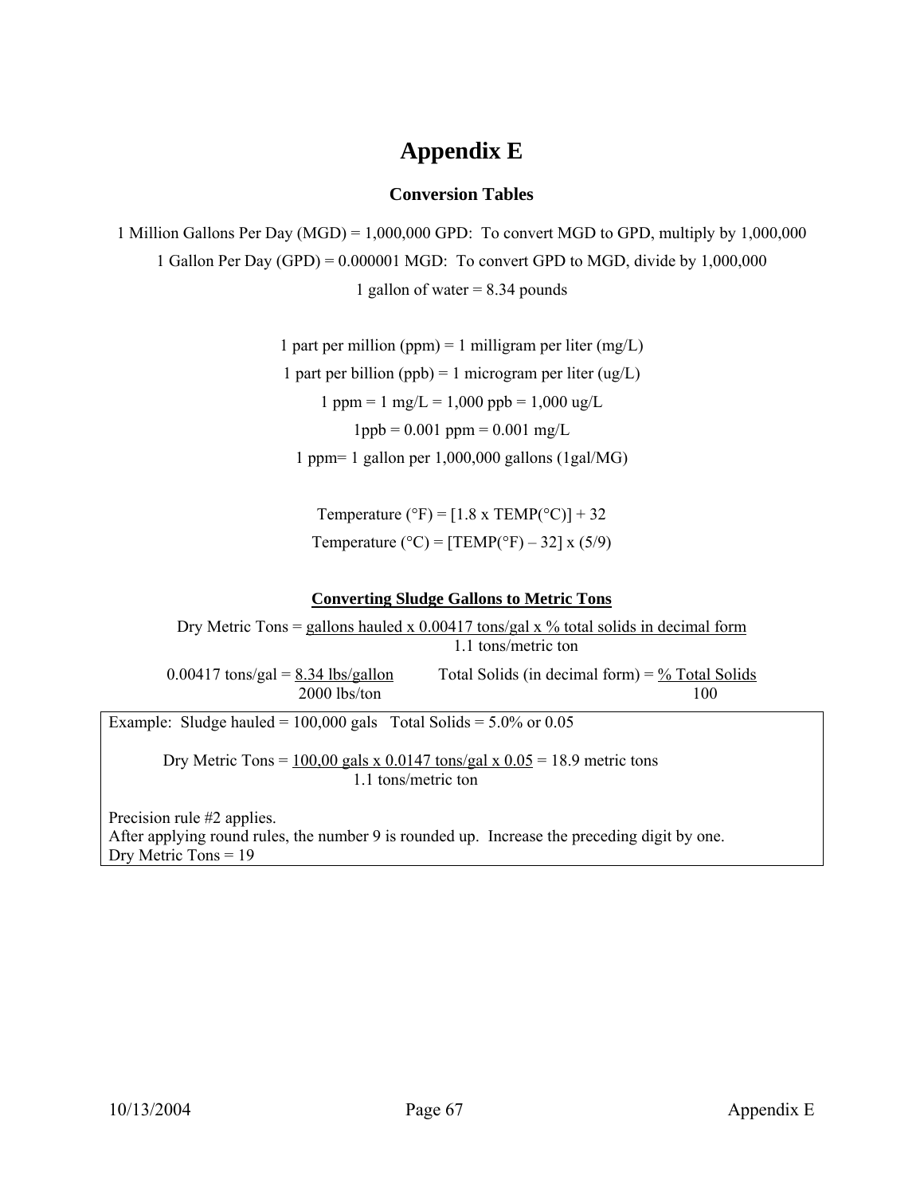# Appendix E

## Conversion Tables

1 Million Gallons Per Day (MGD) = 1,000,000 GPD: To convert MGD to GPD, multiply by 1,000,000

1 Gallon Per Day (GPD) = 0.000001 MGD: To convert GPD to MGD, divide by 1,000,000

1 gallon of water = 8.34 pounds

1 part per million (ppm) = 1 milligram per liter (mg/L)

1 part per billion (ppb) = 1 microgram per liter (ug/L)

1 ppm = 1 mg/L = 1,000 ppb = 1,000 ug/L

1ppb = 0.001 ppm = 0.001 mg/L

1 ppm= 1 gallon per 1,000,000 gallons (1gal/MG)

Temperature (°F) = [1.8 x TEMP(°C)] + 32

Temperature (°C) = [TEMP(°F) – 32] x (5/9)

### Converting Sludge Gallons to Metric Tons

$$\text{Dry Metric Tons} = \frac{\text{gallons hauled x 0.00417 tons/gal x \% total solids in decimal form}}{\text{1.1 tons/metric ton}}$$

$$\text{0.00417 tons/gal} = \frac{\text{8.34 lbs/gallon}}{\text{2000 lbs/ton}} \qquad \text{Total Solids (in decimal form)} = \frac{\text{\% Total Solids}}{100}$$

Example: Sludge hauled = 100,000 gals Total Solids = 5.0% or 0.05

$$\text{Dry Metric Tons} = \frac{\text{100,00 gals x 0.0147 tons/gal x 0.05}}{\text{1.1 tons/metric ton}} = \text{18.9 metric tons}$$

Precision rule #2 applies.
After applying round rules, the number 9 is rounded up. Increase the preceding digit by one.
Dry Metric Tons = 19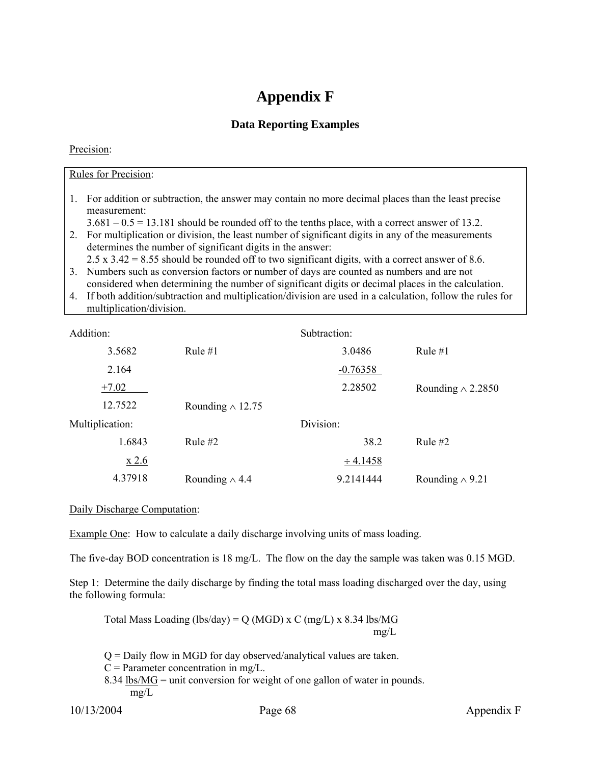# Appendix F

## Data Reporting Examples

Precision:

Rules for Precision:

1. For addition or subtraction, the answer may contain no more decimal places than the least precise measurement:
   3.681 – 0.5 = 13.181 should be rounded off to the tenths place, with a correct answer of 13.2.
2. For multiplication or division, the least number of significant digits in any of the measurements determines the number of significant digits in the answer:
   2.5 x 3.42 = 8.55 should be rounded off to two significant digits, with a correct answer of 8.6.
3. Numbers such as conversion factors or number of days are counted as numbers and are not considered when determining the number of significant digits or decimal places in the calculation.
4. If both addition/subtraction and multiplication/division are used in a calculation, follow the rules for multiplication/division.

Addition:

| | |
|---|---|
| 3.5682 | Rule #1 |
| 2.164 | |
| +7.02 | |
| 12.7522 | Rounding ∧ 12.75 |

Subtraction:

| | |
|---|---|
| 3.0486 | Rule #1 |
| -0.76358 | |
| 2.28502 | Rounding ∧ 2.2850 |

Multiplication:

| | |
|---|---|
| 1.6843 | Rule #2 |
| x 2.6 | |
| 4.37918 | Rounding ∧ 4.4 |

Division:

| | |
|---|---|
| 38.2 | Rule #2 |
| ÷ 4.1458 | |
| 9.2141444 | Rounding ∧ 9.21 |

Daily Discharge Computation:

Example One: How to calculate a daily discharge involving units of mass loading.

The five-day BOD concentration is 18 mg/L. The flow on the day the sample was taken was 0.15 MGD.

Step 1: Determine the daily discharge by finding the total mass loading discharged over the day, using the following formula:

$$\text{Total Mass Loading (lbs/day)} = Q\ (\text{MGD}) \times C\ (\text{mg/L}) \times 8.34\ \frac{\text{lbs/MG}}{\text{mg/L}}$$

Q = Daily flow in MGD for day observed/analytical values are taken.
C = Parameter concentration in mg/L.
$8.34\ \frac{\text{lbs/MG}}{\text{mg/L}}$ = unit conversion for weight of one gallon of water in pounds.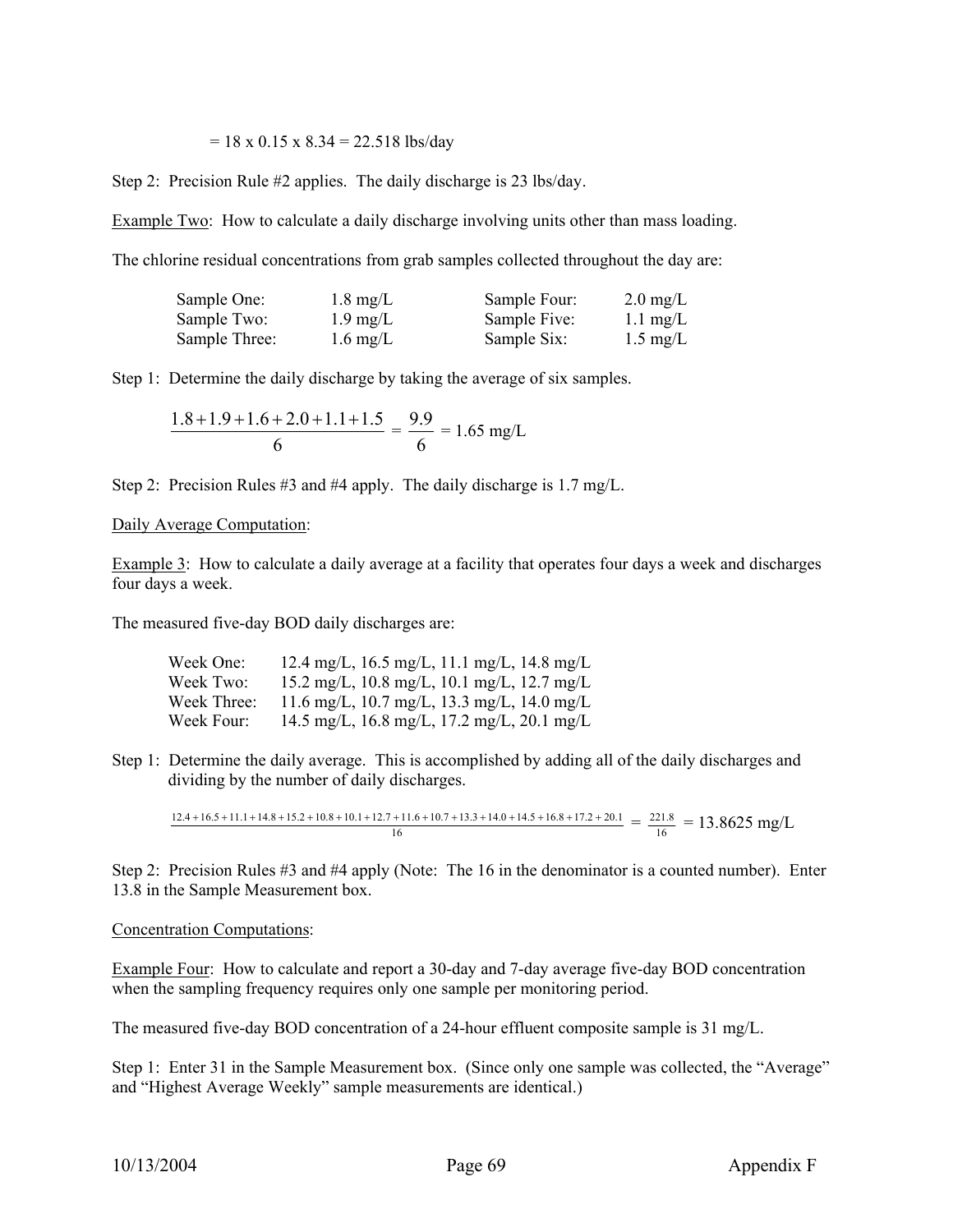$= 18 \times 0.15 \times 8.34 = 22.518$ lbs/day

Step 2: Precision Rule #2 applies. The daily discharge is 23 lbs/day.

Example Two: How to calculate a daily discharge involving units other than mass loading.

The chlorine residual concentrations from grab samples collected throughout the day are:

| | | | |
|---|---|---|---|
| Sample One: | 1.8 mg/L | Sample Four: | 2.0 mg/L |
| Sample Two: | 1.9 mg/L | Sample Five: | 1.1 mg/L |
| Sample Three: | 1.6 mg/L | Sample Six: | 1.5 mg/L |

Step 1: Determine the daily discharge by taking the average of six samples.

$$\frac{1.8 + 1.9 + 1.6 + 2.0 + 1.1 + 1.5}{6} = \frac{9.9}{6} = 1.65 \text{ mg/L}$$

Step 2: Precision Rules #3 and #4 apply. The daily discharge is 1.7 mg/L.

Daily Average Computation:

Example 3: How to calculate a daily average at a facility that operates four days a week and discharges four days a week.

The measured five-day BOD daily discharges are:

| | |
|---|---|
| Week One: | 12.4 mg/L, 16.5 mg/L, 11.1 mg/L, 14.8 mg/L |
| Week Two: | 15.2 mg/L, 10.8 mg/L, 10.1 mg/L, 12.7 mg/L |
| Week Three: | 11.6 mg/L, 10.7 mg/L, 13.3 mg/L, 14.0 mg/L |
| Week Four: | 14.5 mg/L, 16.8 mg/L, 17.2 mg/L, 20.1 mg/L |

Step 1: Determine the daily average. This is accomplished by adding all of the daily discharges and dividing by the number of daily discharges.

$$\frac{12.4 + 16.5 + 11.1 + 14.8 + 15.2 + 10.8 + 10.1 + 12.7 + 11.6 + 10.7 + 13.3 + 14.0 + 14.5 + 16.8 + 17.2 + 20.1}{16} = \frac{221.8}{16} = 13.8625 \text{ mg/L}$$

Step 2: Precision Rules #3 and #4 apply (Note: The 16 in the denominator is a counted number). Enter 13.8 in the Sample Measurement box.

Concentration Computations:

Example Four: How to calculate and report a 30-day and 7-day average five-day BOD concentration when the sampling frequency requires only one sample per monitoring period.

The measured five-day BOD concentration of a 24-hour effluent composite sample is 31 mg/L.

Step 1: Enter 31 in the Sample Measurement box. (Since only one sample was collected, the "Average" and "Highest Average Weekly" sample measurements are identical.)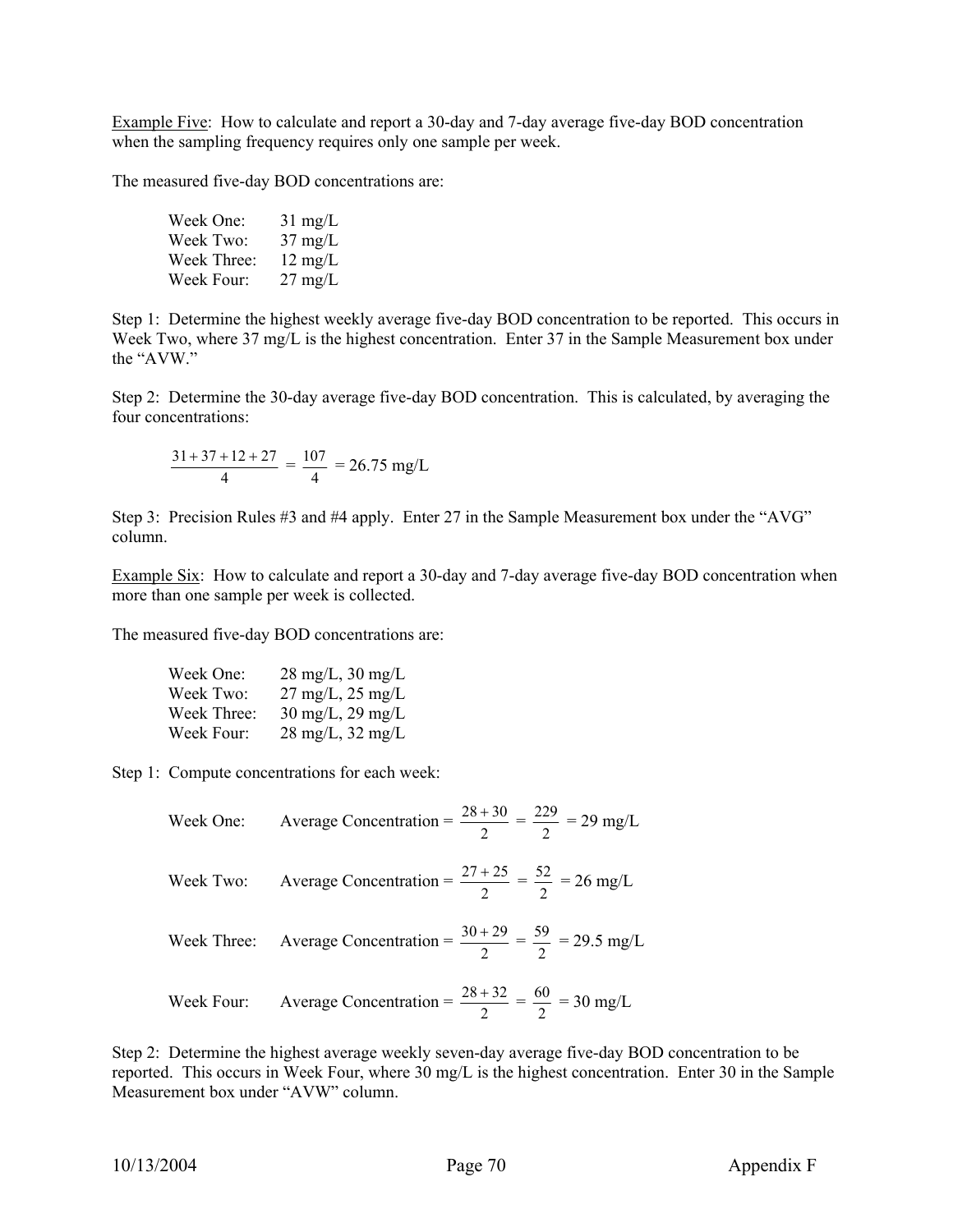Example Five: How to calculate and report a 30-day and 7-day average five-day BOD concentration when the sampling frequency requires only one sample per week.

The measured five-day BOD concentrations are:

| | |
|---|---|
| Week One: | 31 mg/L |
| Week Two: | 37 mg/L |
| Week Three: | 12 mg/L |
| Week Four: | 27 mg/L |

Step 1: Determine the highest weekly average five-day BOD concentration to be reported. This occurs in Week Two, where 37 mg/L is the highest concentration. Enter 37 in the Sample Measurement box under the "AVW."

Step 2: Determine the 30-day average five-day BOD concentration. This is calculated, by averaging the four concentrations:

$$\frac{31+37+12+27}{4} = \frac{107}{4} = 26.75 \text{ mg/L}$$

Step 3: Precision Rules #3 and #4 apply. Enter 27 in the Sample Measurement box under the "AVG" column.

Example Six: How to calculate and report a 30-day and 7-day average five-day BOD concentration when more than one sample per week is collected.

The measured five-day BOD concentrations are:

| | |
|---|---|
| Week One: | 28 mg/L, 30 mg/L |
| Week Two: | 27 mg/L, 25 mg/L |
| Week Three: | 30 mg/L, 29 mg/L |
| Week Four: | 28 mg/L, 32 mg/L |

Step 1: Compute concentrations for each week:

Week One: Average Concentration $= \frac{28+30}{2} = \frac{229}{2} = 29 \text{ mg/L}$

Week Two: Average Concentration $= \frac{27+25}{2} = \frac{52}{2} = 26 \text{ mg/L}$

Week Three: Average Concentration $= \frac{30+29}{2} = \frac{59}{2} = 29.5 \text{ mg/L}$

Week Four: Average Concentration $= \frac{28+32}{2} = \frac{60}{2} = 30 \text{ mg/L}$

Step 2: Determine the highest average weekly seven-day average five-day BOD concentration to be reported. This occurs in Week Four, where 30 mg/L is the highest concentration. Enter 30 in the Sample Measurement box under "AVW" column.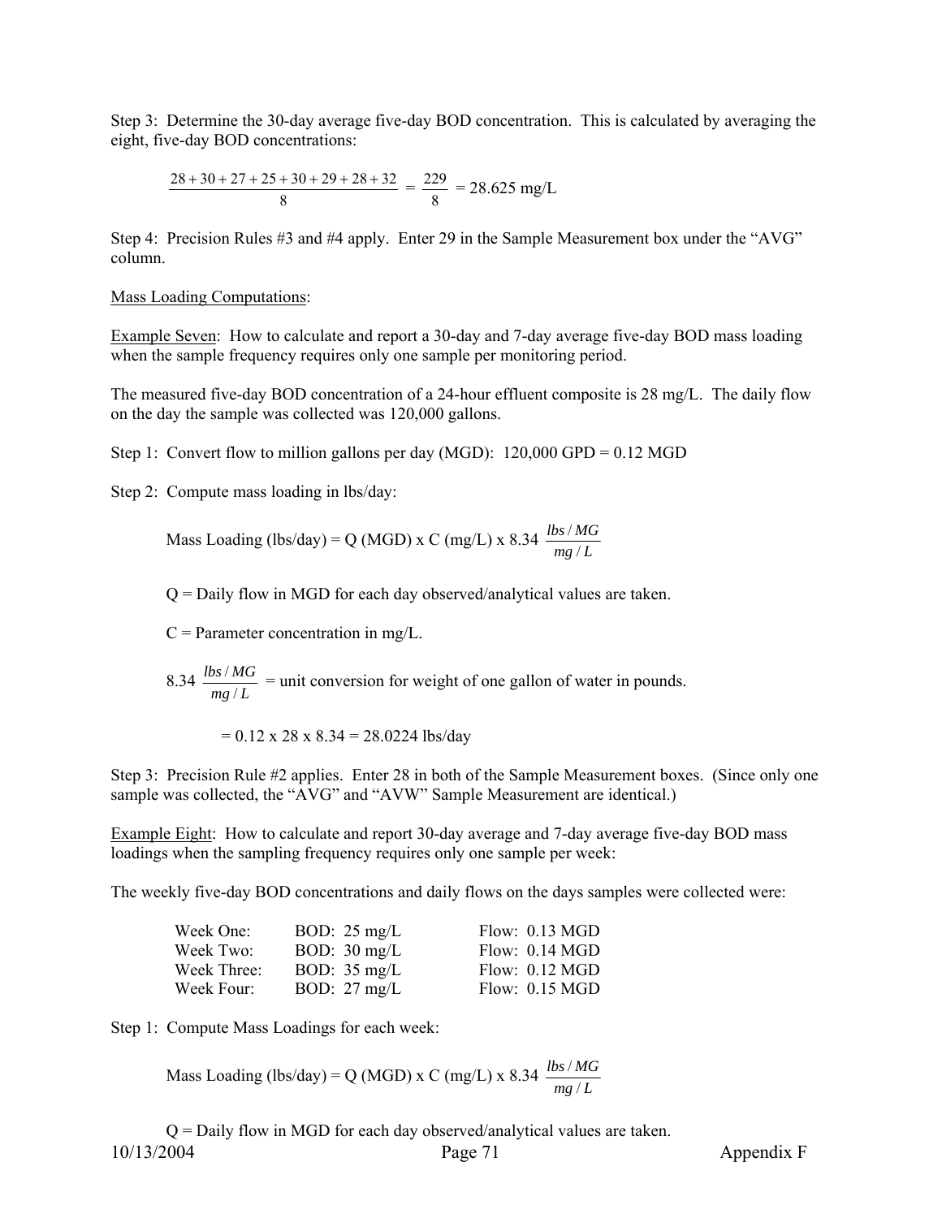Step 3: Determine the 30-day average five-day BOD concentration. This is calculated by averaging the eight, five-day BOD concentrations:

$$\frac{28+30+27+25+30+29+28+32}{8} = \frac{229}{8} = 28.625 \text{ mg/L}$$

Step 4: Precision Rules #3 and #4 apply. Enter 29 in the Sample Measurement box under the "AVG" column.

<u>Mass Loading Computations</u>:

<u>Example Seven</u>: How to calculate and report a 30-day and 7-day average five-day BOD mass loading when the sample frequency requires only one sample per monitoring period.

The measured five-day BOD concentration of a 24-hour effluent composite is 28 mg/L. The daily flow on the day the sample was collected was 120,000 gallons.

Step 1: Convert flow to million gallons per day (MGD): 120,000 GPD = 0.12 MGD

Step 2: Compute mass loading in lbs/day:

Mass Loading (lbs/day) = Q (MGD) x C (mg/L) x 8.34 $\frac{lbs/MG}{mg/L}$

Q = Daily flow in MGD for each day observed/analytical values are taken.

C = Parameter concentration in mg/L.

8.34 $\frac{lbs/MG}{mg/L}$ = unit conversion for weight of one gallon of water in pounds.

= 0.12 x 28 x 8.34 = 28.0224 lbs/day

Step 3: Precision Rule #2 applies. Enter 28 in both of the Sample Measurement boxes. (Since only one sample was collected, the "AVG" and "AVW" Sample Measurement are identical.)

<u>Example Eight</u>: How to calculate and report 30-day average and 7-day average five-day BOD mass loadings when the sampling frequency requires only one sample per week:

The weekly five-day BOD concentrations and daily flows on the days samples were collected were:

| | | |
|---|---|---|
| Week One: | BOD: 25 mg/L | Flow: 0.13 MGD |
| Week Two: | BOD: 30 mg/L | Flow: 0.14 MGD |
| Week Three: | BOD: 35 mg/L | Flow: 0.12 MGD |
| Week Four: | BOD: 27 mg/L | Flow: 0.15 MGD |

Step 1: Compute Mass Loadings for each week:

Mass Loading (lbs/day) = Q (MGD) x C (mg/L) x 8.34 $\frac{lbs/MG}{mg/L}$

Q = Daily flow in MGD for each day observed/analytical values are taken.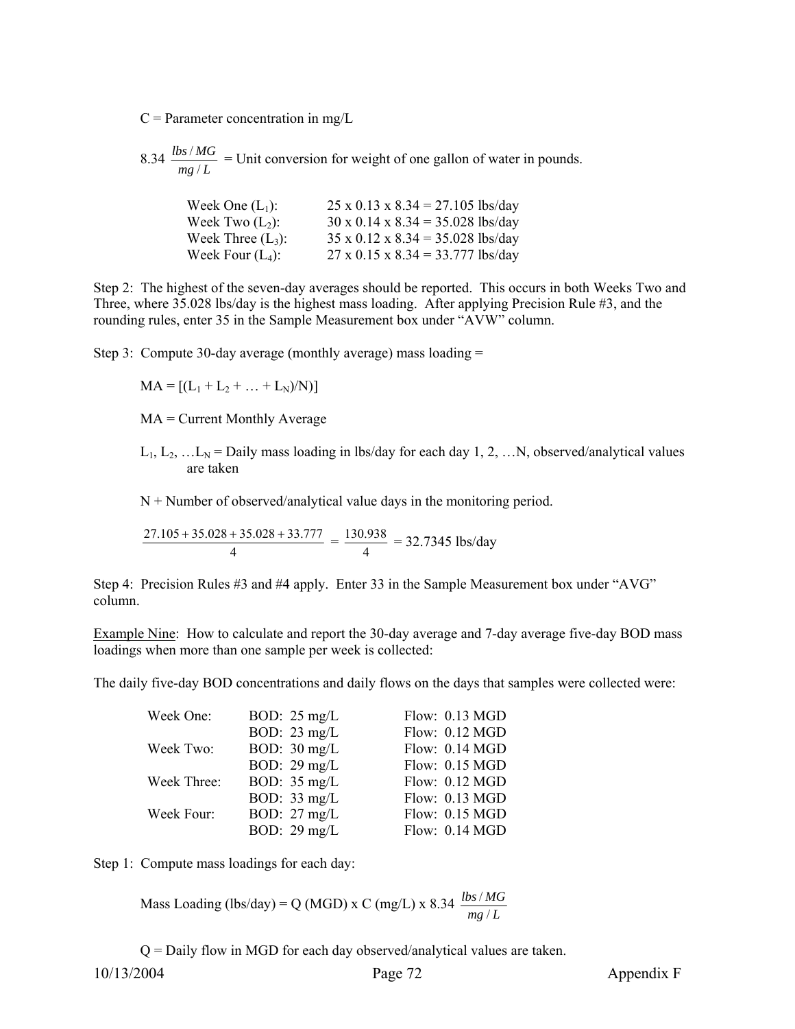C = Parameter concentration in mg/L

$8.34 \frac{lbs/MG}{mg/L}$ = Unit conversion for weight of one gallon of water in pounds.

| | |
|---|---|
| Week One ($L_1$): | 25 x 0.13 x 8.34 = 27.105 lbs/day |
| Week Two ($L_2$): | 30 x 0.14 x 8.34 = 35.028 lbs/day |
| Week Three ($L_3$): | 35 x 0.12 x 8.34 = 35.028 lbs/day |
| Week Four ($L_4$): | 27 x 0.15 x 8.34 = 33.777 lbs/day |

Step 2: The highest of the seven-day averages should be reported. This occurs in both Weeks Two and Three, where 35.028 lbs/day is the highest mass loading. After applying Precision Rule #3, and the rounding rules, enter 35 in the Sample Measurement box under "AVW" column.

Step 3: Compute 30-day average (monthly average) mass loading =

$MA = [(L_1 + L_2 + \ldots + L_N)/N)]$

MA = Current Monthly Average

$L_1, L_2, \ldots L_N$ = Daily mass loading in lbs/day for each day 1, 2, …N, observed/analytical values are taken

N + Number of observed/analytical value days in the monitoring period.

$$\frac{27.105 + 35.028 + 35.028 + 33.777}{4} = \frac{130.938}{4} = 32.7345 \text{ lbs/day}$$

Step 4: Precision Rules #3 and #4 apply. Enter 33 in the Sample Measurement box under "AVG" column.

Example Nine: How to calculate and report the 30-day average and 7-day average five-day BOD mass loadings when more than one sample per week is collected:

The daily five-day BOD concentrations and daily flows on the days that samples were collected were:

| | | |
|---|---|---|
| Week One: | BOD: 25 mg/L | Flow: 0.13 MGD |
| | BOD: 23 mg/L | Flow: 0.12 MGD |
| Week Two: | BOD: 30 mg/L | Flow: 0.14 MGD |
| | BOD: 29 mg/L | Flow: 0.15 MGD |
| Week Three: | BOD: 35 mg/L | Flow: 0.12 MGD |
| | BOD: 33 mg/L | Flow: 0.13 MGD |
| Week Four: | BOD: 27 mg/L | Flow: 0.15 MGD |
| | BOD: 29 mg/L | Flow: 0.14 MGD |

Step 1: Compute mass loadings for each day:

$$\text{Mass Loading (lbs/day)} = Q \text{ (MGD)} \times C \text{ (mg/L)} \times 8.34 \frac{lbs/MG}{mg/L}$$

Q = Daily flow in MGD for each day observed/analytical values are taken.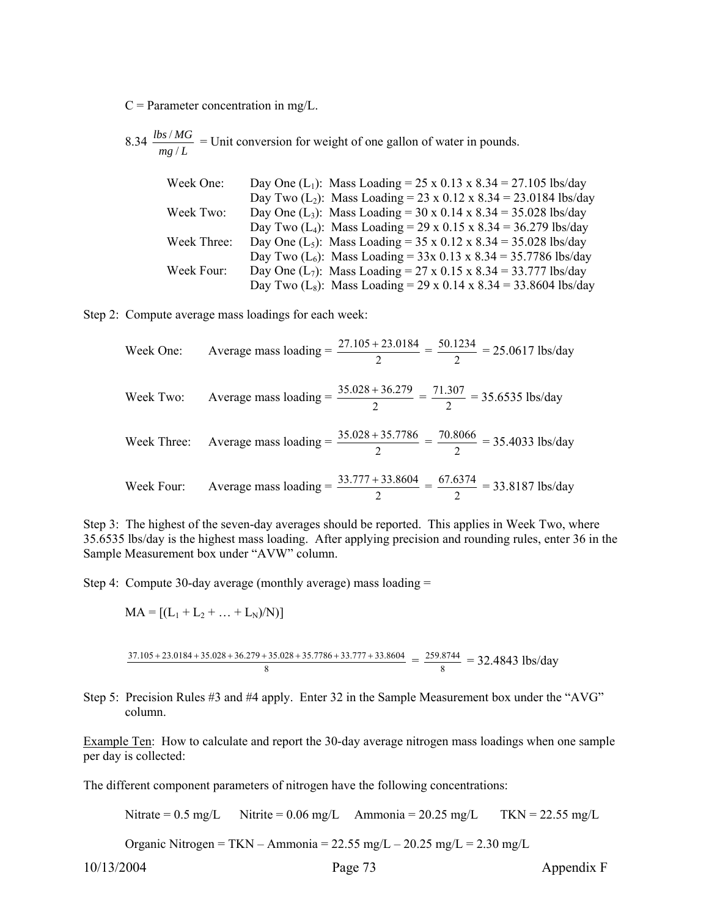C = Parameter concentration in mg/L.

$8.34 \frac{lbs/MG}{mg/L}$ = Unit conversion for weight of one gallon of water in pounds.

Week One: Day One ($L_1$): Mass Loading = 25 x 0.13 x 8.34 = 27.105 lbs/day
Day Two ($L_2$): Mass Loading = 23 x 0.12 x 8.34 = 23.0184 lbs/day

Week Two: Day One ($L_3$): Mass Loading = 30 x 0.14 x 8.34 = 35.028 lbs/day
Day Two ($L_4$): Mass Loading = 29 x 0.15 x 8.34 = 36.279 lbs/day

Week Three: Day One ($L_5$): Mass Loading = 35 x 0.12 x 8.34 = 35.028 lbs/day
Day Two ($L_6$): Mass Loading = 33x 0.13 x 8.34 = 35.7786 lbs/day

Week Four: Day One ($L_7$): Mass Loading = 27 x 0.15 x 8.34 = 33.777 lbs/day
Day Two ($L_8$): Mass Loading = 29 x 0.14 x 8.34 = 33.8604 lbs/day

Step 2: Compute average mass loadings for each week:

Week One: Average mass loading = $\frac{27.105 + 23.0184}{2} = \frac{50.1234}{2}$ = 25.0617 lbs/day

Week Two: Average mass loading = $\frac{35.028 + 36.279}{2} = \frac{71.307}{2}$ = 35.6535 lbs/day

Week Three: Average mass loading = $\frac{35.028 + 35.7786}{2} = \frac{70.8066}{2}$ = 35.4033 lbs/day

Week Four: Average mass loading = $\frac{33.777 + 33.8604}{2} = \frac{67.6374}{2}$ = 33.8187 lbs/day

Step 3: The highest of the seven-day averages should be reported. This applies in Week Two, where 35.6535 lbs/day is the highest mass loading. After applying precision and rounding rules, enter 36 in the Sample Measurement box under "AVW" column.

Step 4: Compute 30-day average (monthly average) mass loading =

$$MA = [(L_1 + L_2 + \ldots + L_N)/N)]$$

$$\frac{37.105 + 23.0184 + 35.028 + 36.279 + 35.028 + 35.7786 + 33.777 + 33.8604}{8} = \frac{259.8744}{8} = 32.4843 \text{ lbs/day}$$

Step 5: Precision Rules #3 and #4 apply. Enter 32 in the Sample Measurement box under the "AVG" column.

Example Ten: How to calculate and report the 30-day average nitrogen mass loadings when one sample per day is collected:

The different component parameters of nitrogen have the following concentrations:

Nitrate = 0.5 mg/L Nitrite = 0.06 mg/L Ammonia = 20.25 mg/L TKN = 22.55 mg/L

Organic Nitrogen = TKN – Ammonia = 22.55 mg/L – 20.25 mg/L = 2.30 mg/L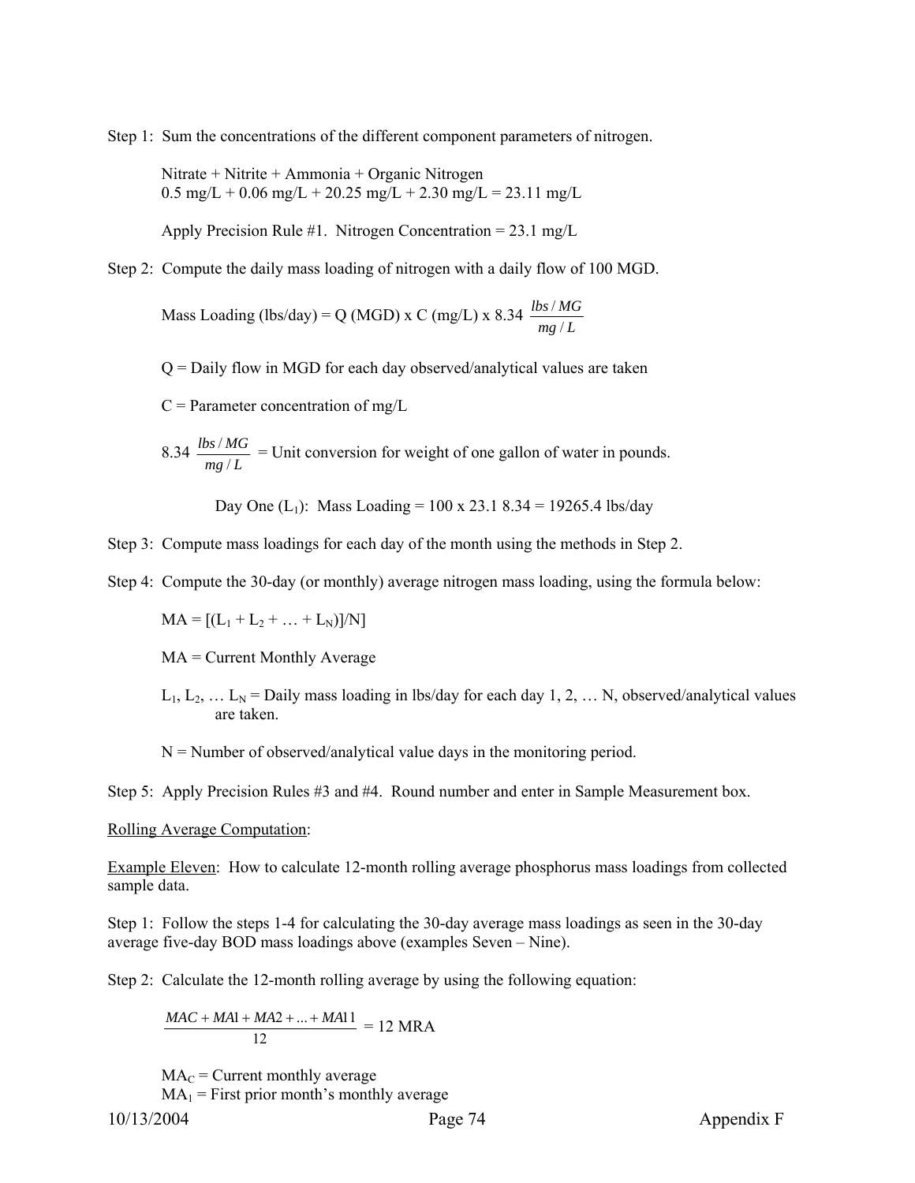Step 1: Sum the concentrations of the different component parameters of nitrogen.

Nitrate + Nitrite + Ammonia + Organic Nitrogen
0.5 mg/L + 0.06 mg/L + 20.25 mg/L + 2.30 mg/L = 23.11 mg/L

Apply Precision Rule #1. Nitrogen Concentration = 23.1 mg/L

Step 2: Compute the daily mass loading of nitrogen with a daily flow of 100 MGD.

Mass Loading (lbs/day) = Q (MGD) x C (mg/L) x 8.34 $\frac{lbs/MG}{mg/L}$

Q = Daily flow in MGD for each day observed/analytical values are taken

C = Parameter concentration of mg/L

8.34 $\frac{lbs/MG}{mg/L}$ = Unit conversion for weight of one gallon of water in pounds.

Day One ($L_1$): Mass Loading = 100 x 23.1 8.34 = 19265.4 lbs/day

Step 3: Compute mass loadings for each day of the month using the methods in Step 2.

Step 4: Compute the 30-day (or monthly) average nitrogen mass loading, using the formula below:

MA = $[(L_1 + L_2 + \ldots + L_N)]/N]$

MA = Current Monthly Average

$L_1, L_2, \ldots L_N$ = Daily mass loading in lbs/day for each day 1, 2, … N, observed/analytical values are taken.

N = Number of observed/analytical value days in the monitoring period.

Step 5: Apply Precision Rules #3 and #4. Round number and enter in Sample Measurement box.

<u>Rolling Average Computation</u>:

<u>Example Eleven</u>: How to calculate 12-month rolling average phosphorus mass loadings from collected sample data.

Step 1: Follow the steps 1-4 for calculating the 30-day average mass loadings as seen in the 30-day average five-day BOD mass loadings above (examples Seven – Nine).

Step 2: Calculate the 12-month rolling average by using the following equation:

$$\frac{MAC + MA1 + MA2 + \ldots + MA11}{12} = 12 \text{ MRA}$$

$MA_C$ = Current monthly average
$MA_1$ = First prior month's monthly average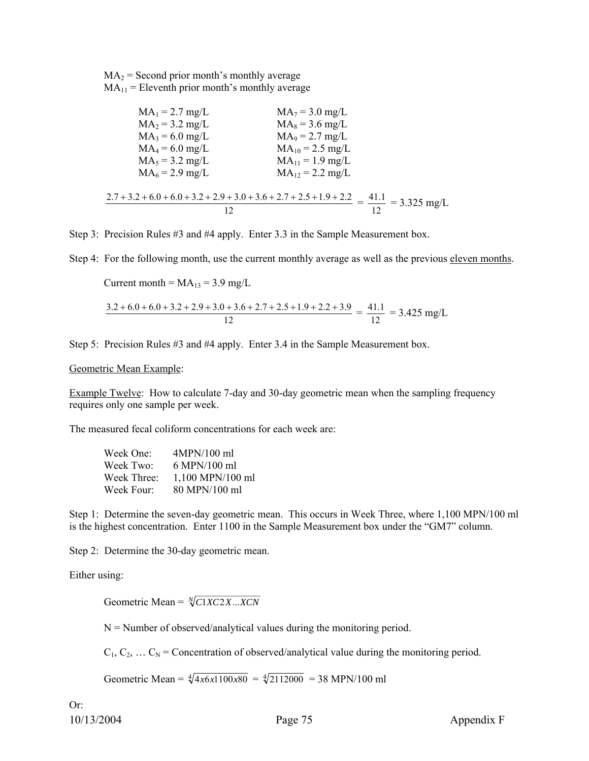$MA_2$ = Second prior month's monthly average
$MA_{11}$ = Eleventh prior month's monthly average

| | |
|---|---|
| $MA_1$ = 2.7 mg/L | $MA_7$ = 3.0 mg/L |
| $MA_2$ = 3.2 mg/L | $MA_8$ = 3.6 mg/L |
| $MA_3$ = 6.0 mg/L | $MA_9$ = 2.7 mg/L |
| $MA_4$ = 6.0 mg/L | $MA_{10}$ = 2.5 mg/L |
| $MA_5$ = 3.2 mg/L | $MA_{11}$ = 1.9 mg/L |
| $MA_6$ = 2.9 mg/L | $MA_{12}$ = 2.2 mg/L |

$$\frac{2.7 + 3.2 + 6.0 + 6.0 + 3.2 + 2.9 + 3.0 + 3.6 + 2.7 + 2.5 + 1.9 + 2.2}{12} = \frac{41.1}{12} = 3.325 \text{ mg/L}$$

Step 3: Precision Rules #3 and #4 apply. Enter 3.3 in the Sample Measurement box.

Step 4: For the following month, use the current monthly average as well as the previous eleven months.

Current month = $MA_{13}$ = 3.9 mg/L

$$\frac{3.2 + 6.0 + 6.0 + 3.2 + 2.9 + 3.0 + 3.6 + 2.7 + 2.5 + 1.9 + 2.2 + 3.9}{12} = \frac{41.1}{12} = 3.425 \text{ mg/L}$$

Step 5: Precision Rules #3 and #4 apply. Enter 3.4 in the Sample Measurement box.

Geometric Mean Example:

Example Twelve: How to calculate 7-day and 30-day geometric mean when the sampling frequency requires only one sample per week.

The measured fecal coliform concentrations for each week are:

| | |
|---|---|
| Week One: | 4MPN/100 ml |
| Week Two: | 6 MPN/100 ml |
| Week Three: | 1,100 MPN/100 ml |
| Week Four: | 80 MPN/100 ml |

Step 1: Determine the seven-day geometric mean. This occurs in Week Three, where 1,100 MPN/100 ml is the highest concentration. Enter 1100 in the Sample Measurement box under the "GM7" column.

Step 2: Determine the 30-day geometric mean.

Either using:

$$\text{Geometric Mean} = \sqrt[N]{C1XC2X\ldots XCN}$$

N = Number of observed/analytical values during the monitoring period.

$C_1, C_2, \ldots C_N$ = Concentration of observed/analytical value during the monitoring period.

$$\text{Geometric Mean} = \sqrt[4]{4x6x1100x80} = \sqrt[4]{2112000} = 38 \text{ MPN/100 ml}$$

Or: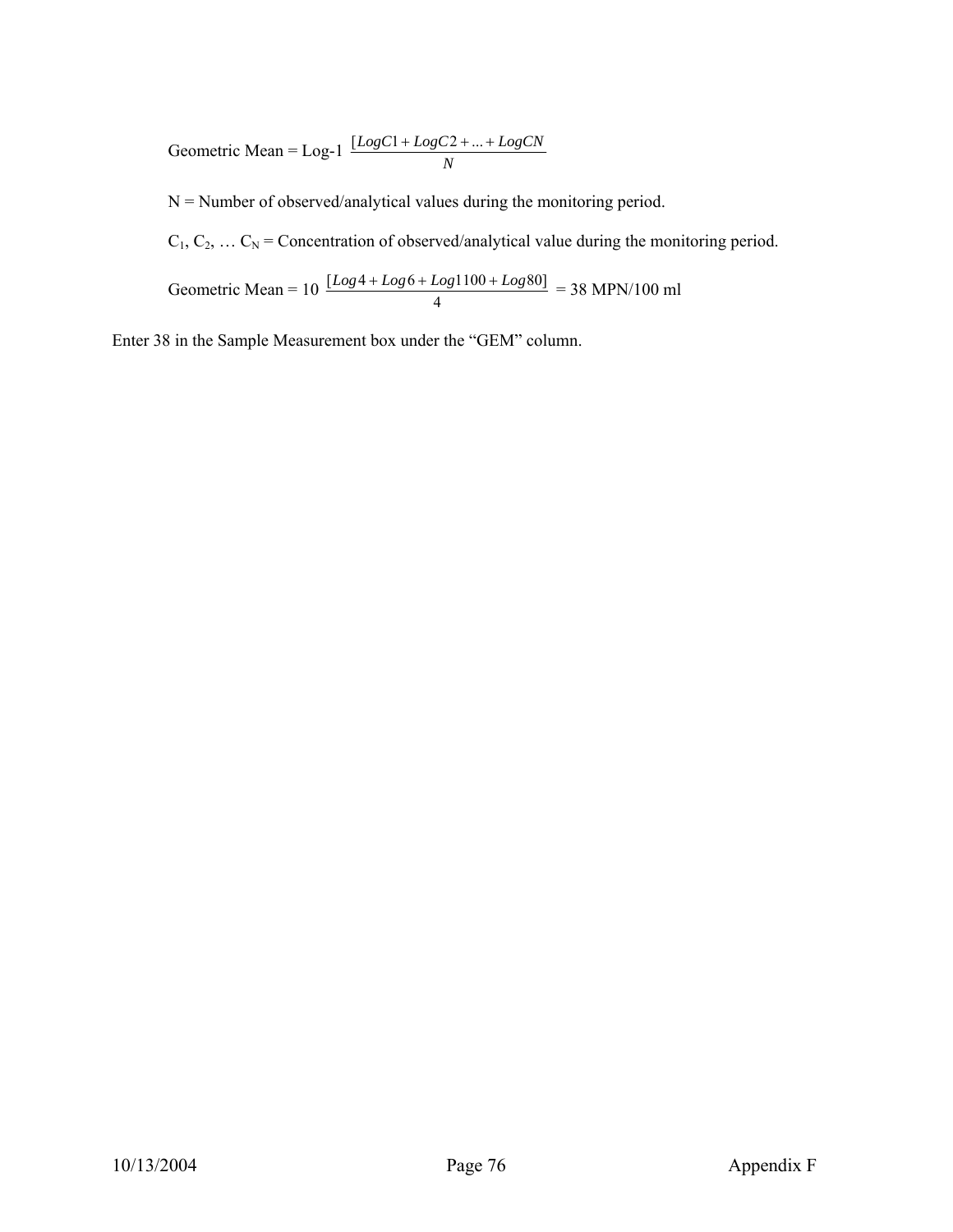$$\text{Geometric Mean} = \text{Log-1} \; \frac{[LogC1 + LogC2 + ... + LogCN}{N}$$

N = Number of observed/analytical values during the monitoring period.

$C_1, C_2, \ldots C_N$ = Concentration of observed/analytical value during the monitoring period.

$$\text{Geometric Mean} = 10 \; \frac{[Log4 + Log6 + Log1100 + Log80]}{4} = 38 \text{ MPN/100 ml}$$

Enter 38 in the Sample Measurement box under the “GEM” column.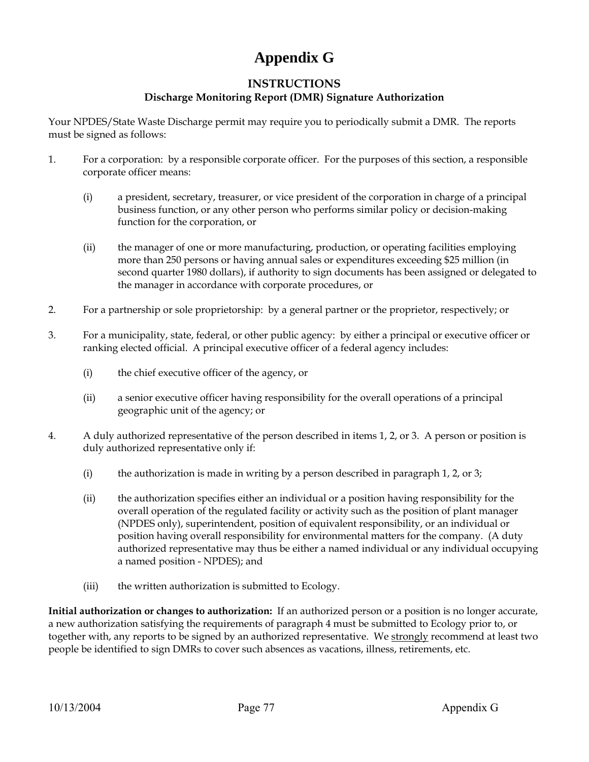# Appendix G

### INSTRUCTIONS

**Discharge Monitoring Report (DMR) Signature Authorization**

Your NPDES/State Waste Discharge permit may require you to periodically submit a DMR. The reports must be signed as follows:

1. For a corporation: by a responsible corporate officer. For the purposes of this section, a responsible corporate officer means:

   (i) a president, secretary, treasurer, or vice president of the corporation in charge of a principal business function, or any other person who performs similar policy or decision-making function for the corporation, or

   (ii) the manager of one or more manufacturing, production, or operating facilities employing more than 250 persons or having annual sales or expenditures exceeding $25 million (in second quarter 1980 dollars), if authority to sign documents has been assigned or delegated to the manager in accordance with corporate procedures, or

2. For a partnership or sole proprietorship: by a general partner or the proprietor, respectively; or

3. For a municipality, state, federal, or other public agency: by either a principal or executive officer or ranking elected official. A principal executive officer of a federal agency includes:

   (i) the chief executive officer of the agency, or

   (ii) a senior executive officer having responsibility for the overall operations of a principal geographic unit of the agency; or

4. A duly authorized representative of the person described in items 1, 2, or 3. A person or position is duly authorized representative only if:

   (i) the authorization is made in writing by a person described in paragraph 1, 2, or 3;

   (ii) the authorization specifies either an individual or a position having responsibility for the overall operation of the regulated facility or activity such as the position of plant manager (NPDES only), superintendent, position of equivalent responsibility, or an individual or position having overall responsibility for environmental matters for the company. (A duty authorized representative may thus be either a named individual or any individual occupying a named position - NPDES); and

   (iii) the written authorization is submitted to Ecology.

**Initial authorization or changes to authorization:** If an authorized person or a position is no longer accurate, a new authorization satisfying the requirements of paragraph 4 must be submitted to Ecology prior to, or together with, any reports to be signed by an authorized representative. We strongly recommend at least two people be identified to sign DMRs to cover such absences as vacations, illness, retirements, etc.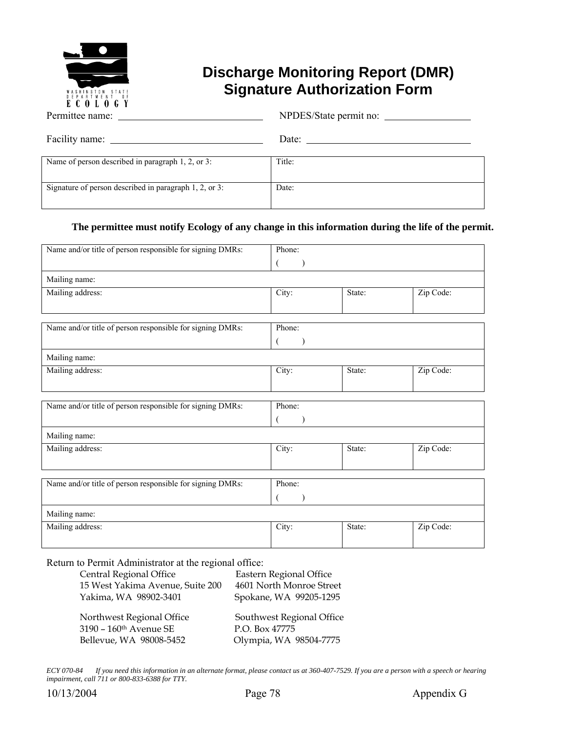WASHINGTON STATE DEPARTMENT OF ECOLOGY

# Discharge Monitoring Report (DMR) Signature Authorization Form

Permittee name: ____________________________ NPDES/State permit no: ________________

Facility name: ______________________________ Date: ________________________________

| Name of person described in paragraph 1, 2, or 3: | Title: |
|---|---|
| Signature of person described in paragraph 1, 2, or 3: | Date: |

**The permittee must notify Ecology of any change in this information during the life of the permit.**

| Name and/or title of person responsible for signing DMRs: | Phone: ( ) | | |
|---|---|---|---|
| Mailing name: | | | |
| Mailing address: | City: | State: | Zip Code: |

| Name and/or title of person responsible for signing DMRs: | Phone: ( ) | | |
|---|---|---|---|
| Mailing name: | | | |
| Mailing address: | City: | State: | Zip Code: |

| Name and/or title of person responsible for signing DMRs: | Phone: ( ) | | |
|---|---|---|---|
| Mailing name: | | | |
| Mailing address: | City: | State: | Zip Code: |

| Name and/or title of person responsible for signing DMRs: | Phone: ( ) | | |
|---|---|---|---|
| Mailing name: | | | |
| Mailing address: | City: | State: | Zip Code: |

Return to Permit Administrator at the regional office:

Central Regional Office
15 West Yakima Avenue, Suite 200
Yakima, WA 98902-3401

Eastern Regional Office
4601 North Monroe Street
Spokane, WA 99205-1295

Northwest Regional Office
3190 – 160th Avenue SE
Bellevue, WA 98008-5452

Southwest Regional Office
P.O. Box 47775
Olympia, WA 98504-7775

*ECY 070-84 If you need this information in an alternate format, please contact us at 360-407-7529. If you are a person with a speech or hearing impairment, call 711 or 800-833-6388 for TTY.*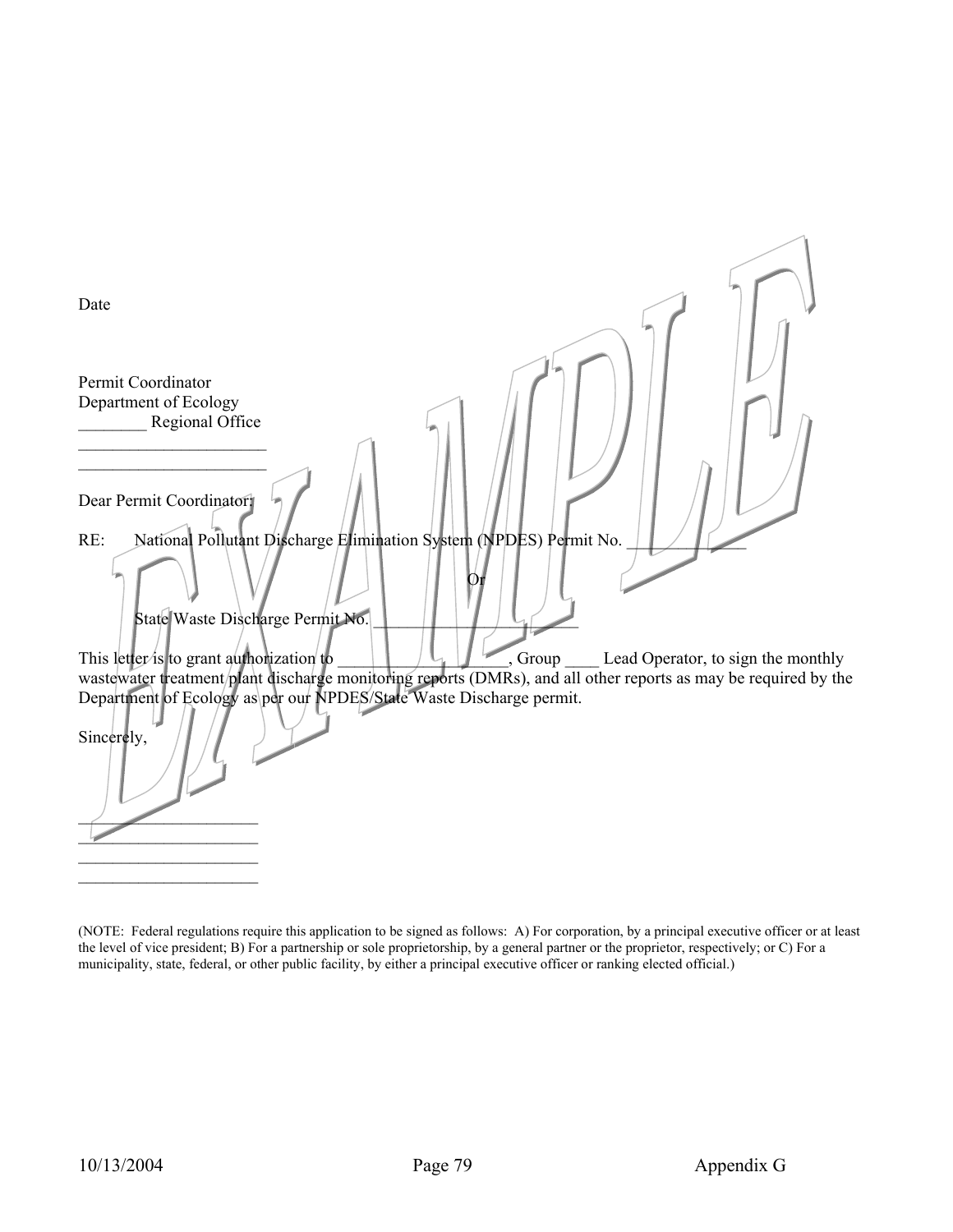Date

Permit Coordinator
Department of Ecology
________ Regional Office
______________________
______________________

Dear Permit Coordinator:

RE: National Pollutant Discharge Elimination System (NPDES) Permit No. ____________

Or

State Waste Discharge Permit No. ______________________

This letter is to grant authorization to __________________, Group ____ Lead Operator, to sign the monthly wastewater treatment plant discharge monitoring reports (DMRs), and all other reports as may be required by the Department of Ecology as per our NPDES/State Waste Discharge permit.

Sincerely,

_____________________
_____________________
_____________________
_____________________

(NOTE: Federal regulations require this application to be signed as follows: A) For corporation, by a principal executive officer or at least the level of vice president; B) For a partnership or sole proprietorship, by a general partner or the proprietor, respectively; or C) For a municipality, state, federal, or other public facility, by either a principal executive officer or ranking elected official.)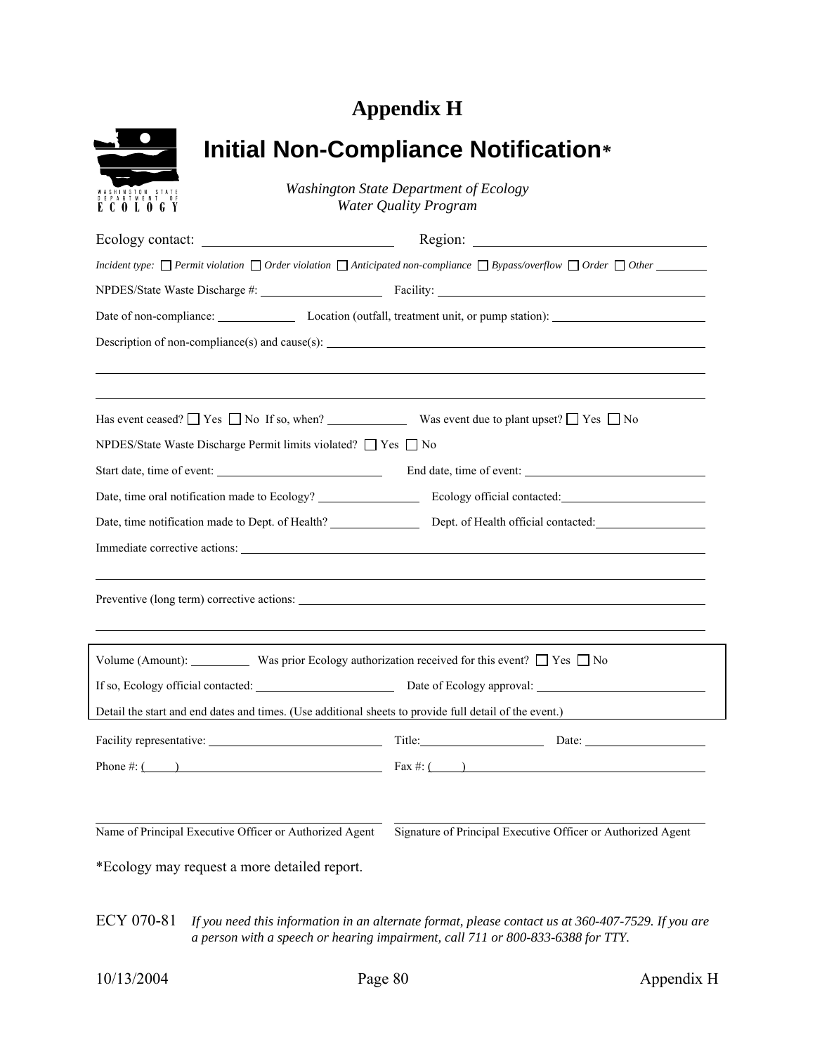# Appendix H

## Initial Non-Compliance Notification*

*Washington State Department of Ecology*
*Water Quality Program*

Ecology contact: ____________________ Region: ____________________

*Incident type:* ☐ *Permit violation* ☐ *Order violation* ☐ *Anticipated non-compliance* ☐ *Bypass/overflow* ☐ *Order* ☐ *Other* ________

NPDES/State Waste Discharge #: ____________________ Facility: ____________________

Date of non-compliance: ____________ Location (outfall, treatment unit, or pump station): ____________________

Description of non-compliance(s) and cause(s): ____________________________________________

________________________________________________________________________

________________________________________________________________________

Has event ceased? ☐ Yes ☐ No If so, when? ____________ Was event due to plant upset? ☐ Yes ☐ No

NPDES/State Waste Discharge Permit limits violated? ☐ Yes ☐ No

Start date, time of event: ____________________ End date, time of event: ____________________

Date, time oral notification made to Ecology? ______________ Ecology official contacted: ____________________

Date, time notification made to Dept. of Health? ______________ Dept. of Health official contacted: ____________________

Immediate corrective actions: ____________________________________________

________________________________________________________________________

Preventive (long term) corrective actions: ____________________________________________

________________________________________________________________________

Volume (Amount): __________ Was prior Ecology authorization received for this event? ☐ Yes ☐ No

If so, Ecology official contacted: ____________________ Date of Ecology approval: ____________________

Detail the start and end dates and times. (Use additional sheets to provide full detail of the event.)

Facility representative: ____________________ Title: ____________________ Date: ____________________

Phone #: (     ) ____________________ Fax #: (     ) ____________________

____________________________________________ ____________________________________________

Name of Principal Executive Officer or Authorized Agent    Signature of Principal Executive Officer or Authorized Agent

*Ecology may request a more detailed report.

ECY 070-81 *If you need this information in an alternate format, please contact us at 360-407-7529. If you are a person with a speech or hearing impairment, call 711 or 800-833-6388 for TTY.*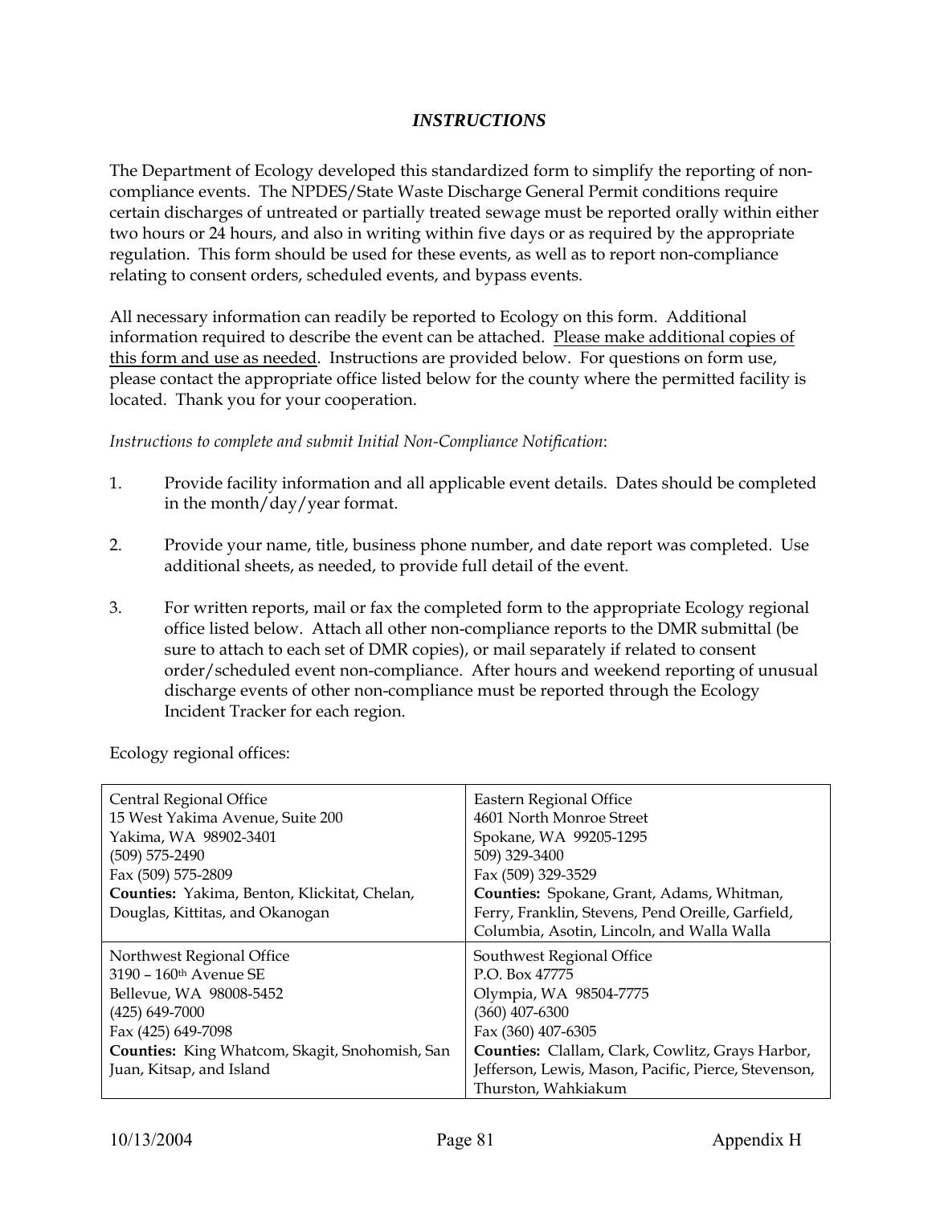## *INSTRUCTIONS*

The Department of Ecology developed this standardized form to simplify the reporting of non-compliance events. The NPDES/State Waste Discharge General Permit conditions require certain discharges of untreated or partially treated sewage must be reported orally within either two hours or 24 hours, and also in writing within five days or as required by the appropriate regulation. This form should be used for these events, as well as to report non-compliance relating to consent orders, scheduled events, and bypass events.

All necessary information can readily be reported to Ecology on this form. Additional information required to describe the event can be attached. Please make additional copies of this form and use as needed. Instructions are provided below. For questions on form use, please contact the appropriate office listed below for the county where the permitted facility is located. Thank you for your cooperation.

*Instructions to complete and submit Initial Non-Compliance Notification*:

1. Provide facility information and all applicable event details. Dates should be completed in the month/day/year format.

2. Provide your name, title, business phone number, and date report was completed. Use additional sheets, as needed, to provide full detail of the event.

3. For written reports, mail or fax the completed form to the appropriate Ecology regional office listed below. Attach all other non-compliance reports to the DMR submittal (be sure to attach to each set of DMR copies), or mail separately if related to consent order/scheduled event non-compliance. After hours and weekend reporting of unusual discharge events of other non-compliance must be reported through the Ecology Incident Tracker for each region.

Ecology regional offices:

| | |
|---|---|
| Central Regional Office<br>15 West Yakima Avenue, Suite 200<br>Yakima, WA 98902-3401<br>(509) 575-2490<br>Fax (509) 575-2809<br>**Counties:** Yakima, Benton, Klickitat, Chelan, Douglas, Kittitas, and Okanogan | Eastern Regional Office<br>4601 North Monroe Street<br>Spokane, WA 99205-1295<br>509) 329-3400<br>Fax (509) 329-3529<br>**Counties:** Spokane, Grant, Adams, Whitman, Ferry, Franklin, Stevens, Pend Oreille, Garfield, Columbia, Asotin, Lincoln, and Walla Walla |
| Northwest Regional Office<br>3190 – 160th Avenue SE<br>Bellevue, WA 98008-5452<br>(425) 649-7000<br>Fax (425) 649-7098<br>**Counties:** King Whatcom, Skagit, Snohomish, San Juan, Kitsap, and Island | Southwest Regional Office<br>P.O. Box 47775<br>Olympia, WA 98504-7775<br>(360) 407-6300<br>Fax (360) 407-6305<br>**Counties:** Clallam, Clark, Cowlitz, Grays Harbor, Jefferson, Lewis, Mason, Pacific, Pierce, Stevenson, Thurston, Wahkiakum |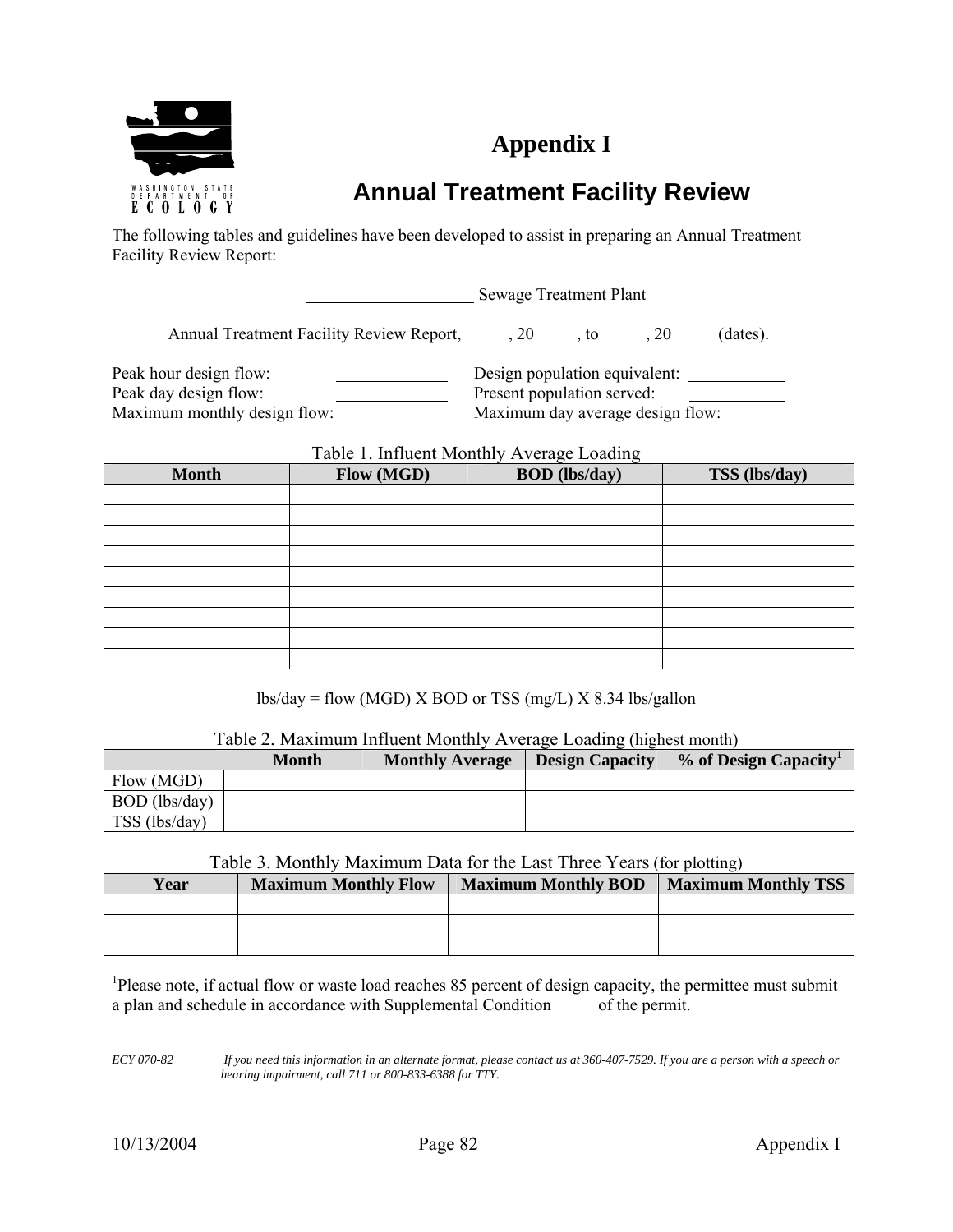# Appendix I

## Annual Treatment Facility Review

The following tables and guidelines have been developed to assist in preparing an Annual Treatment Facility Review Report:

____________________ Sewage Treatment Plant

Annual Treatment Facility Review Report, _____, 20_____, to _____, 20_____ (dates).

Peak hour design flow: _____________ Design population equivalent: ___________
Peak day design flow: _____________ Present population served: ___________
Maximum monthly design flow: _____________ Maximum day average design flow: _______

Table 1. Influent Monthly Average Loading

| Month | Flow (MGD) | BOD (lbs/day) | TSS (lbs/day) |
|---|---|---|---|
| | | | |
| | | | |
| | | | |
| | | | |
| | | | |
| | | | |
| | | | |
| | | | |
| | | | |

lbs/day = flow (MGD) X BOD or TSS (mg/L) X 8.34 lbs/gallon

Table 2. Maximum Influent Monthly Average Loading (highest month)

| | Month | Monthly Average | Design Capacity | % of Design Capacity[1] |
|---|---|---|---|---|
| Flow (MGD) | | | | |
| BOD (lbs/day) | | | | |
| TSS (lbs/day) | | | | |

Table 3. Monthly Maximum Data for the Last Three Years (for plotting)

| Year | Maximum Monthly Flow | Maximum Monthly BOD | Maximum Monthly TSS |
|---|---|---|---|
| | | | |
| | | | |
| | | | |

[1]Please note, if actual flow or waste load reaches 85 percent of design capacity, the permittee must submit a plan and schedule in accordance with Supplemental Condition          of the permit.

*ECY 070-82* *If you need this information in an alternate format, please contact us at 360-407-7529. If you are a person with a speech or hearing impairment, call 711 or 800-833-6388 for TTY.*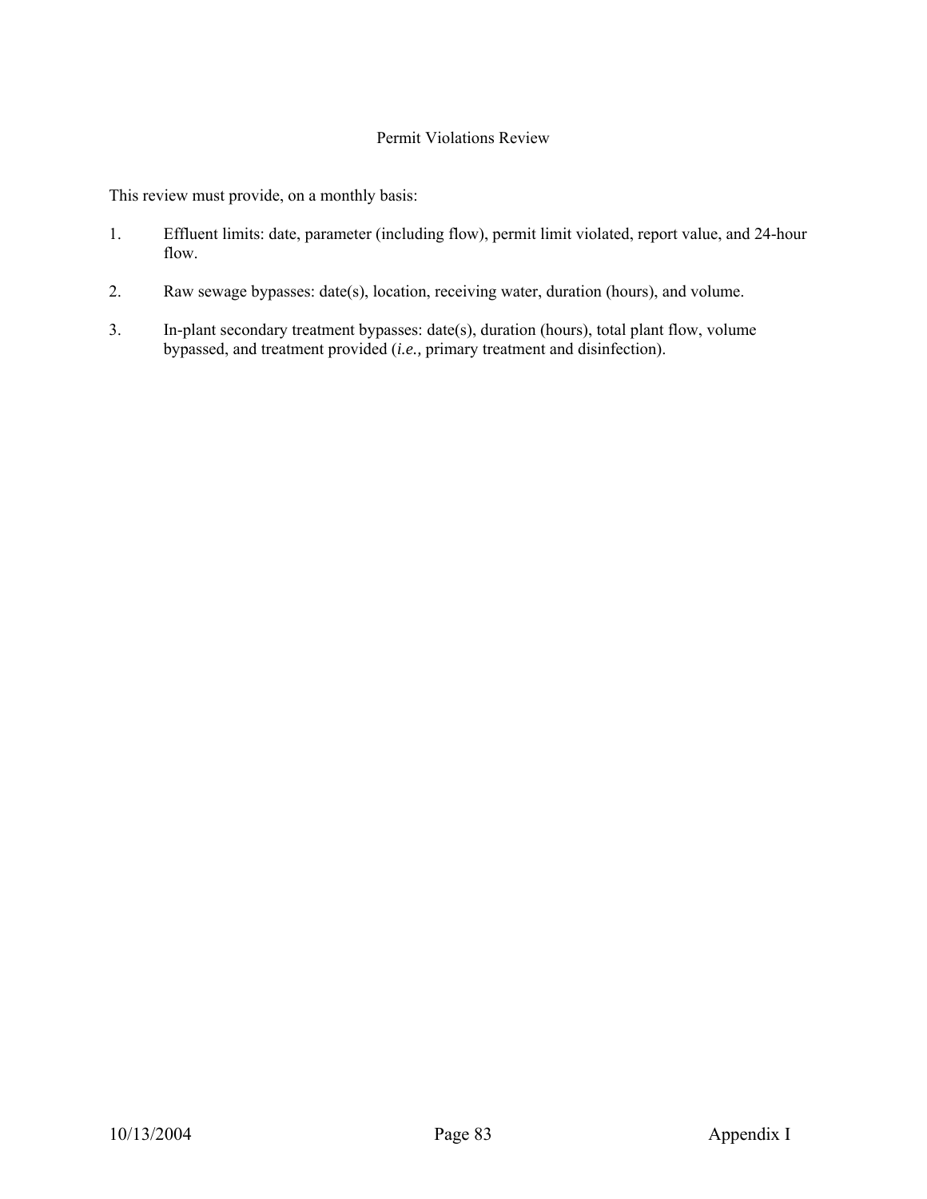# Permit Violations Review

This review must provide, on a monthly basis:

1. Effluent limits: date, parameter (including flow), permit limit violated, report value, and 24-hour flow.

2. Raw sewage bypasses: date(s), location, receiving water, duration (hours), and volume.

3. In-plant secondary treatment bypasses: date(s), duration (hours), total plant flow, volume bypassed, and treatment provided (*i.e.,* primary treatment and disinfection).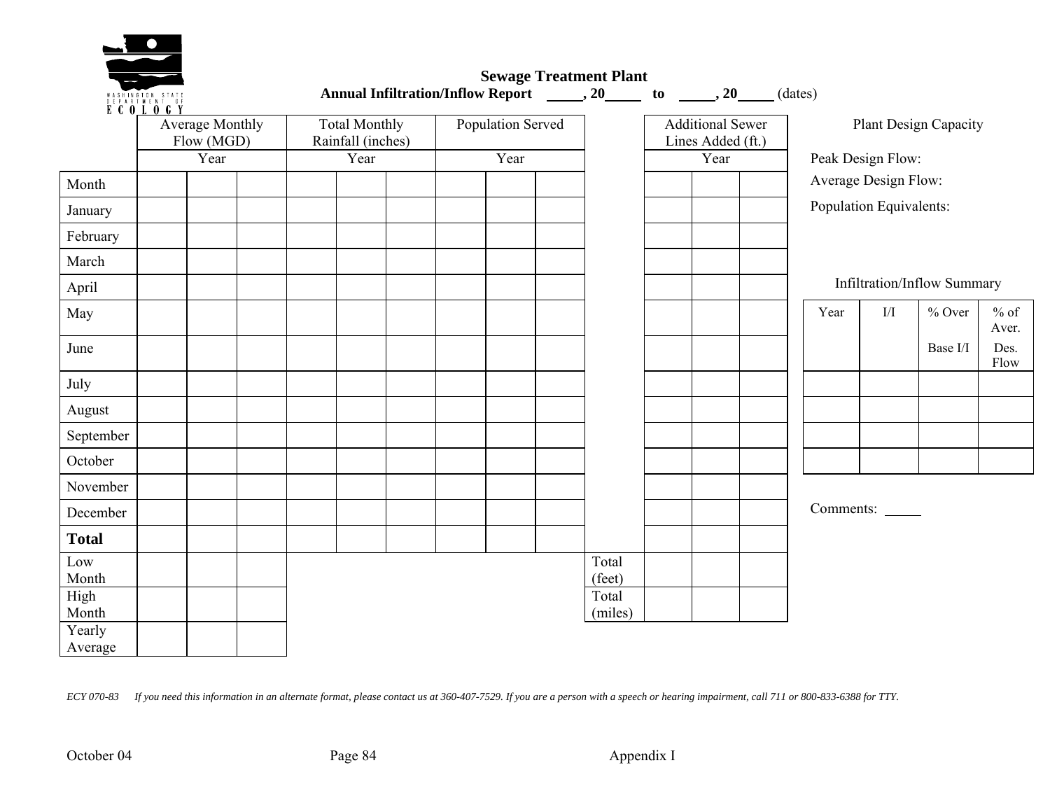# Sewage Treatment Plant

**Annual Infiltration/Inflow Report _____, 20_____ to _____, 20_____** (dates)

| | Average Monthly Flow (MGD) | | | Total Monthly Rainfall (inches) | | | Population Served | | | | Additional Sewer Lines Added (ft.) | | |
|---|---|---|---|---|---|---|---|---|---|---|---|---|---|
| | Year | | | Year | | | Year | | | | Year | | |
| Month | | | | | | | | | | | | | |
| January | | | | | | | | | | | | | |
| February | | | | | | | | | | | | | |
| March | | | | | | | | | | | | | |
| April | | | | | | | | | | | | | |
| May | | | | | | | | | | | | | |
| June | | | | | | | | | | | | | |
| July | | | | | | | | | | | | | |
| August | | | | | | | | | | | | | |
| September | | | | | | | | | | | | | |
| October | | | | | | | | | | | | | |
| November | | | | | | | | | | | | | |
| December | | | | | | | | | | | | | |
| **Total** | | | | | | | | | | | | | |
| Low Month | | | | | | | | | | Total (feet) | | | |
| High Month | | | | | | | | | | Total (miles) | | | |
| Yearly Average | | | | | | | | | | | | | |

Plant Design Capacity

Peak Design Flow:

Average Design Flow:

Population Equivalents:

Infiltration/Inflow Summary

| Year | I/I | % Over Base I/I | % of Aver. Des. Flow |
|---|---|---|---|
| | | | |
| | | | |
| | | | |
| | | | |

Comments: _____

*ECY 070-83 If you need this information in an alternate format, please contact us at 360-407-7529. If you are a person with a speech or hearing impairment, call 711 or 800-833-6388 for TTY.*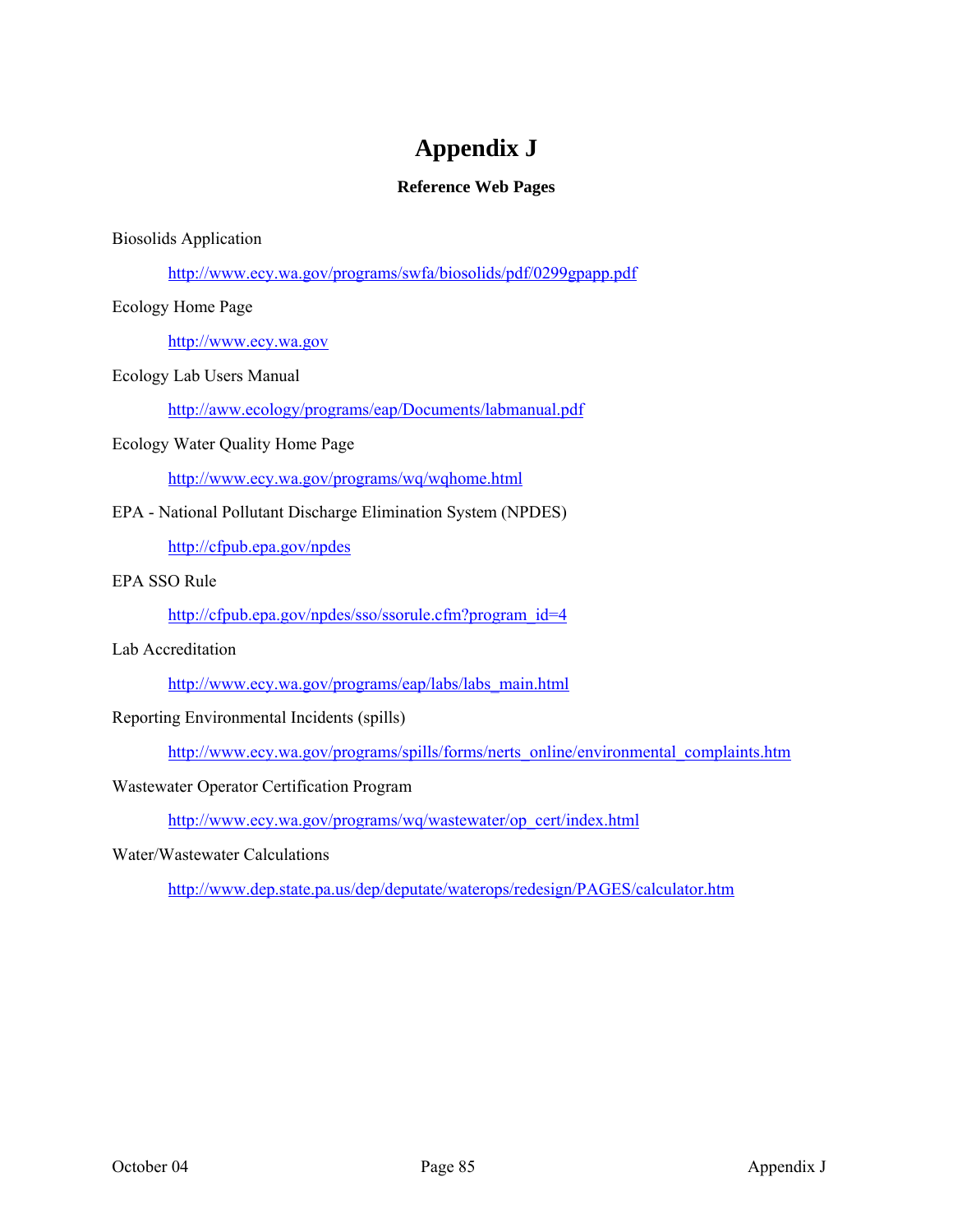# Appendix J

**Reference Web Pages**

Biosolids Application

http://www.ecy.wa.gov/programs/swfa/biosolids/pdf/0299gpapp.pdf

Ecology Home Page

http://www.ecy.wa.gov

Ecology Lab Users Manual

http://aww.ecology/programs/eap/Documents/labmanual.pdf

Ecology Water Quality Home Page

http://www.ecy.wa.gov/programs/wq/wqhome.html

EPA - National Pollutant Discharge Elimination System (NPDES)

http://cfpub.epa.gov/npdes

EPA SSO Rule

http://cfpub.epa.gov/npdes/sso/ssorule.cfm?program_id=4

Lab Accreditation

http://www.ecy.wa.gov/programs/eap/labs/labs_main.html

Reporting Environmental Incidents (spills)

http://www.ecy.wa.gov/programs/spills/forms/nerts_online/environmental_complaints.htm

Wastewater Operator Certification Program

http://www.ecy.wa.gov/programs/wq/wastewater/op_cert/index.html

Water/Wastewater Calculations

http://www.dep.state.pa.us/dep/deputate/waterops/redesign/PAGES/calculator.htm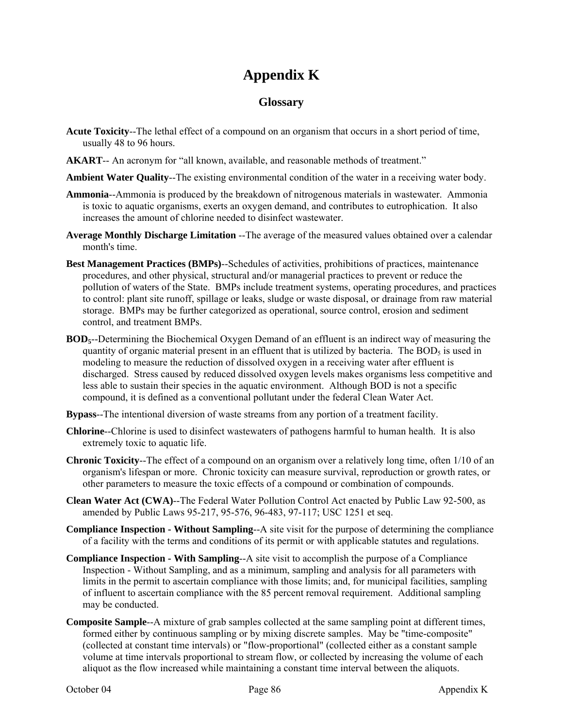# Appendix K

## Glossary

**Acute Toxicity**--The lethal effect of a compound on an organism that occurs in a short period of time, usually 48 to 96 hours.

**AKART**-- An acronym for "all known, available, and reasonable methods of treatment."

**Ambient Water Quality**--The existing environmental condition of the water in a receiving water body.

**Ammonia**--Ammonia is produced by the breakdown of nitrogenous materials in wastewater. Ammonia is toxic to aquatic organisms, exerts an oxygen demand, and contributes to eutrophication. It also increases the amount of chlorine needed to disinfect wastewater.

**Average Monthly Discharge Limitation** --The average of the measured values obtained over a calendar month's time.

**Best Management Practices (BMPs)**--Schedules of activities, prohibitions of practices, maintenance procedures, and other physical, structural and/or managerial practices to prevent or reduce the pollution of waters of the State. BMPs include treatment systems, operating procedures, and practices to control: plant site runoff, spillage or leaks, sludge or waste disposal, or drainage from raw material storage. BMPs may be further categorized as operational, source control, erosion and sediment control, and treatment BMPs.

**$BOD_5$**--Determining the Biochemical Oxygen Demand of an effluent is an indirect way of measuring the quantity of organic material present in an effluent that is utilized by bacteria. The $BOD_5$ is used in modeling to measure the reduction of dissolved oxygen in a receiving water after effluent is discharged. Stress caused by reduced dissolved oxygen levels makes organisms less competitive and less able to sustain their species in the aquatic environment. Although BOD is not a specific compound, it is defined as a conventional pollutant under the federal Clean Water Act.

**Bypass**--The intentional diversion of waste streams from any portion of a treatment facility.

**Chlorine**--Chlorine is used to disinfect wastewaters of pathogens harmful to human health. It is also extremely toxic to aquatic life.

**Chronic Toxicity**--The effect of a compound on an organism over a relatively long time, often 1/10 of an organism's lifespan or more. Chronic toxicity can measure survival, reproduction or growth rates, or other parameters to measure the toxic effects of a compound or combination of compounds.

**Clean Water Act (CWA)**--The Federal Water Pollution Control Act enacted by Public Law 92-500, as amended by Public Laws 95-217, 95-576, 96-483, 97-117; USC 1251 et seq.

**Compliance Inspection - Without Sampling**--A site visit for the purpose of determining the compliance of a facility with the terms and conditions of its permit or with applicable statutes and regulations.

**Compliance Inspection - With Sampling**--A site visit to accomplish the purpose of a Compliance Inspection - Without Sampling, and as a minimum, sampling and analysis for all parameters with limits in the permit to ascertain compliance with those limits; and, for municipal facilities, sampling of influent to ascertain compliance with the 85 percent removal requirement. Additional sampling may be conducted.

**Composite Sample**--A mixture of grab samples collected at the same sampling point at different times, formed either by continuous sampling or by mixing discrete samples. May be "time-composite" (collected at constant time intervals) or "flow-proportional" (collected either as a constant sample volume at time intervals proportional to stream flow, or collected by increasing the volume of each aliquot as the flow increased while maintaining a constant time interval between the aliquots.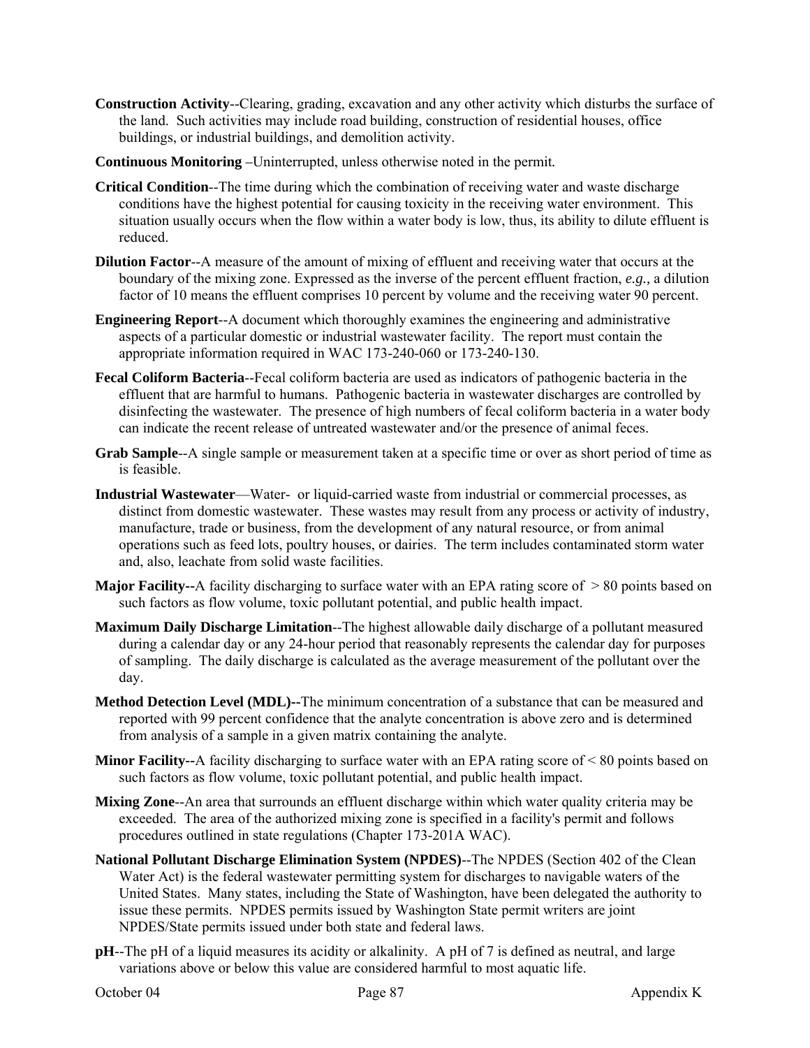**Construction Activity**--Clearing, grading, excavation and any other activity which disturbs the surface of the land. Such activities may include road building, construction of residential houses, office buildings, or industrial buildings, and demolition activity.

**Continuous Monitoring** –Uninterrupted, unless otherwise noted in the permit.

**Critical Condition**--The time during which the combination of receiving water and waste discharge conditions have the highest potential for causing toxicity in the receiving water environment. This situation usually occurs when the flow within a water body is low, thus, its ability to dilute effluent is reduced.

**Dilution Factor**--A measure of the amount of mixing of effluent and receiving water that occurs at the boundary of the mixing zone. Expressed as the inverse of the percent effluent fraction, ***e.g.,*** a dilution factor of 10 means the effluent comprises 10 percent by volume and the receiving water 90 percent.

**Engineering Report**--A document which thoroughly examines the engineering and administrative aspects of a particular domestic or industrial wastewater facility. The report must contain the appropriate information required in WAC 173-240-060 or 173-240-130.

**Fecal Coliform Bacteria**--Fecal coliform bacteria are used as indicators of pathogenic bacteria in the effluent that are harmful to humans. Pathogenic bacteria in wastewater discharges are controlled by disinfecting the wastewater. The presence of high numbers of fecal coliform bacteria in a water body can indicate the recent release of untreated wastewater and/or the presence of animal feces.

**Grab Sample**--A single sample or measurement taken at a specific time or over as short period of time as is feasible.

**Industrial Wastewater**—Water- or liquid-carried waste from industrial or commercial processes, as distinct from domestic wastewater. These wastes may result from any process or activity of industry, manufacture, trade or business, from the development of any natural resource, or from animal operations such as feed lots, poultry houses, or dairies. The term includes contaminated storm water and, also, leachate from solid waste facilities.

**Major Facility--**A facility discharging to surface water with an EPA rating score of > 80 points based on such factors as flow volume, toxic pollutant potential, and public health impact.

**Maximum Daily Discharge Limitation**--The highest allowable daily discharge of a pollutant measured during a calendar day or any 24-hour period that reasonably represents the calendar day for purposes of sampling. The daily discharge is calculated as the average measurement of the pollutant over the day.

**Method Detection Level (MDL)--**The minimum concentration of a substance that can be measured and reported with 99 percent confidence that the analyte concentration is above zero and is determined from analysis of a sample in a given matrix containing the analyte.

**Minor Facility--**A facility discharging to surface water with an EPA rating score of < 80 points based on such factors as flow volume, toxic pollutant potential, and public health impact.

**Mixing Zone**--An area that surrounds an effluent discharge within which water quality criteria may be exceeded. The area of the authorized mixing zone is specified in a facility's permit and follows procedures outlined in state regulations (Chapter 173-201A WAC).

**National Pollutant Discharge Elimination System (NPDES)**--The NPDES (Section 402 of the Clean Water Act) is the federal wastewater permitting system for discharges to navigable waters of the United States. Many states, including the State of Washington, have been delegated the authority to issue these permits. NPDES permits issued by Washington State permit writers are joint NPDES/State permits issued under both state and federal laws.

**pH**--The pH of a liquid measures its acidity or alkalinity. A pH of 7 is defined as neutral, and large variations above or below this value are considered harmful to most aquatic life.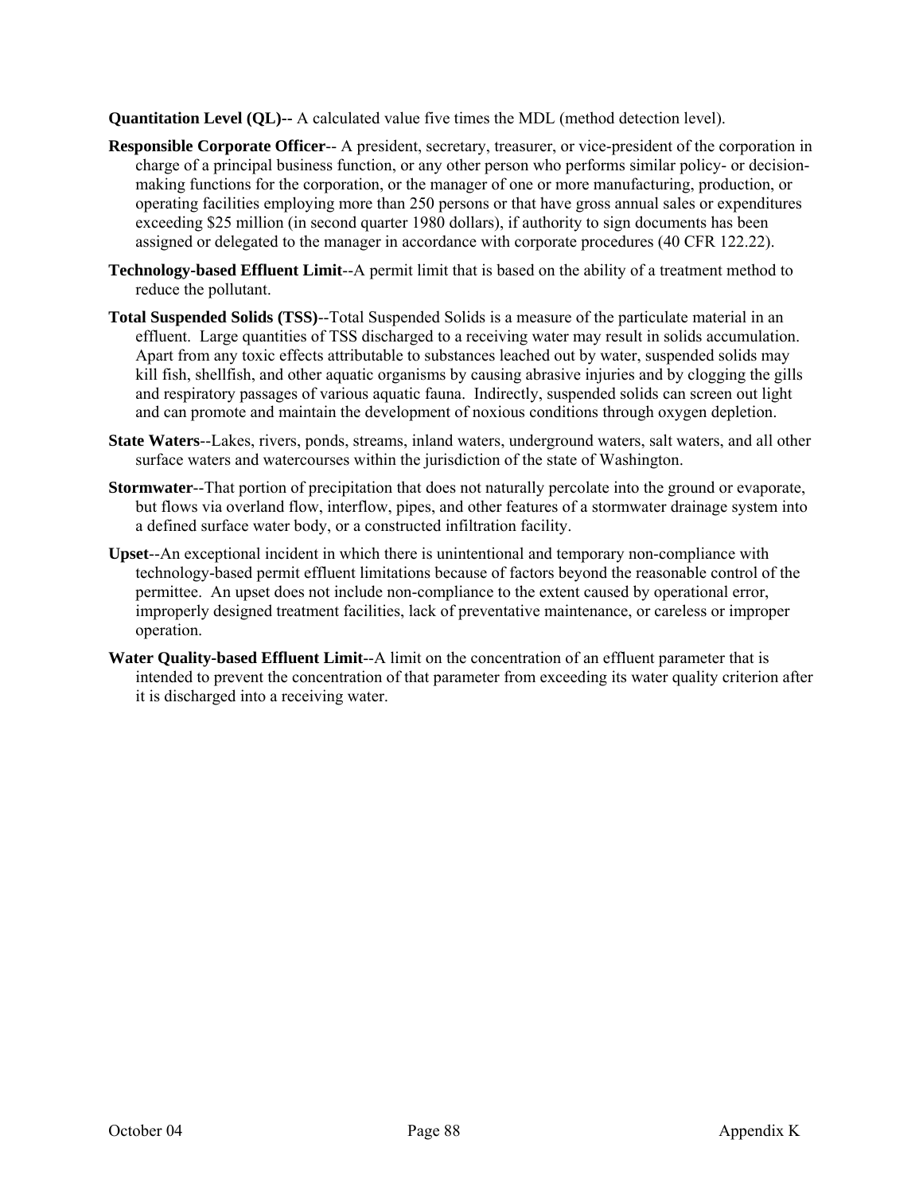**Quantitation Level (QL)--** A calculated value five times the MDL (method detection level).

**Responsible Corporate Officer**-- A president, secretary, treasurer, or vice-president of the corporation in charge of a principal business function, or any other person who performs similar policy- or decision-making functions for the corporation, or the manager of one or more manufacturing, production, or operating facilities employing more than 250 persons or that have gross annual sales or expenditures exceeding $25 million (in second quarter 1980 dollars), if authority to sign documents has been assigned or delegated to the manager in accordance with corporate procedures (40 CFR 122.22).

**Technology-based Effluent Limit**--A permit limit that is based on the ability of a treatment method to reduce the pollutant.

**Total Suspended Solids (TSS)**--Total Suspended Solids is a measure of the particulate material in an effluent. Large quantities of TSS discharged to a receiving water may result in solids accumulation. Apart from any toxic effects attributable to substances leached out by water, suspended solids may kill fish, shellfish, and other aquatic organisms by causing abrasive injuries and by clogging the gills and respiratory passages of various aquatic fauna. Indirectly, suspended solids can screen out light and can promote and maintain the development of noxious conditions through oxygen depletion.

**State Waters**--Lakes, rivers, ponds, streams, inland waters, underground waters, salt waters, and all other surface waters and watercourses within the jurisdiction of the state of Washington.

**Stormwater**--That portion of precipitation that does not naturally percolate into the ground or evaporate, but flows via overland flow, interflow, pipes, and other features of a stormwater drainage system into a defined surface water body, or a constructed infiltration facility.

**Upset**--An exceptional incident in which there is unintentional and temporary non-compliance with technology-based permit effluent limitations because of factors beyond the reasonable control of the permittee. An upset does not include non-compliance to the extent caused by operational error, improperly designed treatment facilities, lack of preventative maintenance, or careless or improper operation.

**Water Quality-based Effluent Limit**--A limit on the concentration of an effluent parameter that is intended to prevent the concentration of that parameter from exceeding its water quality criterion after it is discharged into a receiving water.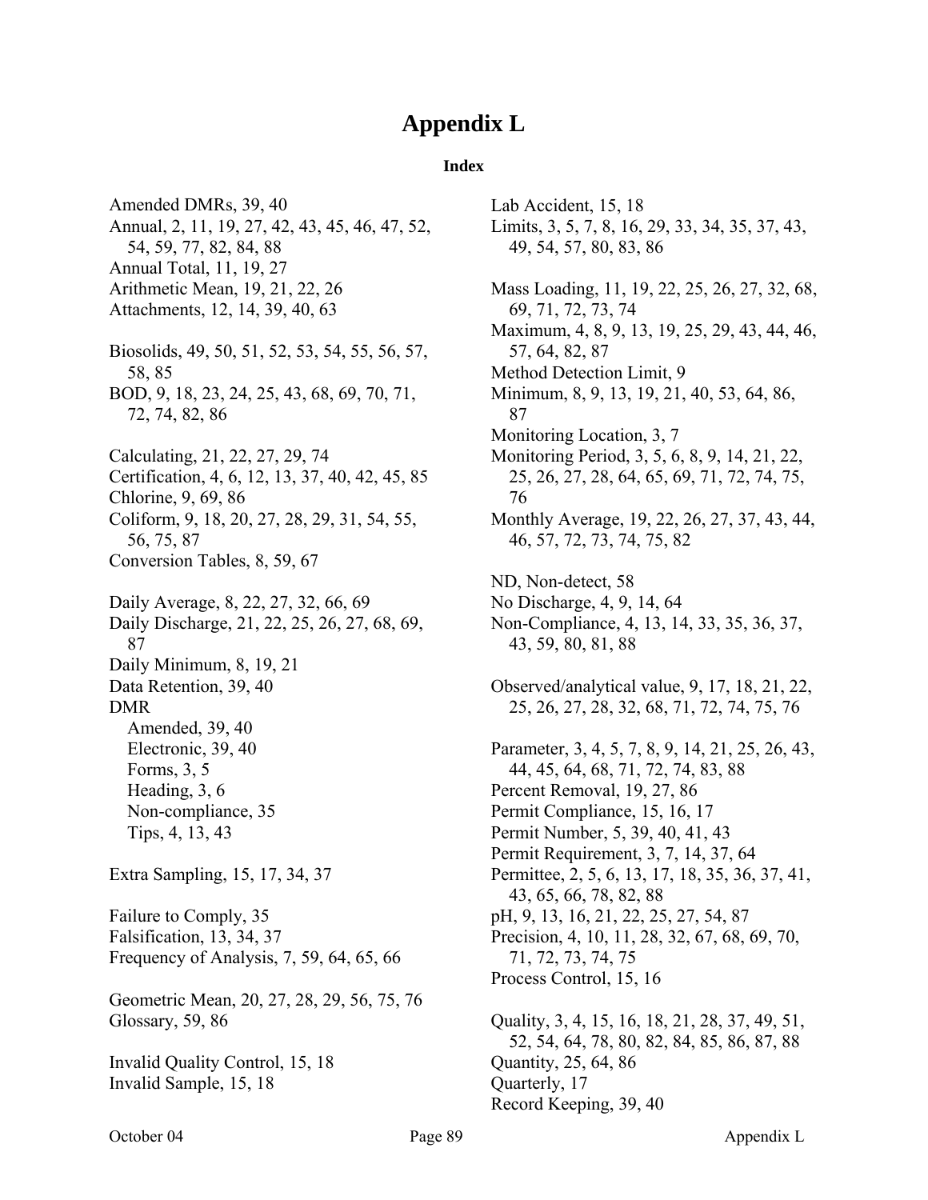# Appendix L

**Index**

Amended DMRs, 39, 40
Annual, 2, 11, 19, 27, 42, 43, 45, 46, 47, 52, 54, 59, 77, 82, 84, 88
Annual Total, 11, 19, 27
Arithmetic Mean, 19, 21, 22, 26
Attachments, 12, 14, 39, 40, 63

Biosolids, 49, 50, 51, 52, 53, 54, 55, 56, 57, 58, 85
BOD, 9, 18, 23, 24, 25, 43, 68, 69, 70, 71, 72, 74, 82, 86

Calculating, 21, 22, 27, 29, 74
Certification, 4, 6, 12, 13, 37, 40, 42, 45, 85
Chlorine, 9, 69, 86
Coliform, 9, 18, 20, 27, 28, 29, 31, 54, 55, 56, 75, 87
Conversion Tables, 8, 59, 67

Daily Average, 8, 22, 27, 32, 66, 69
Daily Discharge, 21, 22, 25, 26, 27, 68, 69, 87
Daily Minimum, 8, 19, 21
Data Retention, 39, 40
DMR
- Amended, 39, 40
- Electronic, 39, 40
- Forms, 3, 5
- Heading, 3, 6
- Non-compliance, 35
- Tips, 4, 13, 43

Extra Sampling, 15, 17, 34, 37

Failure to Comply, 35
Falsification, 13, 34, 37
Frequency of Analysis, 7, 59, 64, 65, 66

Geometric Mean, 20, 27, 28, 29, 56, 75, 76
Glossary, 59, 86

Invalid Quality Control, 15, 18
Invalid Sample, 15, 18

Lab Accident, 15, 18
Limits, 3, 5, 7, 8, 16, 29, 33, 34, 35, 37, 43, 49, 54, 57, 80, 83, 86

Mass Loading, 11, 19, 22, 25, 26, 27, 32, 68, 69, 71, 72, 73, 74
Maximum, 4, 8, 9, 13, 19, 25, 29, 43, 44, 46, 57, 64, 82, 87
Method Detection Limit, 9
Minimum, 8, 9, 13, 19, 21, 40, 53, 64, 86, 87
Monitoring Location, 3, 7
Monitoring Period, 3, 5, 6, 8, 9, 14, 21, 22, 25, 26, 27, 28, 64, 65, 69, 71, 72, 74, 75, 76
Monthly Average, 19, 22, 26, 27, 37, 43, 44, 46, 57, 72, 73, 74, 75, 82

ND, Non-detect, 58
No Discharge, 4, 9, 14, 64
Non-Compliance, 4, 13, 14, 33, 35, 36, 37, 43, 59, 80, 81, 88

Observed/analytical value, 9, 17, 18, 21, 22, 25, 26, 27, 28, 32, 68, 71, 72, 74, 75, 76

Parameter, 3, 4, 5, 7, 8, 9, 14, 21, 25, 26, 43, 44, 45, 64, 68, 71, 72, 74, 83, 88
Percent Removal, 19, 27, 86
Permit Compliance, 15, 16, 17
Permit Number, 5, 39, 40, 41, 43
Permit Requirement, 3, 7, 14, 37, 64
Permittee, 2, 5, 6, 13, 17, 18, 35, 36, 37, 41, 43, 65, 66, 78, 82, 88
pH, 9, 13, 16, 21, 22, 25, 27, 54, 87
Precision, 4, 10, 11, 28, 32, 67, 68, 69, 70, 71, 72, 73, 74, 75
Process Control, 15, 16

Quality, 3, 4, 15, 16, 18, 21, 28, 37, 49, 51, 52, 54, 64, 78, 80, 82, 84, 85, 86, 87, 88
Quantity, 25, 64, 86
Quarterly, 17
Record Keeping, 39, 40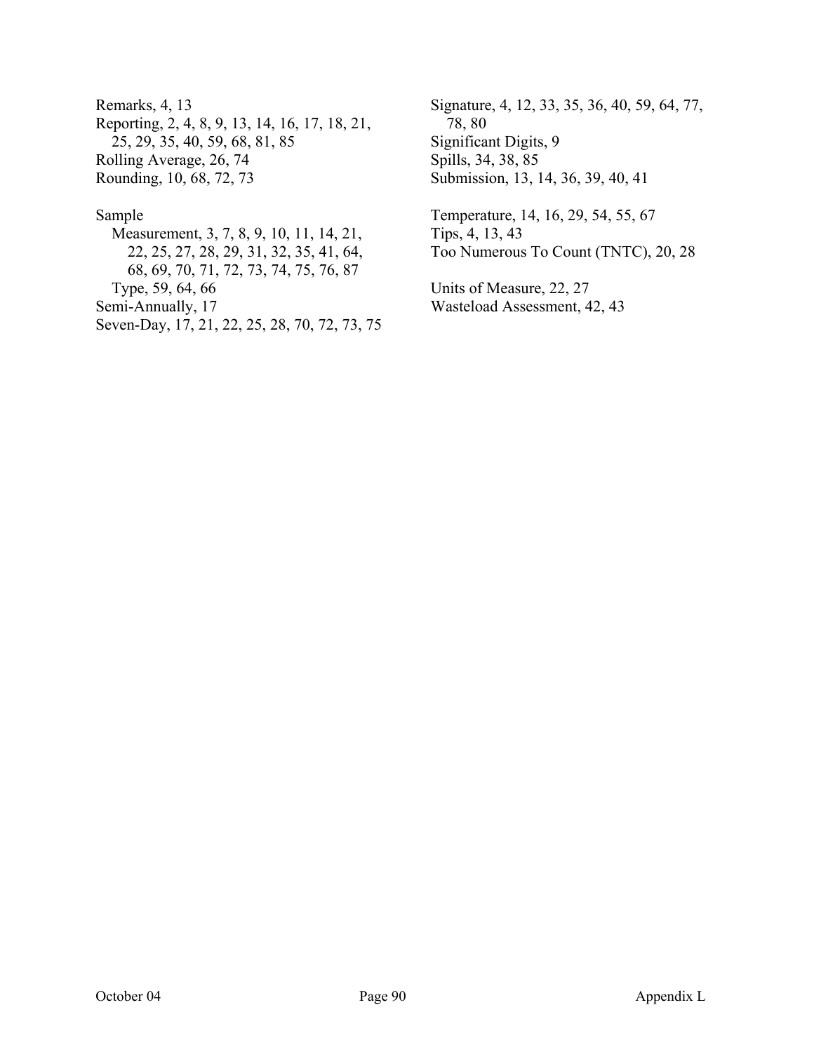Remarks, 4, 13
Reporting, 2, 4, 8, 9, 13, 14, 16, 17, 18, 21, 25, 29, 35, 40, 59, 68, 81, 85
Rolling Average, 26, 74
Rounding, 10, 68, 72, 73

Sample
- Measurement, 3, 7, 8, 9, 10, 11, 14, 21, 22, 25, 27, 28, 29, 31, 32, 35, 41, 64, 68, 69, 70, 71, 72, 73, 74, 75, 76, 87
- Type, 59, 64, 66

Semi-Annually, 17
Seven-Day, 17, 21, 22, 25, 28, 70, 72, 73, 75
Signature, 4, 12, 33, 35, 36, 40, 59, 64, 77, 78, 80
Significant Digits, 9
Spills, 34, 38, 85
Submission, 13, 14, 36, 39, 40, 41

Temperature, 14, 16, 29, 54, 55, 67
Tips, 4, 13, 43
Too Numerous To Count (TNTC), 20, 28

Units of Measure, 22, 27
Wasteload Assessment, 42, 43